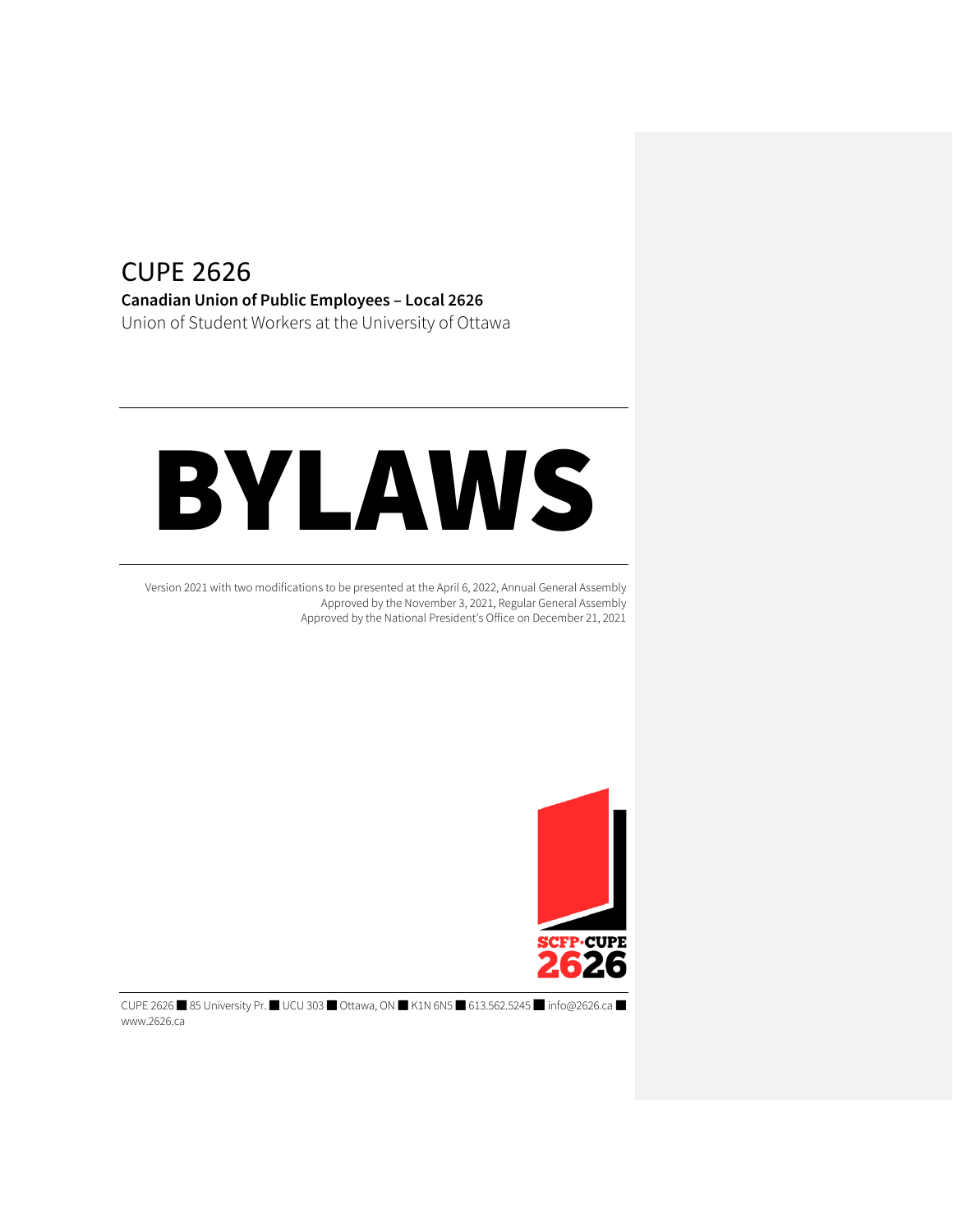# CUPE 2626

**Canadian Union of Public Employees – Local 2626**

Union of Student Workers at the University of Ottawa

# BYLAWS

Version 2021 with two modifications to be presented at the April 6, 2022, Annual General Assembly
Approved by the November 3, 2021, Regular General Assembly
Approved by the National President's Office on December 21, 2021

SCFP·CUPE 2626

CUPE 2626 ■ 85 University Pr. ■ UCU 303 ■ Ottawa, ON ■ K1N 6N5 ■ 613.562.5245 ■ info@2626.ca ■ www.2626.ca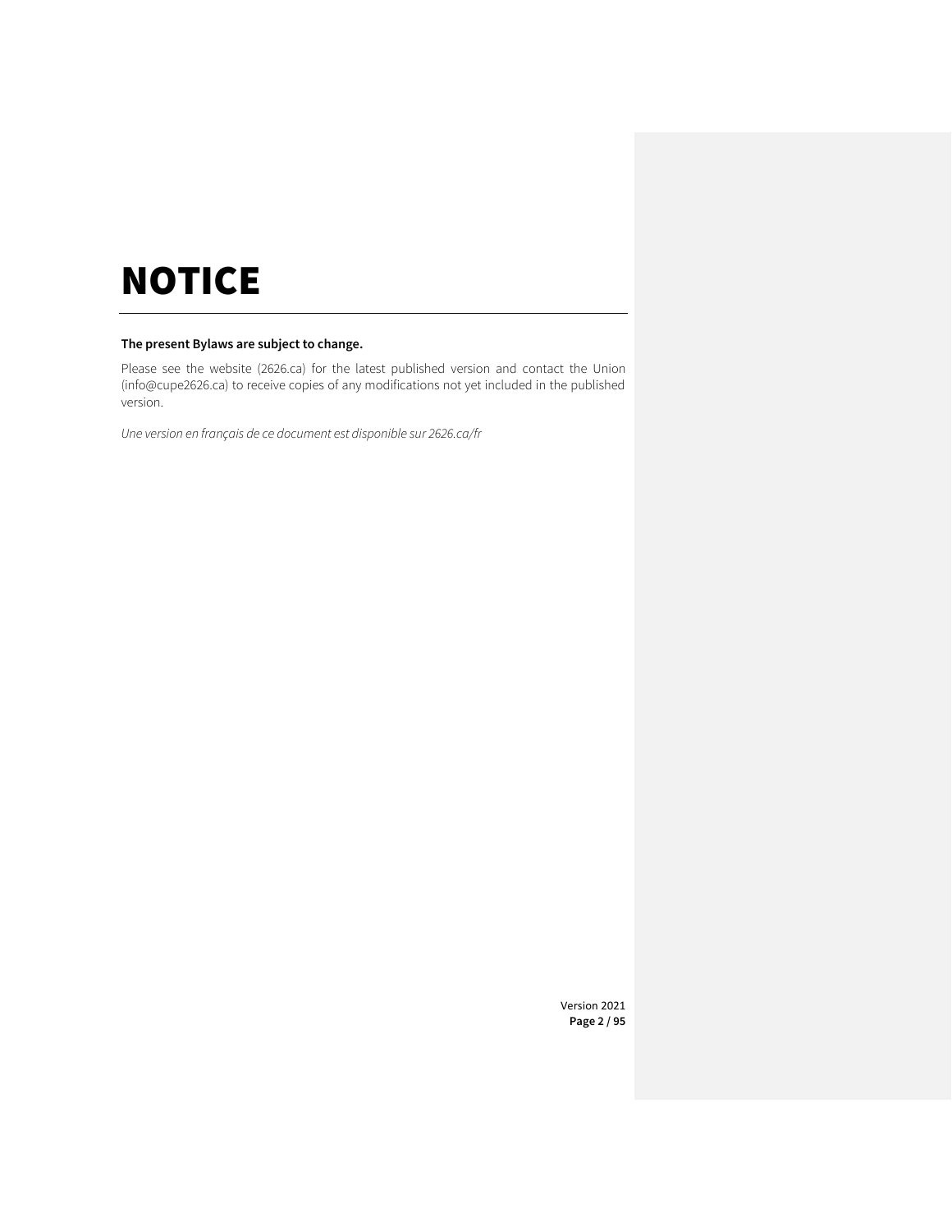# NOTICE

**The present Bylaws are subject to change.**

Please see the website (2626.ca) for the latest published version and contact the Union (info@cupe2626.ca) to receive copies of any modifications not yet included in the published version.

*Une version en français de ce document est disponible sur 2626.ca/fr*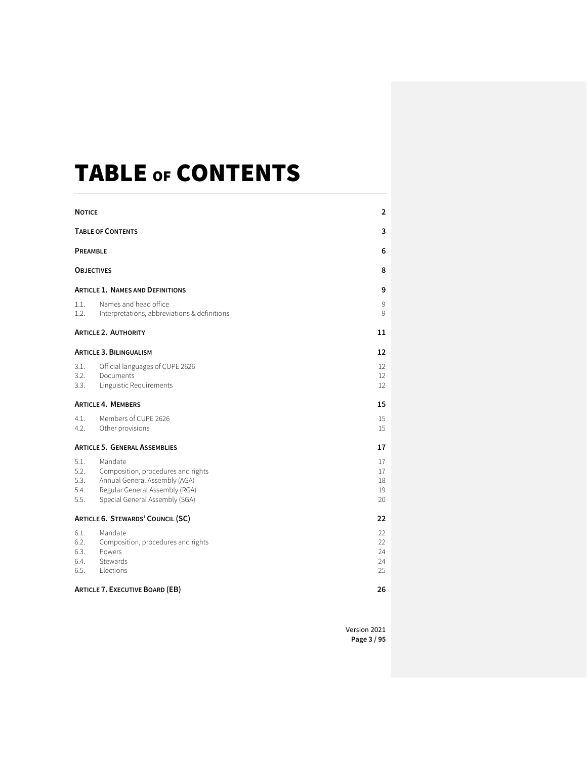# TABLE OF CONTENTS

| | | |
|---|---|---|
| **NOTICE** | | **2** |
| **TABLE OF CONTENTS** | | **3** |
| **PREAMBLE** | | **6** |
| **OBJECTIVES** | | **8** |
| **ARTICLE 1. NAMES AND DEFINITIONS** | | **9** |
| 1.1. | Names and head office | 9 |
| 1.2. | Interpretations, abbreviations & definitions | 9 |
| **ARTICLE 2. AUTHORITY** | | **11** |
| **ARTICLE 3. BILINGUALISM** | | **12** |
| 3.1. | Official languages of CUPE 2626 | 12 |
| 3.2. | Documents | 12 |
| 3.3. | Linguistic Requirements | 12 |
| **ARTICLE 4. MEMBERS** | | **15** |
| 4.1. | Members of CUPE 2626 | 15 |
| 4.2. | Other provisions | 15 |
| **ARTICLE 5. GENERAL ASSEMBLIES** | | **17** |
| 5.1. | Mandate | 17 |
| 5.2. | Composition, procedures and rights | 17 |
| 5.3. | Annual General Assembly (AGA) | 18 |
| 5.4. | Regular General Assembly (RGA) | 19 |
| 5.5. | Special General Assembly (SGA) | 20 |
| **ARTICLE 6. STEWARDS' COUNCIL (SC)** | | **22** |
| 6.1. | Mandate | 22 |
| 6.2. | Composition, procedures and rights | 22 |
| 6.3. | Powers | 24 |
| 6.4. | Stewards | 24 |
| 6.5. | Elections | 25 |
| **ARTICLE 7. EXECUTIVE BOARD (EB)** | | **26** |

Version 2021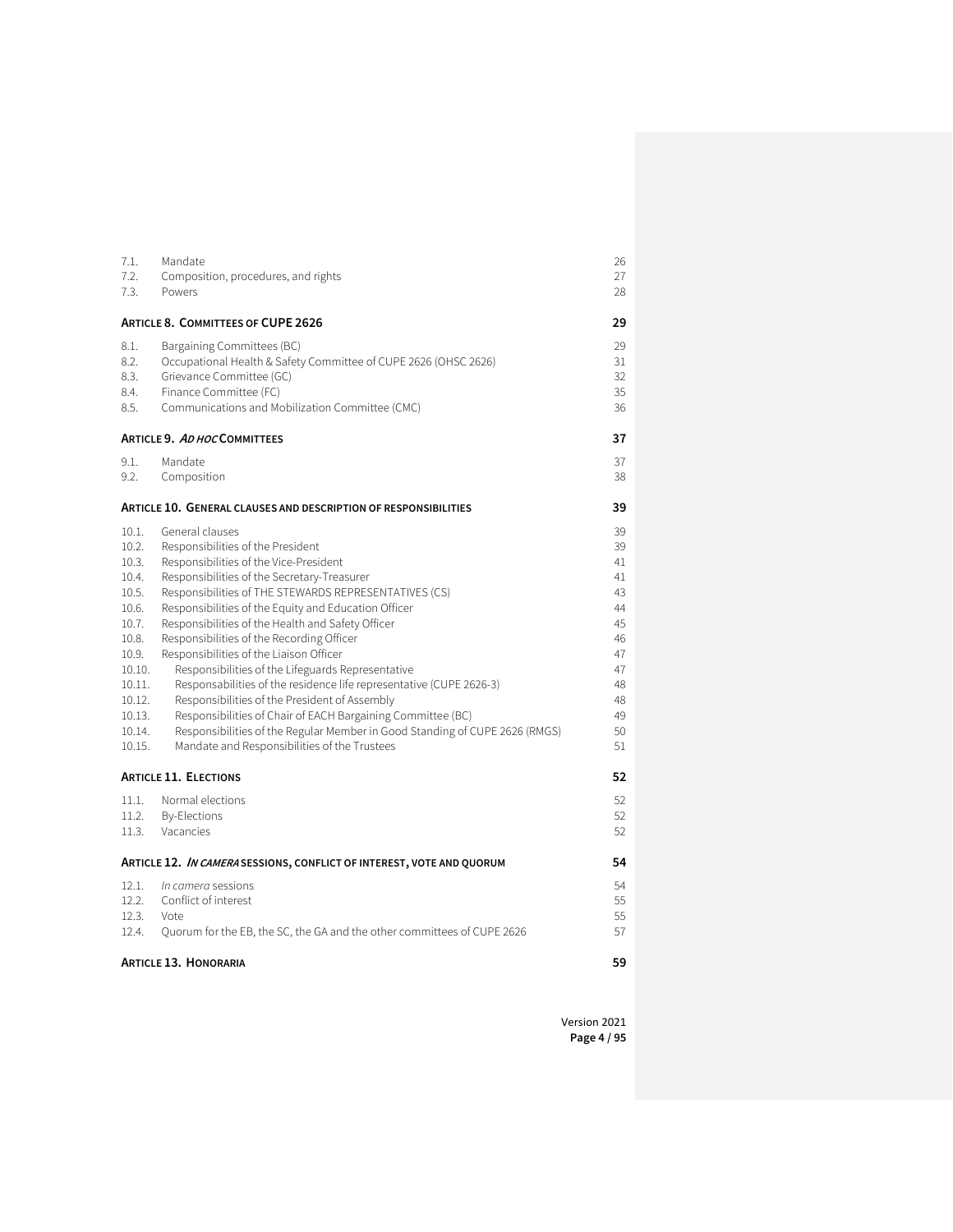| | | |
|---|---|---|
| 7.1. | Mandate | 26 |
| 7.2. | Composition, procedures, and rights | 27 |
| 7.3. | Powers | 28 |

**ARTICLE 8. COMMITTEES OF CUPE 2626** 29

| | | |
|---|---|---|
| 8.1. | Bargaining Committees (BC) | 29 |
| 8.2. | Occupational Health & Safety Committee of CUPE 2626 (OHSC 2626) | 31 |
| 8.3. | Grievance Committee (GC) | 32 |
| 8.4. | Finance Committee (FC) | 35 |
| 8.5. | Communications and Mobilization Committee (CMC) | 36 |

**ARTICLE 9. *AD HOC* COMMITTEES** 37

| | | |
|---|---|---|
| 9.1. | Mandate | 37 |
| 9.2. | Composition | 38 |

**ARTICLE 10. GENERAL CLAUSES AND DESCRIPTION OF RESPONSIBILITIES** 39

| | | |
|---|---|---|
| 10.1. | General clauses | 39 |
| 10.2. | Responsibilities of the President | 39 |
| 10.3. | Responsibilities of the Vice-President | 41 |
| 10.4. | Responsibilities of the Secretary-Treasurer | 41 |
| 10.5. | Responsibilities of THE STEWARDS REPRESENTATIVES (CS) | 43 |
| 10.6. | Responsibilities of the Equity and Education Officer | 44 |
| 10.7. | Responsibilities of the Health and Safety Officer | 45 |
| 10.8. | Responsibilities of the Recording Officer | 46 |
| 10.9. | Responsibilities of the Liaison Officer | 47 |
| 10.10. | Responsibilities of the Lifeguards Representative | 47 |
| 10.11. | Responsabilities of the residence life representative (CUPE 2626-3) | 48 |
| 10.12. | Responsibilities of the President of Assembly | 48 |
| 10.13. | Responsibilities of Chair of EACH Bargaining Committee (BC) | 49 |
| 10.14. | Responsibilities of the Regular Member in Good Standing of CUPE 2626 (RMGS) | 50 |
| 10.15. | Mandate and Responsibilities of the Trustees | 51 |

**ARTICLE 11. ELECTIONS** 52

| | | |
|---|---|---|
| 11.1. | Normal elections | 52 |
| 11.2. | By-Elections | 52 |
| 11.3. | Vacancies | 52 |

**ARTICLE 12. *IN CAMERA* SESSIONS, CONFLICT OF INTEREST, VOTE AND QUORUM** 54

| | | |
|---|---|---|
| 12.1. | *In camera* sessions | 54 |
| 12.2. | Conflict of interest | 55 |
| 12.3. | Vote | 55 |
| 12.4. | Quorum for the EB, the SC, the GA and the other committees of CUPE 2626 | 57 |

**ARTICLE 13. HONORARIA** 59

Version 2021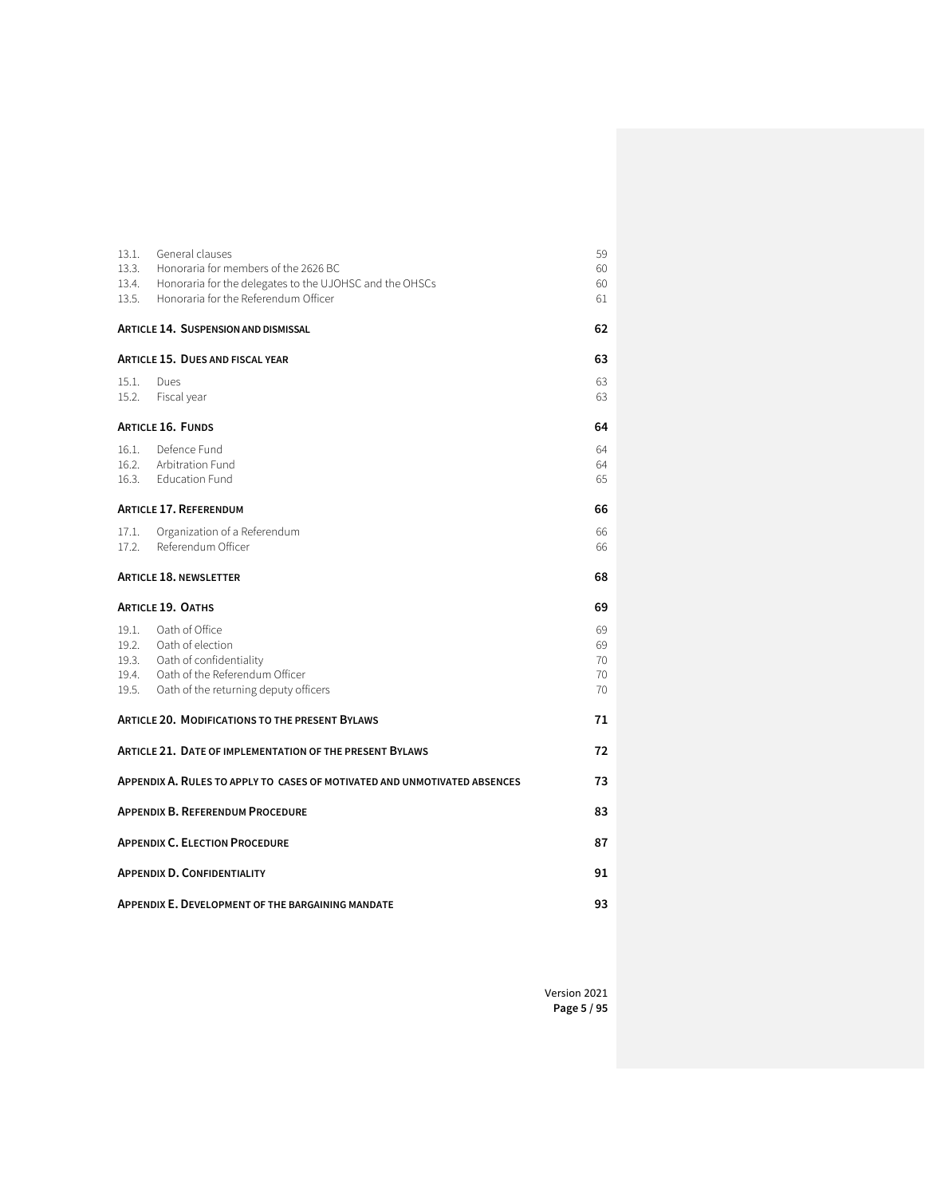| | | |
|---|---|---|
| 13.1. | General clauses | 59 |
| 13.3. | Honoraria for members of the 2626 BC | 60 |
| 13.4. | Honoraria for the delegates to the UJOHSC and the OHSCs | 60 |
| 13.5. | Honoraria for the Referendum Officer | 61 |

**ARTICLE 14. SUSPENSION AND DISMISSAL** 62

**ARTICLE 15. DUES AND FISCAL YEAR** 63

| | | |
|---|---|---|
| 15.1. | Dues | 63 |
| 15.2. | Fiscal year | 63 |

**ARTICLE 16. FUNDS** 64

| | | |
|---|---|---|
| 16.1. | Defence Fund | 64 |
| 16.2. | Arbitration Fund | 64 |
| 16.3. | Education Fund | 65 |

**ARTICLE 17. REFERENDUM** 66

| | | |
|---|---|---|
| 17.1. | Organization of a Referendum | 66 |
| 17.2. | Referendum Officer | 66 |

**ARTICLE 18. NEWSLETTER** 68

**ARTICLE 19. OATHS** 69

| | | |
|---|---|---|
| 19.1. | Oath of Office | 69 |
| 19.2. | Oath of election | 69 |
| 19.3. | Oath of confidentiality | 70 |
| 19.4. | Oath of the Referendum Officer | 70 |
| 19.5. | Oath of the returning deputy officers | 70 |

**ARTICLE 20. MODIFICATIONS TO THE PRESENT BYLAWS** 71

**ARTICLE 21. DATE OF IMPLEMENTATION OF THE PRESENT BYLAWS** 72

**APPENDIX A. RULES TO APPLY TO CASES OF MOTIVATED AND UNMOTIVATED ABSENCES** 73

**APPENDIX B. REFERENDUM PROCEDURE** 83

**APPENDIX C. ELECTION PROCEDURE** 87

**APPENDIX D. CONFIDENTIALITY** 91

**APPENDIX E. DEVELOPMENT OF THE BARGAINING MANDATE** 93

Version 2021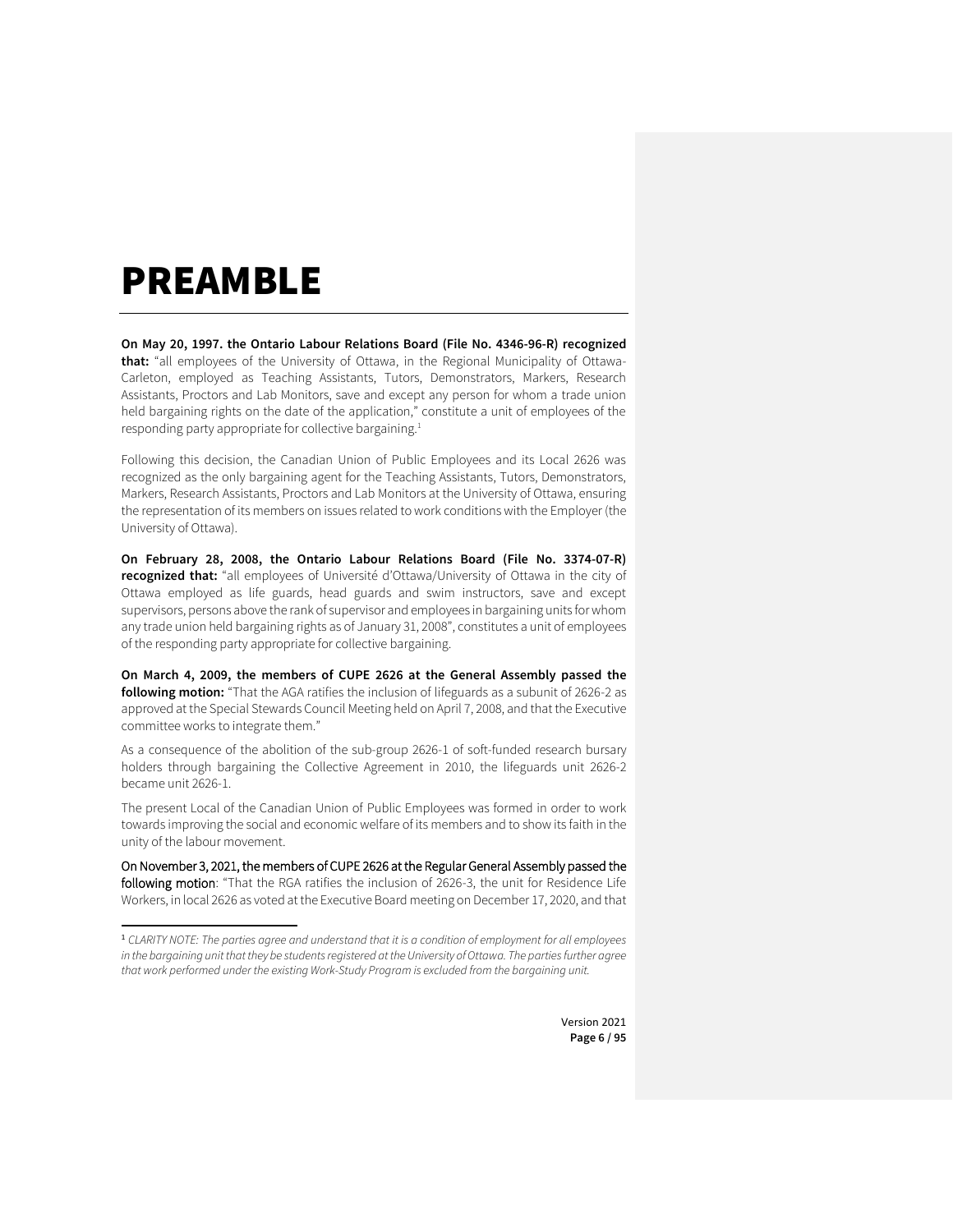# PREAMBLE

**On May 20, 1997. the Ontario Labour Relations Board (File No. 4346-96-R) recognized that:** "all employees of the University of Ottawa, in the Regional Municipality of Ottawa-Carleton, employed as Teaching Assistants, Tutors, Demonstrators, Markers, Research Assistants, Proctors and Lab Monitors, save and except any person for whom a trade union held bargaining rights on the date of the application," constitute a unit of employees of the responding party appropriate for collective bargaining.[1]

Following this decision, the Canadian Union of Public Employees and its Local 2626 was recognized as the only bargaining agent for the Teaching Assistants, Tutors, Demonstrators, Markers, Research Assistants, Proctors and Lab Monitors at the University of Ottawa, ensuring the representation of its members on issues related to work conditions with the Employer (the University of Ottawa).

**On February 28, 2008, the Ontario Labour Relations Board (File No. 3374-07-R) recognized that:** "all employees of Université d'Ottawa/University of Ottawa in the city of Ottawa employed as life guards, head guards and swim instructors, save and except supervisors, persons above the rank of supervisor and employees in bargaining units for whom any trade union held bargaining rights as of January 31, 2008", constitutes a unit of employees of the responding party appropriate for collective bargaining.

**On March 4, 2009, the members of CUPE 2626 at the General Assembly passed the following motion:** "That the AGA ratifies the inclusion of lifeguards as a subunit of 2626-2 as approved at the Special Stewards Council Meeting held on April 7, 2008, and that the Executive committee works to integrate them."

As a consequence of the abolition of the sub-group 2626-1 of soft-funded research bursary holders through bargaining the Collective Agreement in 2010, the lifeguards unit 2626-2 became unit 2626-1.

The present Local of the Canadian Union of Public Employees was formed in order to work towards improving the social and economic welfare of its members and to show its faith in the unity of the labour movement.

**On November 3, 2021, the members of CUPE 2626 at the Regular General Assembly passed the following motion**: "That the RGA ratifies the inclusion of 2626-3, the unit for Residence Life Workers, in local 2626 as voted at the Executive Board meeting on December 17, 2020, and that

---

[1] *CLARITY NOTE: The parties agree and understand that it is a condition of employment for all employees in the bargaining unit that they be students registered at the University of Ottawa. The parties further agree that work performed under the existing Work-Study Program is excluded from the bargaining unit.*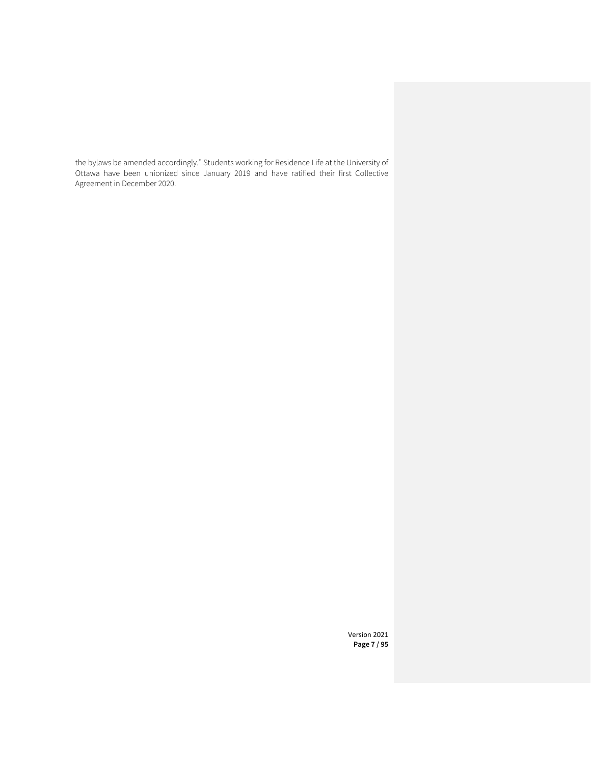the bylaws be amended accordingly." Students working for Residence Life at the University of Ottawa have been unionized since January 2019 and have ratified their first Collective Agreement in December 2020.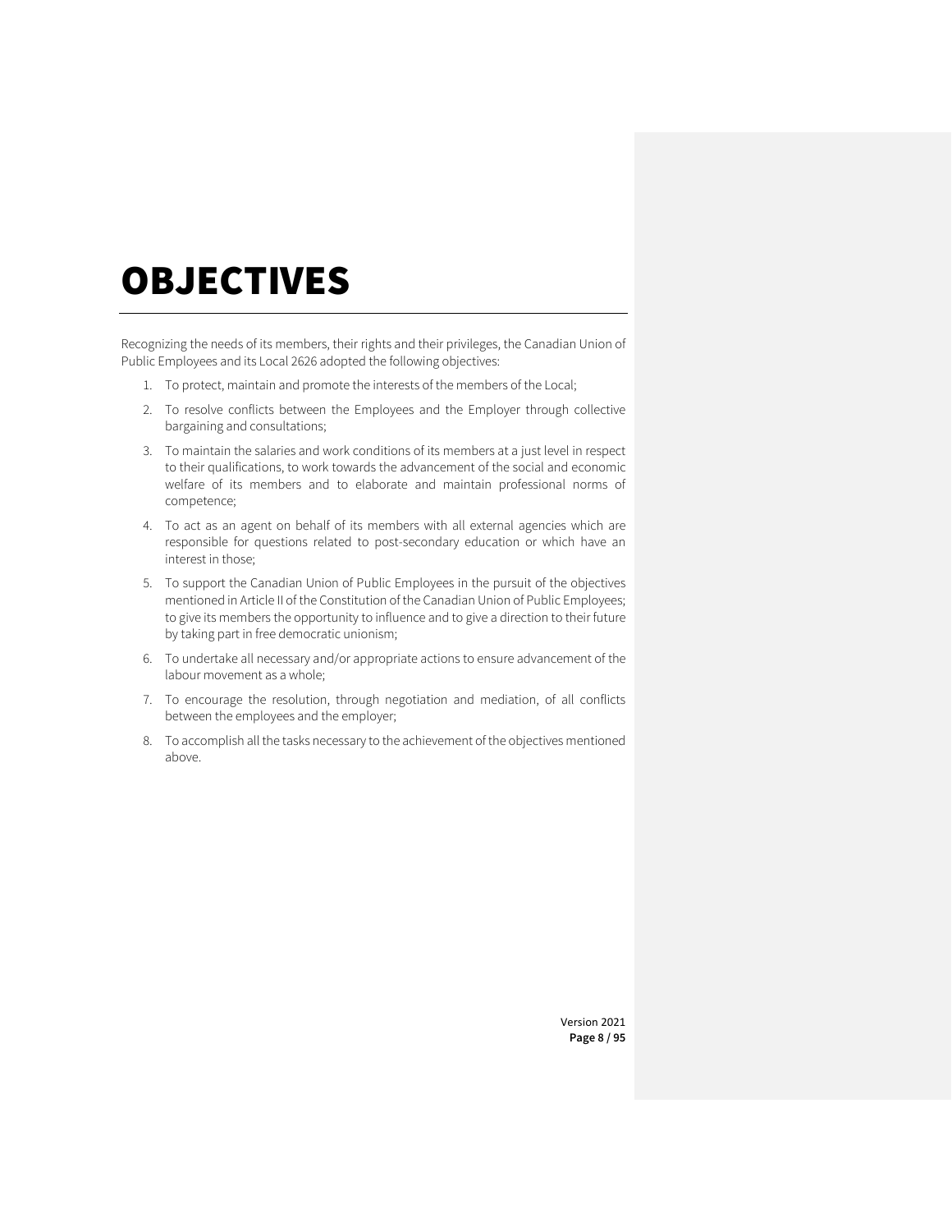# OBJECTIVES

Recognizing the needs of its members, their rights and their privileges, the Canadian Union of Public Employees and its Local 2626 adopted the following objectives:

1. To protect, maintain and promote the interests of the members of the Local;
2. To resolve conflicts between the Employees and the Employer through collective bargaining and consultations;
3. To maintain the salaries and work conditions of its members at a just level in respect to their qualifications, to work towards the advancement of the social and economic welfare of its members and to elaborate and maintain professional norms of competence;
4. To act as an agent on behalf of its members with all external agencies which are responsible for questions related to post-secondary education or which have an interest in those;
5. To support the Canadian Union of Public Employees in the pursuit of the objectives mentioned in Article II of the Constitution of the Canadian Union of Public Employees; to give its members the opportunity to influence and to give a direction to their future by taking part in free democratic unionism;
6. To undertake all necessary and/or appropriate actions to ensure advancement of the labour movement as a whole;
7. To encourage the resolution, through negotiation and mediation, of all conflicts between the employees and the employer;
8. To accomplish all the tasks necessary to the achievement of the objectives mentioned above.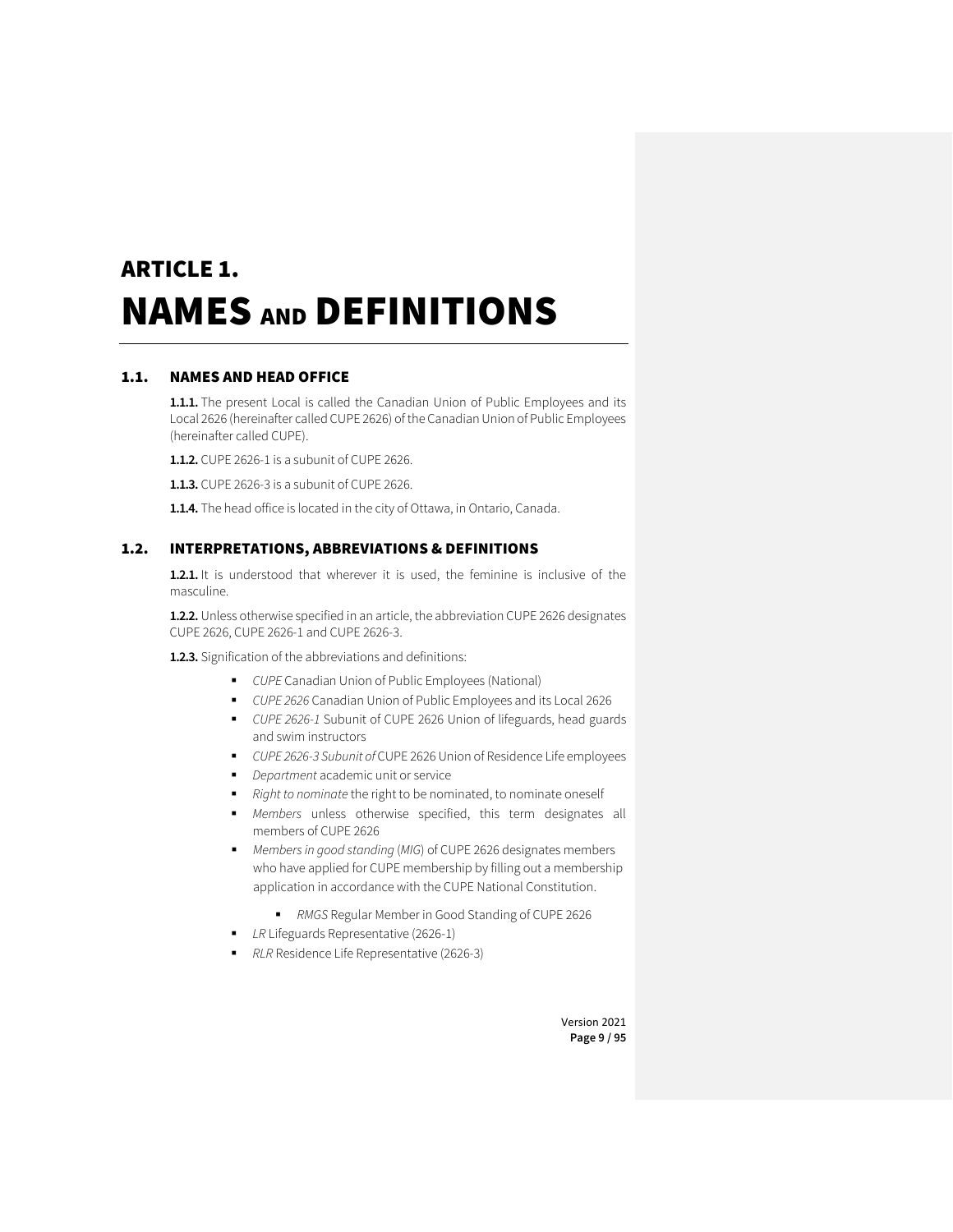# ARTICLE 1.
# NAMES AND DEFINITIONS

## 1.1. NAMES AND HEAD OFFICE

**1.1.1.** The present Local is called the Canadian Union of Public Employees and its Local 2626 (hereinafter called CUPE 2626) of the Canadian Union of Public Employees (hereinafter called CUPE).

**1.1.2.** CUPE 2626-1 is a subunit of CUPE 2626.

**1.1.3.** CUPE 2626-3 is a subunit of CUPE 2626.

**1.1.4.** The head office is located in the city of Ottawa, in Ontario, Canada.

## 1.2. INTERPRETATIONS, ABBREVIATIONS & DEFINITIONS

**1.2.1.** It is understood that wherever it is used, the feminine is inclusive of the masculine.

**1.2.2.** Unless otherwise specified in an article, the abbreviation CUPE 2626 designates CUPE 2626, CUPE 2626-1 and CUPE 2626-3.

**1.2.3.** Signification of the abbreviations and definitions:

- *CUPE* Canadian Union of Public Employees (National)
- *CUPE 2626* Canadian Union of Public Employees and its Local 2626
- *CUPE 2626-1* Subunit of CUPE 2626 Union of lifeguards, head guards and swim instructors
- *CUPE 2626-3 Subunit of* CUPE 2626 Union of Residence Life employees
- *Department* academic unit or service
- *Right to nominate* the right to be nominated, to nominate oneself
- *Members* unless otherwise specified, this term designates all members of CUPE 2626
- *Members in good standing* (*MIG*) of CUPE 2626 designates members who have applied for CUPE membership by filling out a membership application in accordance with the CUPE National Constitution.
  - *RMGS* Regular Member in Good Standing of CUPE 2626
- *LR* Lifeguards Representative (2626-1)
- *RLR* Residence Life Representative (2626-3)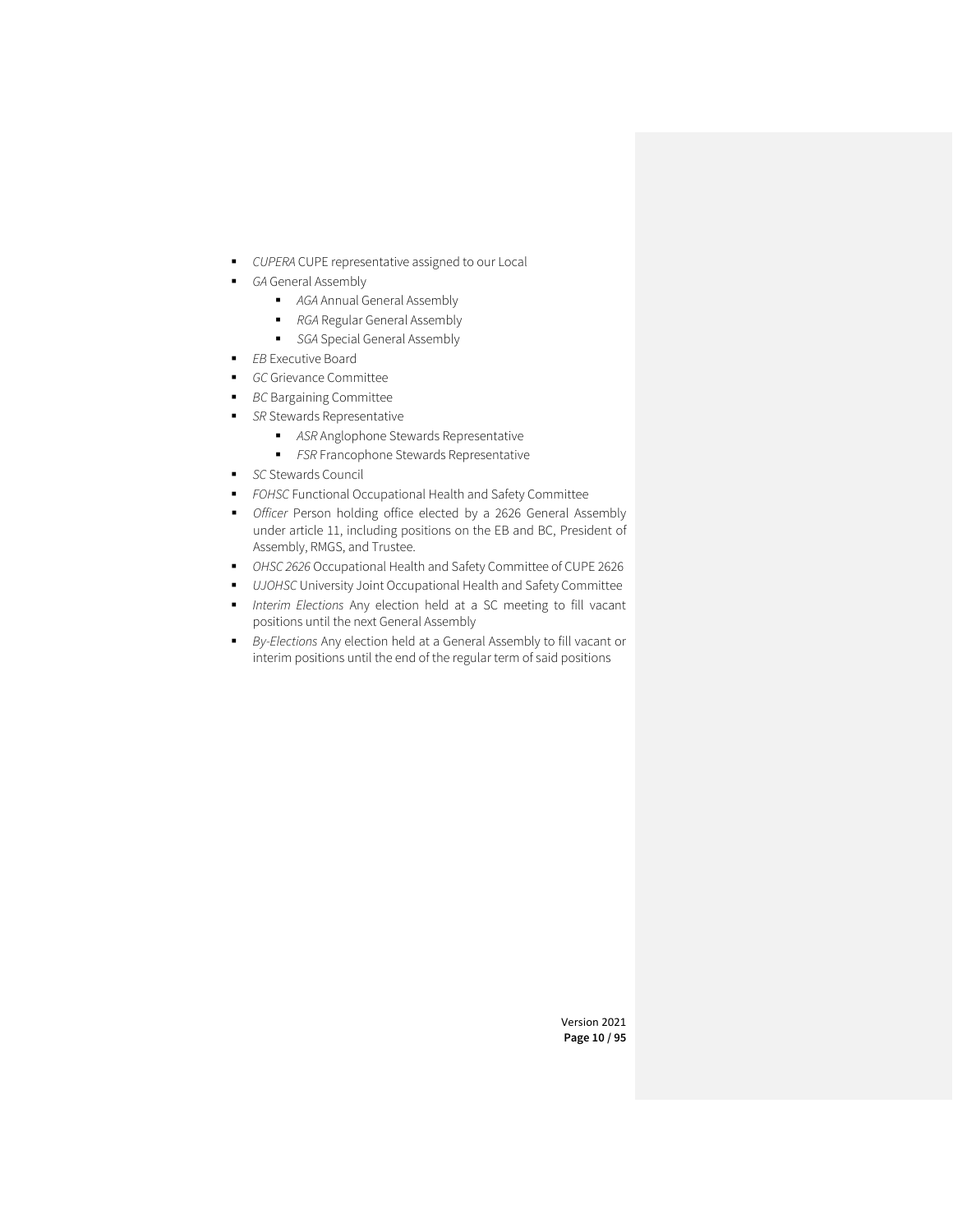- *CUPERA* CUPE representative assigned to our Local
- *GA* General Assembly
    - *AGA* Annual General Assembly
    - *RGA* Regular General Assembly
    - *SGA* Special General Assembly
- *EB* Executive Board
- *GC* Grievance Committee
- *BC* Bargaining Committee
- *SR* Stewards Representative
    - *ASR* Anglophone Stewards Representative
    - *FSR* Francophone Stewards Representative
- *SC* Stewards Council
- *FOHSC* Functional Occupational Health and Safety Committee
- *Officer* Person holding office elected by a 2626 General Assembly under article 11, including positions on the EB and BC, President of Assembly, RMGS, and Trustee.
- *OHSC 2626* Occupational Health and Safety Committee of CUPE 2626
- *UJOHSC* University Joint Occupational Health and Safety Committee
- *Interim Elections* Any election held at a SC meeting to fill vacant positions until the next General Assembly
- *By-Elections* Any election held at a General Assembly to fill vacant or interim positions until the end of the regular term of said positions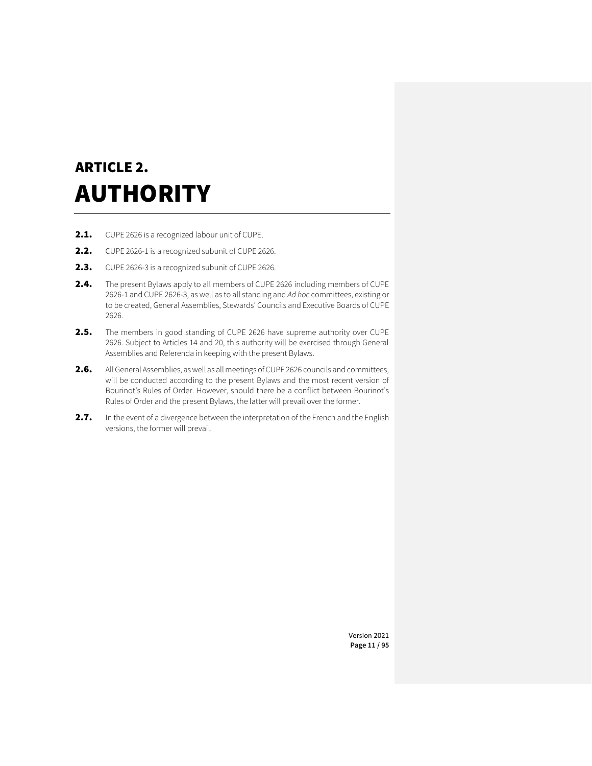# ARTICLE 2. AUTHORITY

**2.1.** CUPE 2626 is a recognized labour unit of CUPE.

**2.2.** CUPE 2626-1 is a recognized subunit of CUPE 2626.

**2.3.** CUPE 2626-3 is a recognized subunit of CUPE 2626.

**2.4.** The present Bylaws apply to all members of CUPE 2626 including members of CUPE 2626-1 and CUPE 2626-3, as well as to all standing and *Ad hoc* committees, existing or to be created, General Assemblies, Stewards' Councils and Executive Boards of CUPE 2626.

**2.5.** The members in good standing of CUPE 2626 have supreme authority over CUPE 2626. Subject to Articles 14 and 20, this authority will be exercised through General Assemblies and Referenda in keeping with the present Bylaws.

**2.6.** All General Assemblies, as well as all meetings of CUPE 2626 councils and committees, will be conducted according to the present Bylaws and the most recent version of Bourinot's Rules of Order. However, should there be a conflict between Bourinot's Rules of Order and the present Bylaws, the latter will prevail over the former.

**2.7.** In the event of a divergence between the interpretation of the French and the English versions, the former will prevail.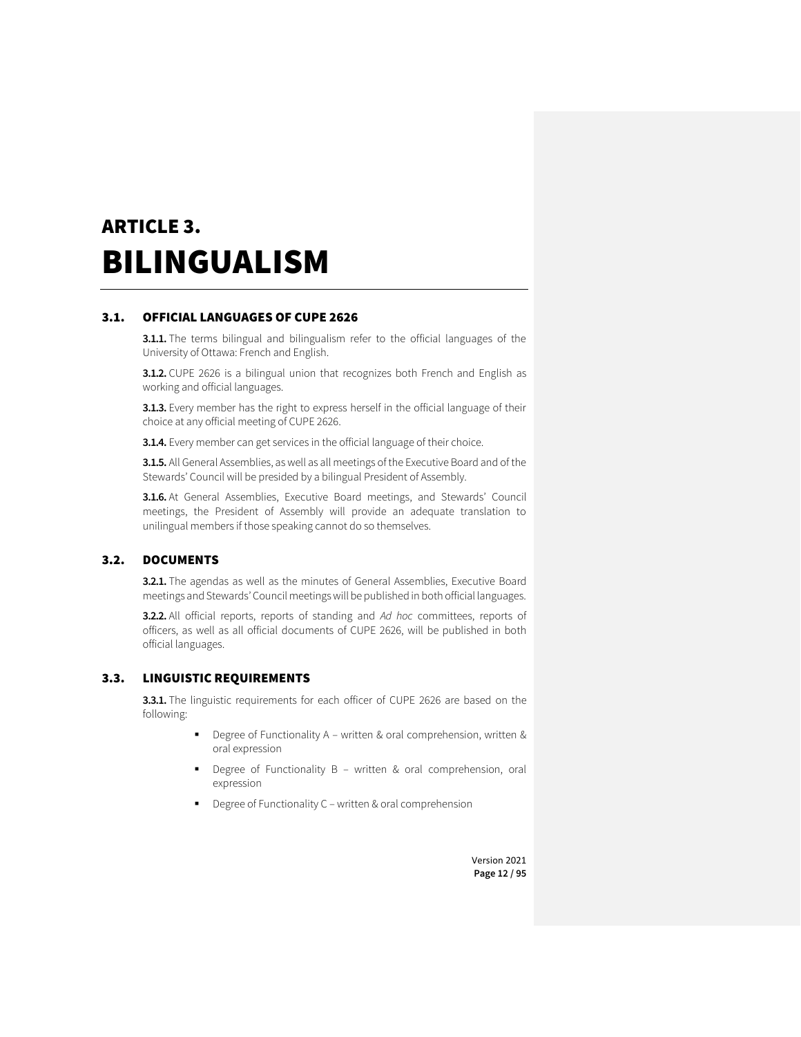# ARTICLE 3.
# BILINGUALISM

## 3.1. OFFICIAL LANGUAGES OF CUPE 2626

**3.1.1.** The terms bilingual and bilingualism refer to the official languages of the University of Ottawa: French and English.

**3.1.2.** CUPE 2626 is a bilingual union that recognizes both French and English as working and official languages.

**3.1.3.** Every member has the right to express herself in the official language of their choice at any official meeting of CUPE 2626.

**3.1.4.** Every member can get services in the official language of their choice.

**3.1.5.** All General Assemblies, as well as all meetings of the Executive Board and of the Stewards' Council will be presided by a bilingual President of Assembly.

**3.1.6.** At General Assemblies, Executive Board meetings, and Stewards' Council meetings, the President of Assembly will provide an adequate translation to unilingual members if those speaking cannot do so themselves.

## 3.2. DOCUMENTS

**3.2.1.** The agendas as well as the minutes of General Assemblies, Executive Board meetings and Stewards' Council meetings will be published in both official languages.

**3.2.2.** All official reports, reports of standing and *Ad hoc* committees, reports of officers, as well as all official documents of CUPE 2626, will be published in both official languages.

## 3.3. LINGUISTIC REQUIREMENTS

**3.3.1.** The linguistic requirements for each officer of CUPE 2626 are based on the following:

- Degree of Functionality A – written & oral comprehension, written & oral expression
- Degree of Functionality B – written & oral comprehension, oral expression
- Degree of Functionality C – written & oral comprehension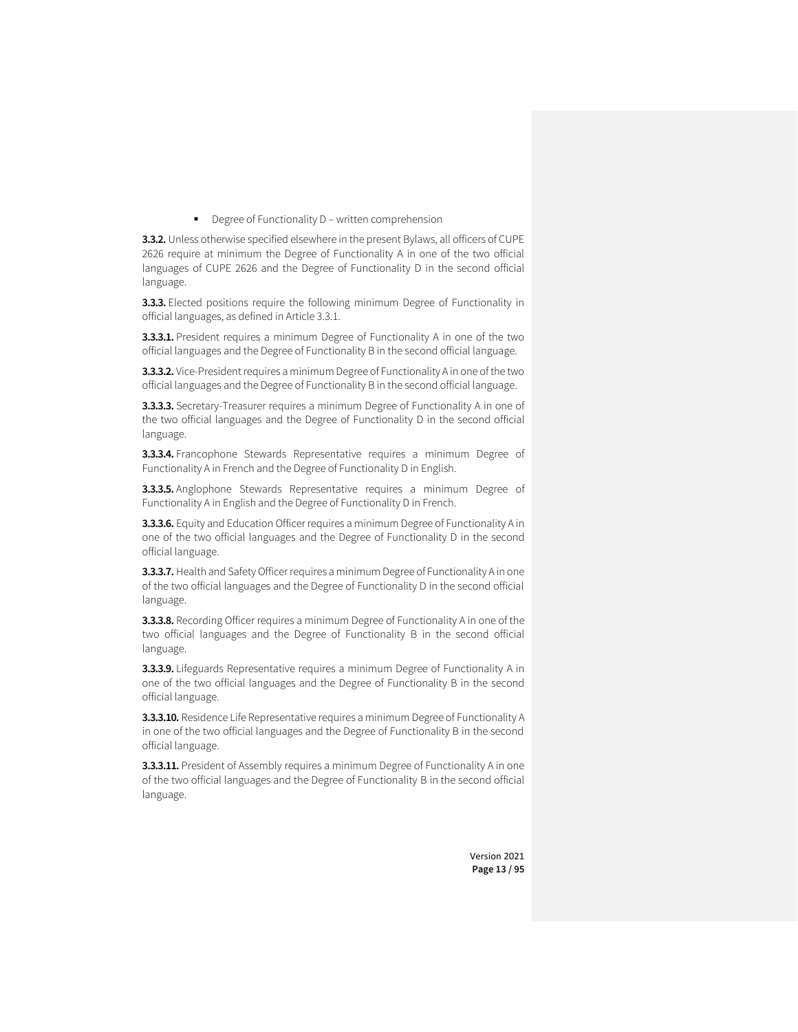- Degree of Functionality D – written comprehension

**3.3.2.** Unless otherwise specified elsewhere in the present Bylaws, all officers of CUPE 2626 require at minimum the Degree of Functionality A in one of the two official languages of CUPE 2626 and the Degree of Functionality D in the second official language.

**3.3.3.** Elected positions require the following minimum Degree of Functionality in official languages, as defined in Article 3.3.1.

**3.3.3.1.** President requires a minimum Degree of Functionality A in one of the two official languages and the Degree of Functionality B in the second official language.

**3.3.3.2.** Vice-President requires a minimum Degree of Functionality A in one of the two official languages and the Degree of Functionality B in the second official language.

**3.3.3.3.** Secretary-Treasurer requires a minimum Degree of Functionality A in one of the two official languages and the Degree of Functionality D in the second official language.

**3.3.3.4.** Francophone Stewards Representative requires a minimum Degree of Functionality A in French and the Degree of Functionality D in English.

**3.3.3.5.** Anglophone Stewards Representative requires a minimum Degree of Functionality A in English and the Degree of Functionality D in French.

**3.3.3.6.** Equity and Education Officer requires a minimum Degree of Functionality A in one of the two official languages and the Degree of Functionality D in the second official language.

**3.3.3.7.** Health and Safety Officer requires a minimum Degree of Functionality A in one of the two official languages and the Degree of Functionality D in the second official language.

**3.3.3.8.** Recording Officer requires a minimum Degree of Functionality A in one of the two official languages and the Degree of Functionality B in the second official language.

**3.3.3.9.** Lifeguards Representative requires a minimum Degree of Functionality A in one of the two official languages and the Degree of Functionality B in the second official language.

**3.3.3.10.** Residence Life Representative requires a minimum Degree of Functionality A in one of the two official languages and the Degree of Functionality B in the second official language.

**3.3.3.11.** President of Assembly requires a minimum Degree of Functionality A in one of the two official languages and the Degree of Functionality B in the second official language.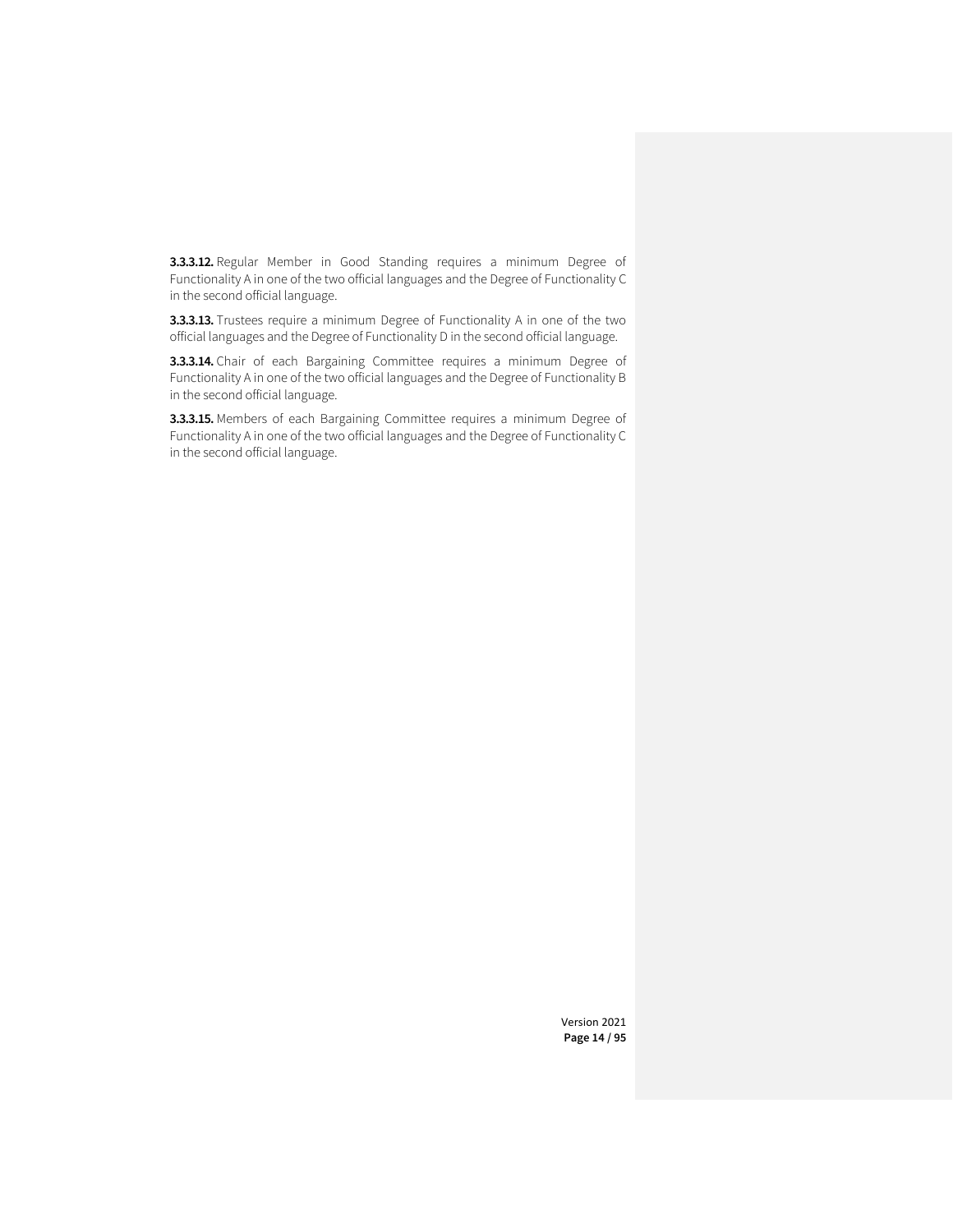**3.3.3.12.** Regular Member in Good Standing requires a minimum Degree of Functionality A in one of the two official languages and the Degree of Functionality C in the second official language.

**3.3.3.13.** Trustees require a minimum Degree of Functionality A in one of the two official languages and the Degree of Functionality D in the second official language.

**3.3.3.14.** Chair of each Bargaining Committee requires a minimum Degree of Functionality A in one of the two official languages and the Degree of Functionality B in the second official language.

**3.3.3.15.** Members of each Bargaining Committee requires a minimum Degree of Functionality A in one of the two official languages and the Degree of Functionality C in the second official language.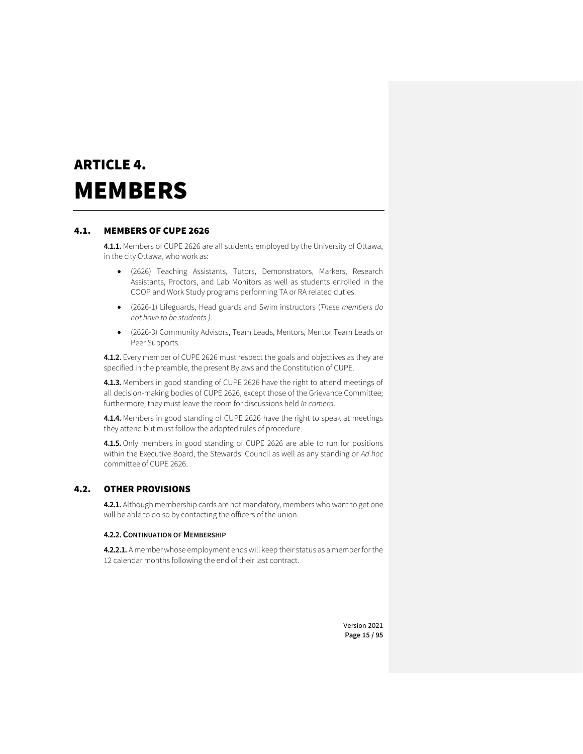# ARTICLE 4.
# MEMBERS

## 4.1. MEMBERS OF CUPE 2626

**4.1.1.** Members of CUPE 2626 are all students employed by the University of Ottawa, in the city Ottawa, who work as:

- (2626) Teaching Assistants, Tutors, Demonstrators, Markers, Research Assistants, Proctors, and Lab Monitors as well as students enrolled in the COOP and Work Study programs performing TA or RA related duties.
- (2626-1) Lifeguards, Head guards and Swim instructors (*These members do not have to be students.)*.
- (2626-3) Community Advisors, Team Leads, Mentors, Mentor Team Leads or Peer Supports.

**4.1.2.** Every member of CUPE 2626 must respect the goals and objectives as they are specified in the preamble, the present Bylaws and the Constitution of CUPE.

**4.1.3.** Members in good standing of CUPE 2626 have the right to attend meetings of all decision-making bodies of CUPE 2626, except those of the Grievance Committee; furthermore, they must leave the room for discussions held *In camera*.

**4.1.4.** Members in good standing of CUPE 2626 have the right to speak at meetings they attend but must follow the adopted rules of procedure.

**4.1.5.** Only members in good standing of CUPE 2626 are able to run for positions within the Executive Board, the Stewards' Council as well as any standing or *Ad hoc* committee of CUPE 2626.

## 4.2. OTHER PROVISIONS

**4.2.1.** Although membership cards are not mandatory, members who want to get one will be able to do so by contacting the officers of the union.

#### 4.2.2. CONTINUATION OF MEMBERSHIP

**4.2.2.1.** A member whose employment ends will keep their status as a member for the 12 calendar months following the end of their last contract.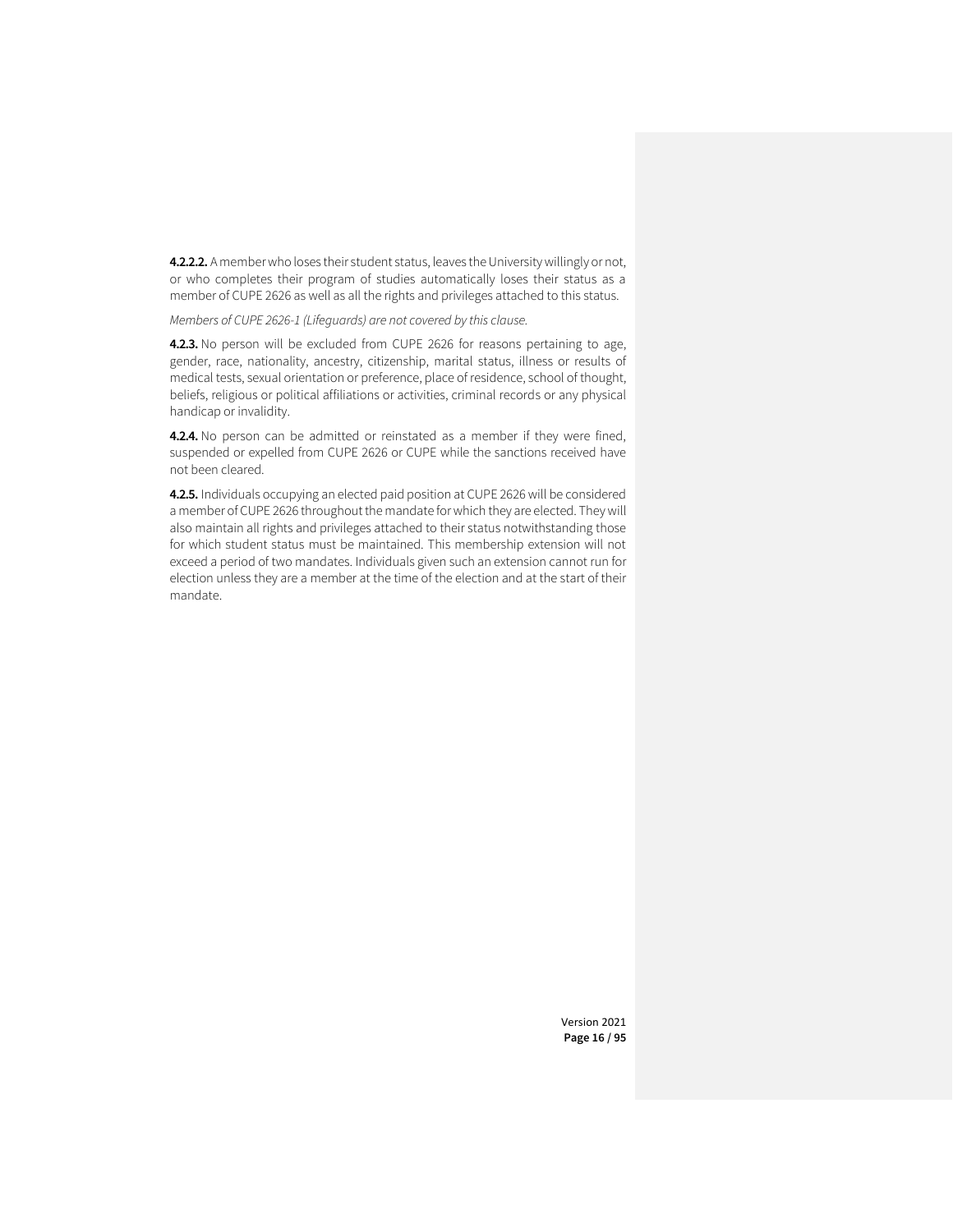**4.2.2.2.** A member who loses their student status, leaves the University willingly or not, or who completes their program of studies automatically loses their status as a member of CUPE 2626 as well as all the rights and privileges attached to this status.

*Members of CUPE 2626-1 (Lifeguards) are not covered by this clause.*

**4.2.3.** No person will be excluded from CUPE 2626 for reasons pertaining to age, gender, race, nationality, ancestry, citizenship, marital status, illness or results of medical tests, sexual orientation or preference, place of residence, school of thought, beliefs, religious or political affiliations or activities, criminal records or any physical handicap or invalidity.

**4.2.4.** No person can be admitted or reinstated as a member if they were fined, suspended or expelled from CUPE 2626 or CUPE while the sanctions received have not been cleared.

**4.2.5.** Individuals occupying an elected paid position at CUPE 2626 will be considered a member of CUPE 2626 throughout the mandate for which they are elected. They will also maintain all rights and privileges attached to their status notwithstanding those for which student status must be maintained. This membership extension will not exceed a period of two mandates. Individuals given such an extension cannot run for election unless they are a member at the time of the election and at the start of their mandate.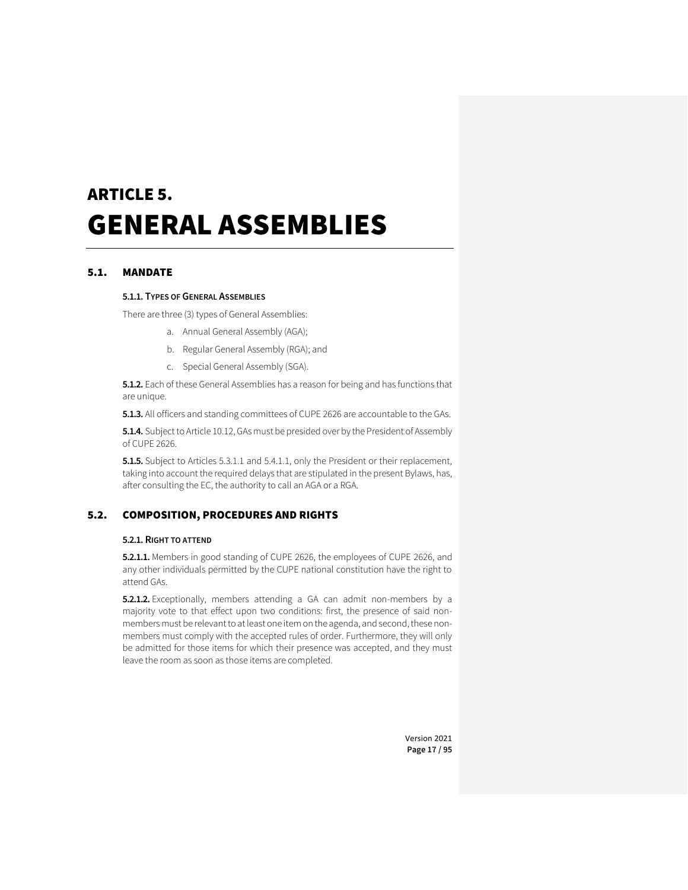# ARTICLE 5.
# GENERAL ASSEMBLIES

## 5.1. MANDATE

### 5.1.1. TYPES OF GENERAL ASSEMBLIES

There are three (3) types of General Assemblies:

a. Annual General Assembly (AGA);

b. Regular General Assembly (RGA); and

c. Special General Assembly (SGA).

**5.1.2.** Each of these General Assemblies has a reason for being and has functions that are unique.

**5.1.3.** All officers and standing committees of CUPE 2626 are accountable to the GAs.

**5.1.4.** Subject to Article 10.12, GAs must be presided over by the President of Assembly of CUPE 2626.

**5.1.5.** Subject to Articles 5.3.1.1 and 5.4.1.1, only the President or their replacement, taking into account the required delays that are stipulated in the present Bylaws, has, after consulting the EC, the authority to call an AGA or a RGA.

## 5.2. COMPOSITION, PROCEDURES AND RIGHTS

### 5.2.1. RIGHT TO ATTEND

**5.2.1.1.** Members in good standing of CUPE 2626, the employees of CUPE 2626, and any other individuals permitted by the CUPE national constitution have the right to attend GAs.

**5.2.1.2.** Exceptionally, members attending a GA can admit non-members by a majority vote to that effect upon two conditions: first, the presence of said non-members must be relevant to at least one item on the agenda, and second, these non-members must comply with the accepted rules of order. Furthermore, they will only be admitted for those items for which their presence was accepted, and they must leave the room as soon as those items are completed.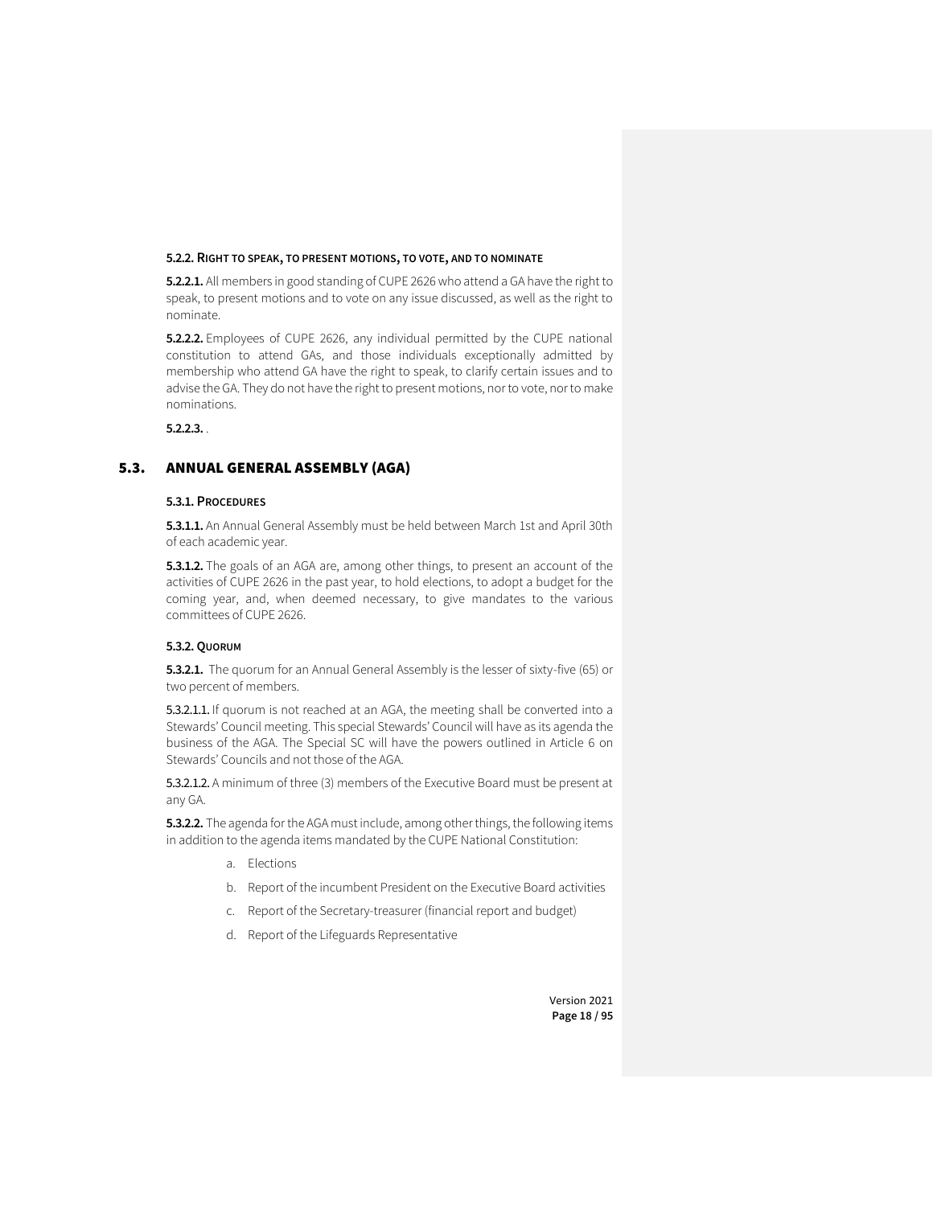#### 5.2.2. RIGHT TO SPEAK, TO PRESENT MOTIONS, TO VOTE, AND TO NOMINATE

**5.2.2.1.** All members in good standing of CUPE 2626 who attend a GA have the right to speak, to present motions and to vote on any issue discussed, as well as the right to nominate.

**5.2.2.2.** Employees of CUPE 2626, any individual permitted by the CUPE national constitution to attend GAs, and those individuals exceptionally admitted by membership who attend GA have the right to speak, to clarify certain issues and to advise the GA. They do not have the right to present motions, nor to vote, nor to make nominations.

**5.2.2.3.** .

## 5.3. ANNUAL GENERAL ASSEMBLY (AGA)

#### 5.3.1. PROCEDURES

**5.3.1.1.** An Annual General Assembly must be held between March 1st and April 30th of each academic year.

**5.3.1.2.** The goals of an AGA are, among other things, to present an account of the activities of CUPE 2626 in the past year, to hold elections, to adopt a budget for the coming year, and, when deemed necessary, to give mandates to the various committees of CUPE 2626.

#### 5.3.2. QUORUM

**5.3.2.1.** The quorum for an Annual General Assembly is the lesser of sixty-five (65) or two percent of members.

**5.3.2.1.1.** If quorum is not reached at an AGA, the meeting shall be converted into a Stewards' Council meeting. This special Stewards' Council will have as its agenda the business of the AGA. The Special SC will have the powers outlined in Article 6 on Stewards' Councils and not those of the AGA.

**5.3.2.1.2.** A minimum of three (3) members of the Executive Board must be present at any GA.

**5.3.2.2.** The agenda for the AGA must include, among other things, the following items in addition to the agenda items mandated by the CUPE National Constitution:

a. Elections

b. Report of the incumbent President on the Executive Board activities

c. Report of the Secretary-treasurer (financial report and budget)

d. Report of the Lifeguards Representative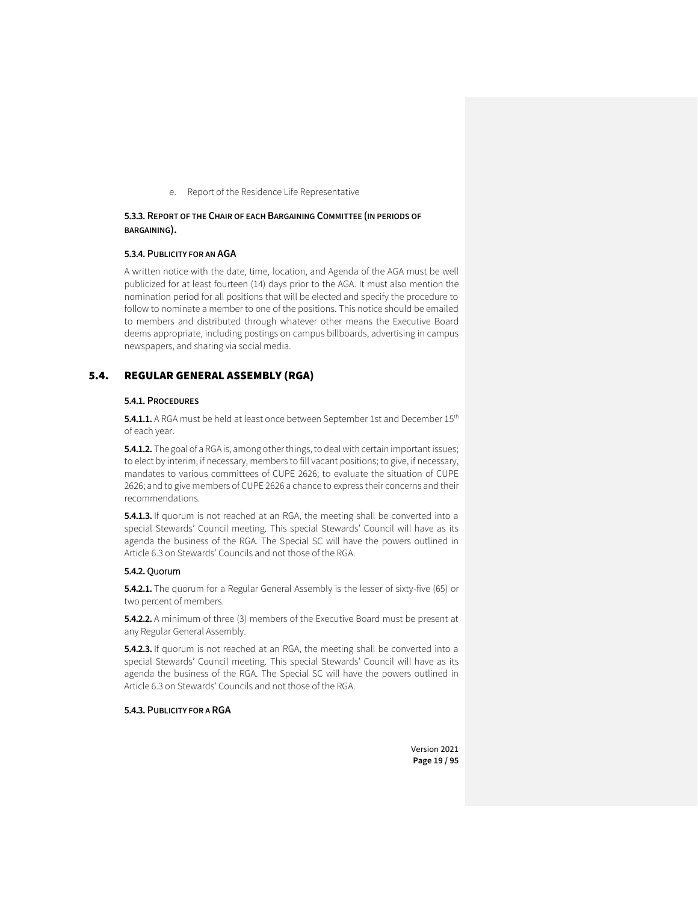e. Report of the Residence Life Representative

#### 5.3.3. REPORT OF THE CHAIR OF EACH BARGAINING COMMITTEE (IN PERIODS OF BARGAINING).

#### 5.3.4. PUBLICITY FOR AN AGA

A written notice with the date, time, location, and Agenda of the AGA must be well publicized for at least fourteen (14) days prior to the AGA. It must also mention the nomination period for all positions that will be elected and specify the procedure to follow to nominate a member to one of the positions. This notice should be emailed to members and distributed through whatever other means the Executive Board deems appropriate, including postings on campus billboards, advertising in campus newspapers, and sharing via social media.

## 5.4. REGULAR GENERAL ASSEMBLY (RGA)

#### 5.4.1. PROCEDURES

**5.4.1.1.** A RGA must be held at least once between September 1st and December 15th of each year.

**5.4.1.2.** The goal of a RGA is, among other things, to deal with certain important issues; to elect by interim, if necessary, members to fill vacant positions; to give, if necessary, mandates to various committees of CUPE 2626; to evaluate the situation of CUPE 2626; and to give members of CUPE 2626 a chance to express their concerns and their recommendations.

**5.4.1.3.** If quorum is not reached at an RGA, the meeting shall be converted into a special Stewards' Council meeting. This special Stewards' Council will have as its agenda the business of the RGA. The Special SC will have the powers outlined in Article 6.3 on Stewards' Councils and not those of the RGA.

#### 5.4.2. Quorum

**5.4.2.1.** The quorum for a Regular General Assembly is the lesser of sixty-five (65) or two percent of members.

**5.4.2.2.** A minimum of three (3) members of the Executive Board must be present at any Regular General Assembly.

**5.4.2.3.** If quorum is not reached at an RGA, the meeting shall be converted into a special Stewards' Council meeting. This special Stewards' Council will have as its agenda the business of the RGA. The Special SC will have the powers outlined in Article 6.3 on Stewards' Councils and not those of the RGA.

#### 5.4.3. PUBLICITY FOR A RGA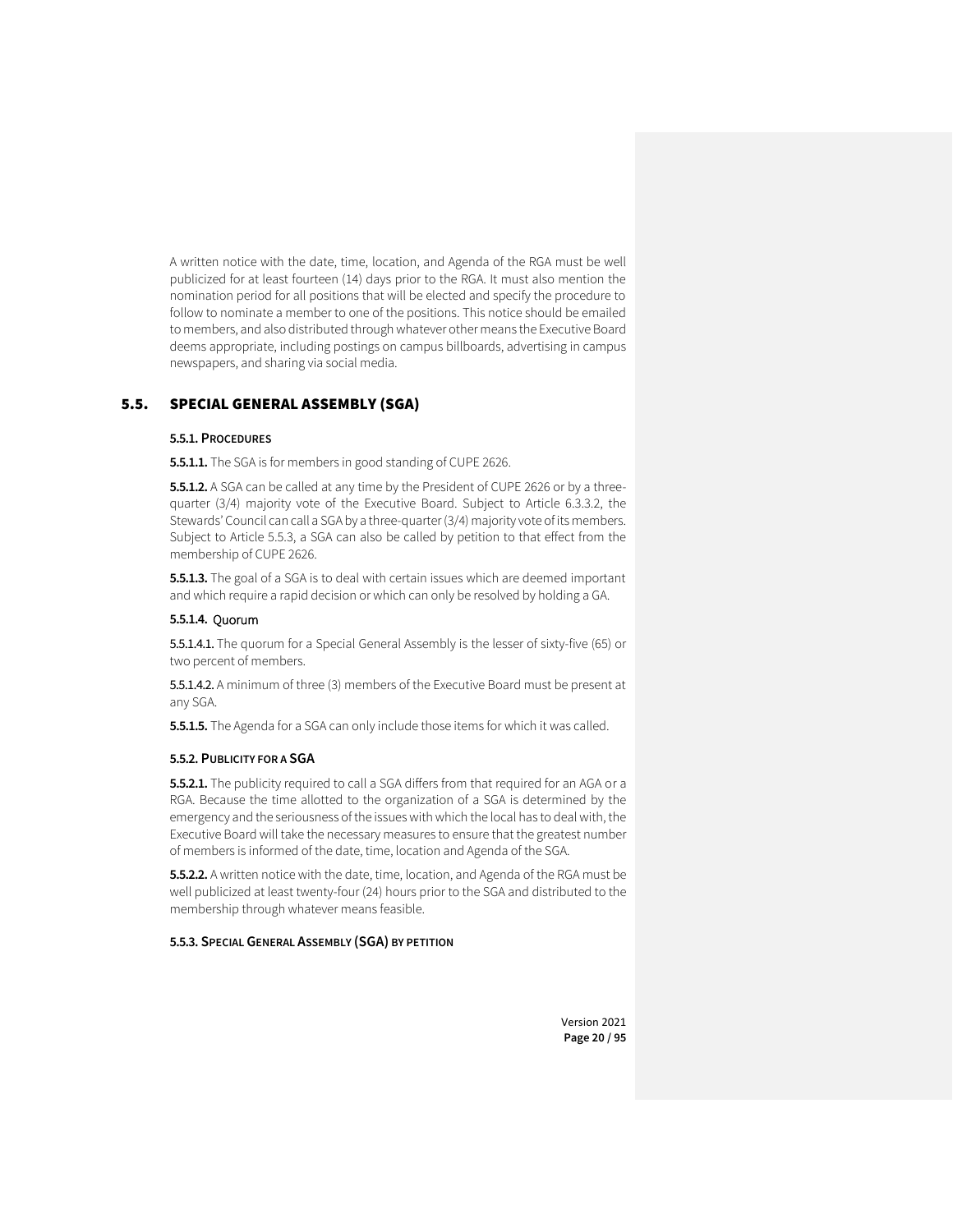A written notice with the date, time, location, and Agenda of the RGA must be well publicized for at least fourteen (14) days prior to the RGA. It must also mention the nomination period for all positions that will be elected and specify the procedure to follow to nominate a member to one of the positions. This notice should be emailed to members, and also distributed through whatever other means the Executive Board deems appropriate, including postings on campus billboards, advertising in campus newspapers, and sharing via social media.

## 5.5. SPECIAL GENERAL ASSEMBLY (SGA)

### 5.5.1. PROCEDURES

**5.5.1.1.** The SGA is for members in good standing of CUPE 2626.

**5.5.1.2.** A SGA can be called at any time by the President of CUPE 2626 or by a three-quarter (3/4) majority vote of the Executive Board. Subject to Article 6.3.3.2, the Stewards' Council can call a SGA by a three-quarter (3/4) majority vote of its members. Subject to Article 5.5.3, a SGA can also be called by petition to that effect from the membership of CUPE 2626.

**5.5.1.3.** The goal of a SGA is to deal with certain issues which are deemed important and which require a rapid decision or which can only be resolved by holding a GA.

**5.5.1.4.** Quorum

**5.5.1.4.1.** The quorum for a Special General Assembly is the lesser of sixty-five (65) or two percent of members.

**5.5.1.4.2.** A minimum of three (3) members of the Executive Board must be present at any SGA.

**5.5.1.5.** The Agenda for a SGA can only include those items for which it was called.

### 5.5.2. PUBLICITY FOR A SGA

**5.5.2.1.** The publicity required to call a SGA differs from that required for an AGA or a RGA. Because the time allotted to the organization of a SGA is determined by the emergency and the seriousness of the issues with which the local has to deal with, the Executive Board will take the necessary measures to ensure that the greatest number of members is informed of the date, time, location and Agenda of the SGA.

**5.5.2.2.** A written notice with the date, time, location, and Agenda of the RGA must be well publicized at least twenty-four (24) hours prior to the SGA and distributed to the membership through whatever means feasible.

### 5.5.3. SPECIAL GENERAL ASSEMBLY (SGA) BY PETITION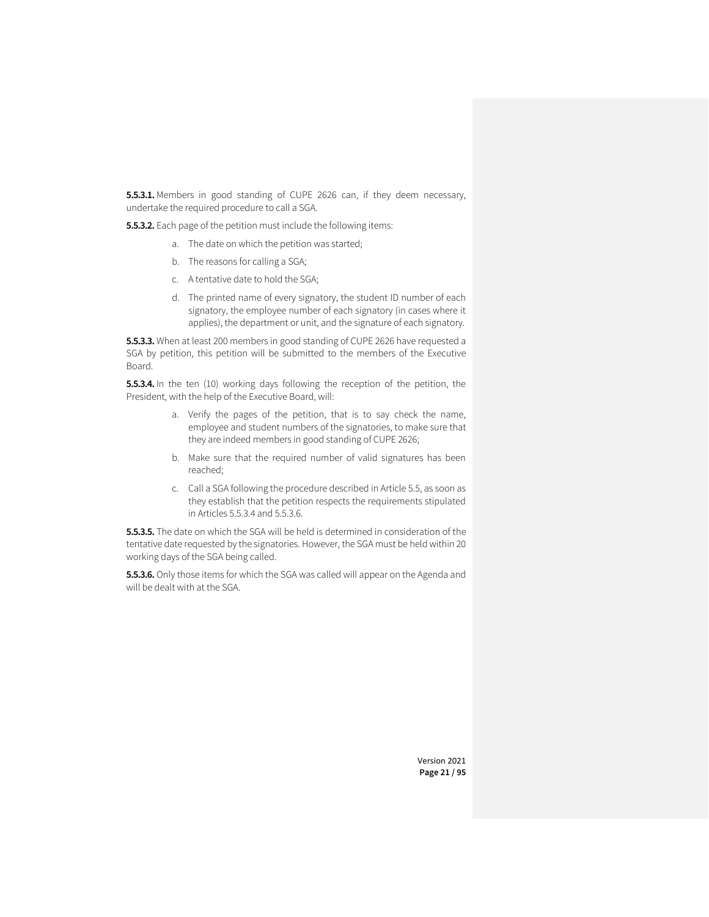**5.5.3.1.** Members in good standing of CUPE 2626 can, if they deem necessary, undertake the required procedure to call a SGA.

**5.5.3.2.** Each page of the petition must include the following items:

a. The date on which the petition was started;

b. The reasons for calling a SGA;

c. A tentative date to hold the SGA;

d. The printed name of every signatory, the student ID number of each signatory, the employee number of each signatory (in cases where it applies), the department or unit, and the signature of each signatory.

**5.5.3.3.** When at least 200 members in good standing of CUPE 2626 have requested a SGA by petition, this petition will be submitted to the members of the Executive Board.

**5.5.3.4.** In the ten (10) working days following the reception of the petition, the President, with the help of the Executive Board, will:

a. Verify the pages of the petition, that is to say check the name, employee and student numbers of the signatories, to make sure that they are indeed members in good standing of CUPE 2626;

b. Make sure that the required number of valid signatures has been reached;

c. Call a SGA following the procedure described in Article 5.5, as soon as they establish that the petition respects the requirements stipulated in Articles 5.5.3.4 and 5.5.3.6.

**5.5.3.5.** The date on which the SGA will be held is determined in consideration of the tentative date requested by the signatories. However, the SGA must be held within 20 working days of the SGA being called.

**5.5.3.6.** Only those items for which the SGA was called will appear on the Agenda and will be dealt with at the SGA.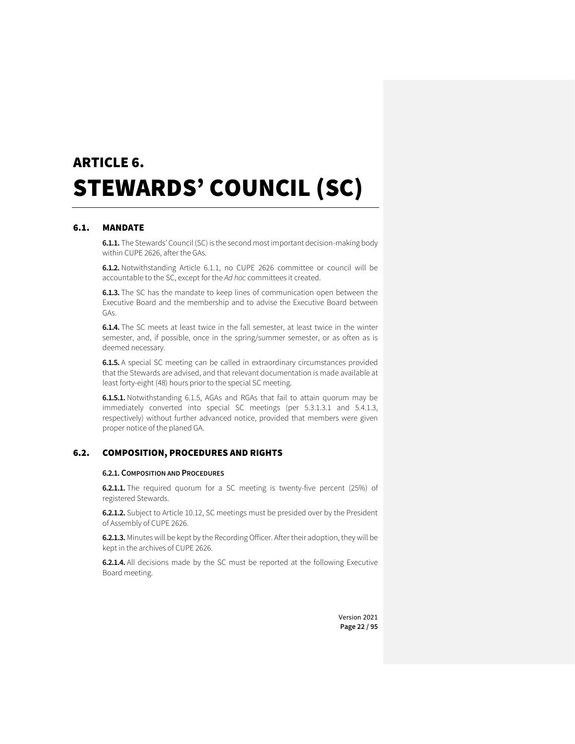# ARTICLE 6. STEWARDS' COUNCIL (SC)

## 6.1. MANDATE

**6.1.1.** The Stewards' Council (SC) is the second most important decision-making body within CUPE 2626, after the GAs.

**6.1.2.** Notwithstanding Article 6.1.1, no CUPE 2626 committee or council will be accountable to the SC, except for the *Ad hoc* committees it created.

**6.1.3.** The SC has the mandate to keep lines of communication open between the Executive Board and the membership and to advise the Executive Board between GAs.

**6.1.4.** The SC meets at least twice in the fall semester, at least twice in the winter semester, and, if possible, once in the spring/summer semester, or as often as is deemed necessary.

**6.1.5.** A special SC meeting can be called in extraordinary circumstances provided that the Stewards are advised, and that relevant documentation is made available at least forty-eight (48) hours prior to the special SC meeting.

**6.1.5.1.** Notwithstanding 6.1.5, AGAs and RGAs that fail to attain quorum may be immediately converted into special SC meetings (per 5.3.1.3.1 and 5.4.1.3, respectively) without further advanced notice, provided that members were given proper notice of the planed GA.

## 6.2. COMPOSITION, PROCEDURES AND RIGHTS

### 6.2.1. COMPOSITION AND PROCEDURES

**6.2.1.1.** The required quorum for a SC meeting is twenty-five percent (25%) of registered Stewards.

**6.2.1.2.** Subject to Article 10.12, SC meetings must be presided over by the President of Assembly of CUPE 2626.

**6.2.1.3.** Minutes will be kept by the Recording Officer. After their adoption, they will be kept in the archives of CUPE 2626.

**6.2.1.4.** All decisions made by the SC must be reported at the following Executive Board meeting.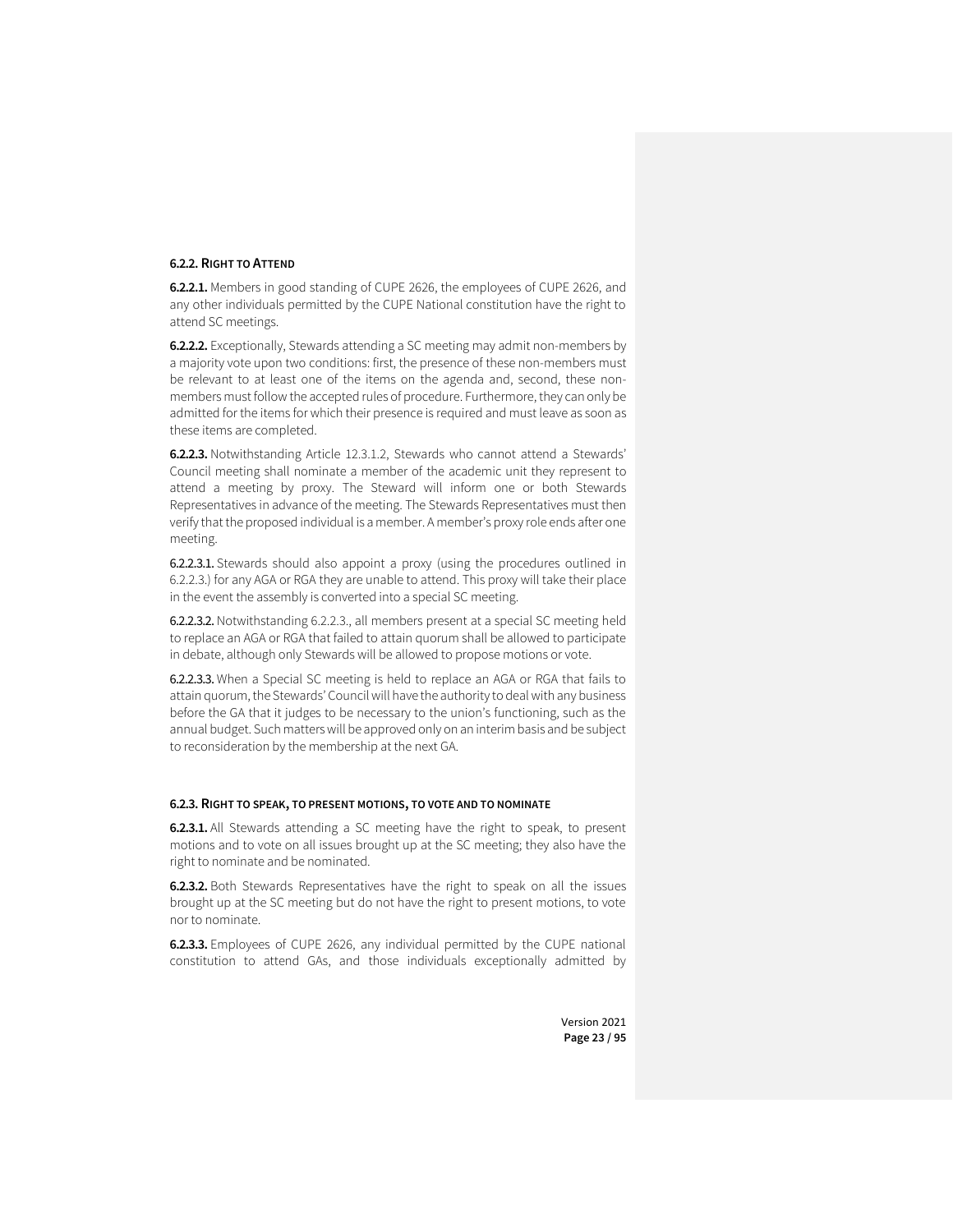#### 6.2.2. RIGHT TO ATTEND

**6.2.2.1.** Members in good standing of CUPE 2626, the employees of CUPE 2626, and any other individuals permitted by the CUPE National constitution have the right to attend SC meetings.

**6.2.2.2.** Exceptionally, Stewards attending a SC meeting may admit non-members by a majority vote upon two conditions: first, the presence of these non-members must be relevant to at least one of the items on the agenda and, second, these non-members must follow the accepted rules of procedure. Furthermore, they can only be admitted for the items for which their presence is required and must leave as soon as these items are completed.

**6.2.2.3.** Notwithstanding Article 12.3.1.2, Stewards who cannot attend a Stewards' Council meeting shall nominate a member of the academic unit they represent to attend a meeting by proxy. The Steward will inform one or both Stewards Representatives in advance of the meeting. The Stewards Representatives must then verify that the proposed individual is a member. A member's proxy role ends after one meeting.

**6.2.2.3.1.** Stewards should also appoint a proxy (using the procedures outlined in 6.2.2.3.) for any AGA or RGA they are unable to attend. This proxy will take their place in the event the assembly is converted into a special SC meeting.

**6.2.2.3.2.** Notwithstanding 6.2.2.3., all members present at a special SC meeting held to replace an AGA or RGA that failed to attain quorum shall be allowed to participate in debate, although only Stewards will be allowed to propose motions or vote.

**6.2.2.3.3.** When a Special SC meeting is held to replace an AGA or RGA that fails to attain quorum, the Stewards' Council will have the authority to deal with any business before the GA that it judges to be necessary to the union's functioning, such as the annual budget. Such matters will be approved only on an interim basis and be subject to reconsideration by the membership at the next GA.

#### 6.2.3. RIGHT TO SPEAK, TO PRESENT MOTIONS, TO VOTE AND TO NOMINATE

**6.2.3.1.** All Stewards attending a SC meeting have the right to speak, to present motions and to vote on all issues brought up at the SC meeting; they also have the right to nominate and be nominated.

**6.2.3.2.** Both Stewards Representatives have the right to speak on all the issues brought up at the SC meeting but do not have the right to present motions, to vote nor to nominate.

**6.2.3.3.** Employees of CUPE 2626, any individual permitted by the CUPE national constitution to attend GAs, and those individuals exceptionally admitted by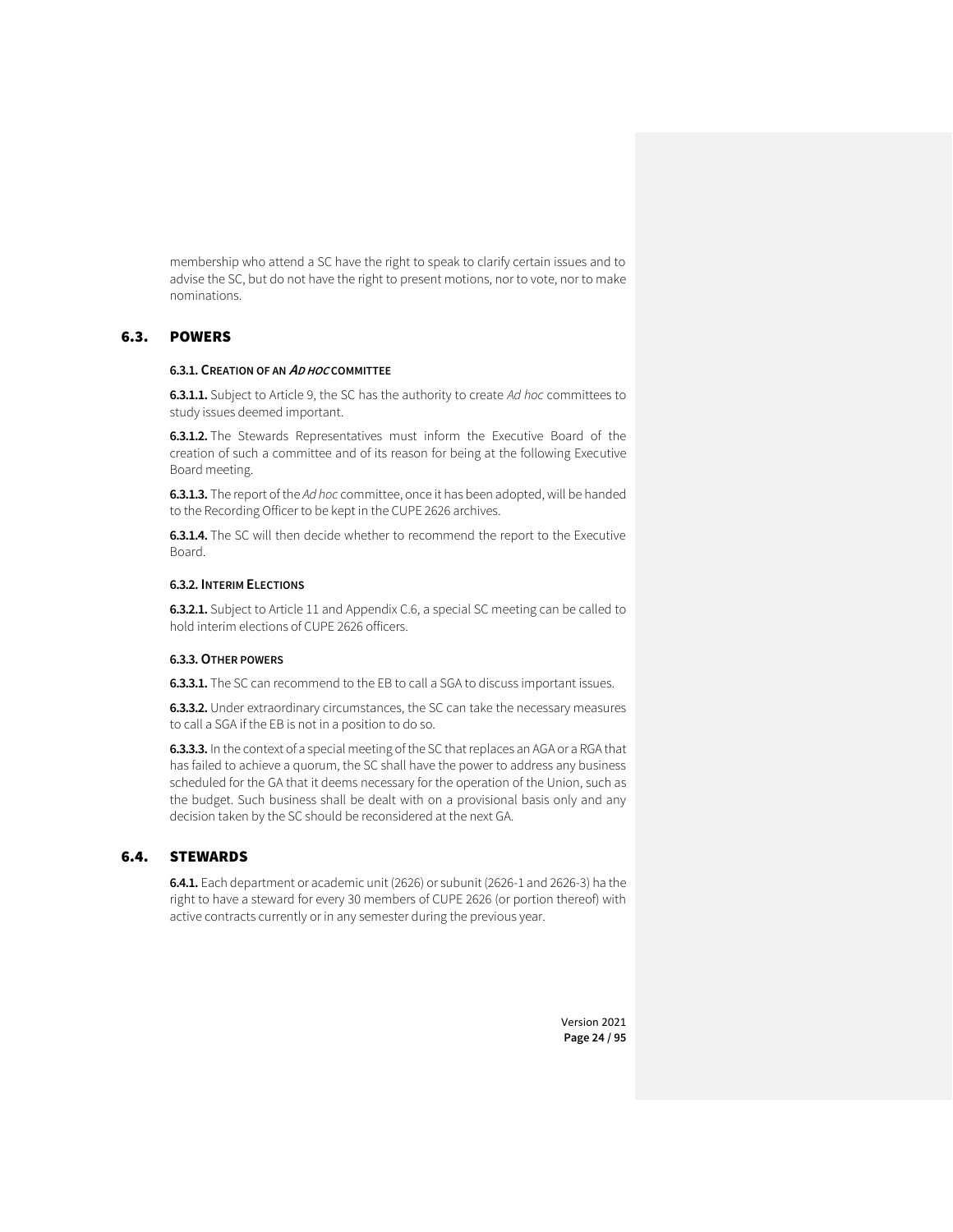membership who attend a SC have the right to speak to clarify certain issues and to advise the SC, but do not have the right to present motions, nor to vote, nor to make nominations.

## 6.3. POWERS

#### 6.3.1. CREATION OF AN *AD HOC* COMMITTEE

**6.3.1.1.** Subject to Article 9, the SC has the authority to create *Ad hoc* committees to study issues deemed important.

**6.3.1.2.** The Stewards Representatives must inform the Executive Board of the creation of such a committee and of its reason for being at the following Executive Board meeting.

**6.3.1.3.** The report of the *Ad hoc* committee, once it has been adopted, will be handed to the Recording Officer to be kept in the CUPE 2626 archives.

**6.3.1.4.** The SC will then decide whether to recommend the report to the Executive Board.

#### 6.3.2. INTERIM ELECTIONS

**6.3.2.1.** Subject to Article 11 and Appendix C.6, a special SC meeting can be called to hold interim elections of CUPE 2626 officers.

#### 6.3.3. OTHER POWERS

**6.3.3.1.** The SC can recommend to the EB to call a SGA to discuss important issues.

**6.3.3.2.** Under extraordinary circumstances, the SC can take the necessary measures to call a SGA if the EB is not in a position to do so.

**6.3.3.3.** In the context of a special meeting of the SC that replaces an AGA or a RGA that has failed to achieve a quorum, the SC shall have the power to address any business scheduled for the GA that it deems necessary for the operation of the Union, such as the budget. Such business shall be dealt with on a provisional basis only and any decision taken by the SC should be reconsidered at the next GA.

## 6.4. STEWARDS

**6.4.1.** Each department or academic unit (2626) or subunit (2626-1 and 2626-3) ha the right to have a steward for every 30 members of CUPE 2626 (or portion thereof) with active contracts currently or in any semester during the previous year.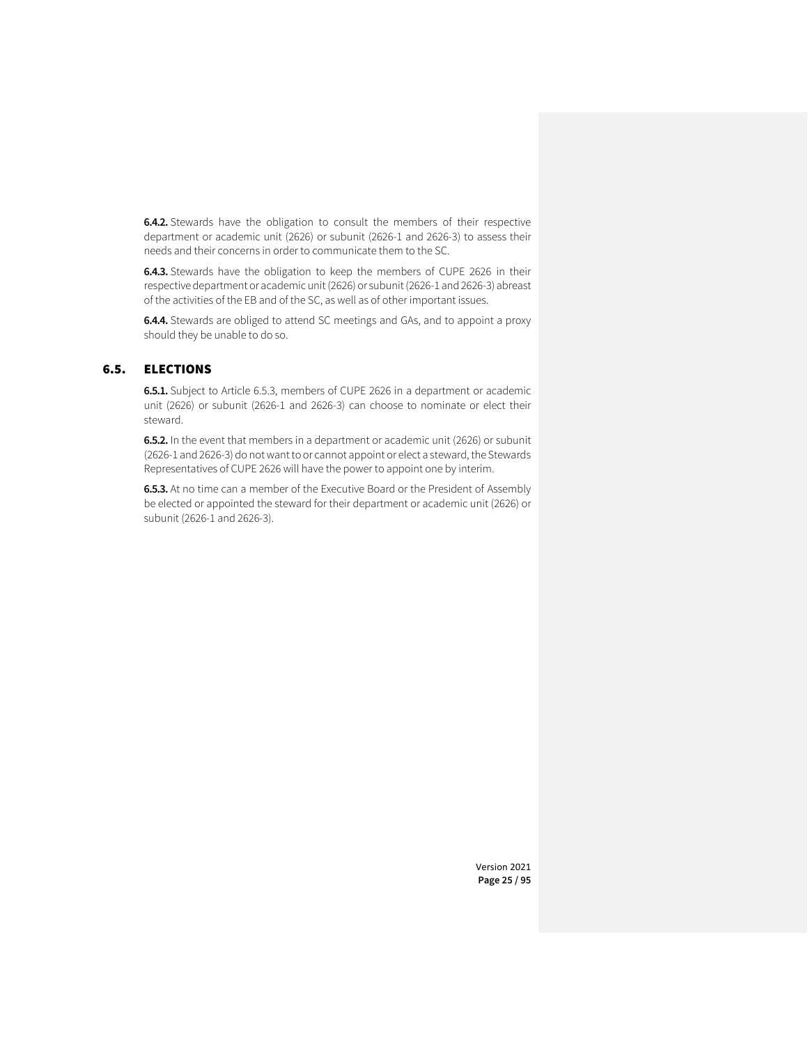**6.4.2.** Stewards have the obligation to consult the members of their respective department or academic unit (2626) or subunit (2626-1 and 2626-3) to assess their needs and their concerns in order to communicate them to the SC.

**6.4.3.** Stewards have the obligation to keep the members of CUPE 2626 in their respective department or academic unit (2626) or subunit (2626-1 and 2626-3) abreast of the activities of the EB and of the SC, as well as of other important issues.

**6.4.4.** Stewards are obliged to attend SC meetings and GAs, and to appoint a proxy should they be unable to do so.

## 6.5. ELECTIONS

**6.5.1.** Subject to Article 6.5.3, members of CUPE 2626 in a department or academic unit (2626) or subunit (2626-1 and 2626-3) can choose to nominate or elect their steward.

**6.5.2.** In the event that members in a department or academic unit (2626) or subunit (2626-1 and 2626-3) do not want to or cannot appoint or elect a steward, the Stewards Representatives of CUPE 2626 will have the power to appoint one by interim.

**6.5.3.** At no time can a member of the Executive Board or the President of Assembly be elected or appointed the steward for their department or academic unit (2626) or subunit (2626-1 and 2626-3).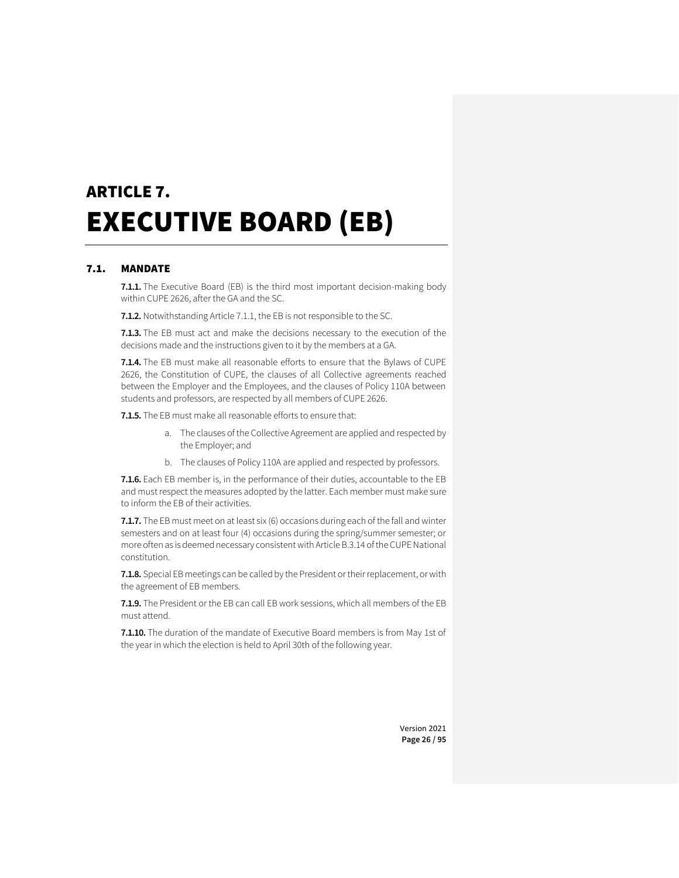# ARTICLE 7.
# EXECUTIVE BOARD (EB)

## 7.1. MANDATE

**7.1.1.** The Executive Board (EB) is the third most important decision-making body within CUPE 2626, after the GA and the SC.

**7.1.2.** Notwithstanding Article 7.1.1, the EB is not responsible to the SC.

**7.1.3.** The EB must act and make the decisions necessary to the execution of the decisions made and the instructions given to it by the members at a GA.

**7.1.4.** The EB must make all reasonable efforts to ensure that the Bylaws of CUPE 2626, the Constitution of CUPE, the clauses of all Collective agreements reached between the Employer and the Employees, and the clauses of Policy 110A between students and professors, are respected by all members of CUPE 2626.

**7.1.5.** The EB must make all reasonable efforts to ensure that:

a. The clauses of the Collective Agreement are applied and respected by the Employer; and

b. The clauses of Policy 110A are applied and respected by professors.

**7.1.6.** Each EB member is, in the performance of their duties, accountable to the EB and must respect the measures adopted by the latter. Each member must make sure to inform the EB of their activities.

**7.1.7.** The EB must meet on at least six (6) occasions during each of the fall and winter semesters and on at least four (4) occasions during the spring/summer semester; or more often as is deemed necessary consistent with Article B.3.14 of the CUPE National constitution.

**7.1.8.** Special EB meetings can be called by the President or their replacement, or with the agreement of EB members.

**7.1.9.** The President or the EB can call EB work sessions, which all members of the EB must attend.

**7.1.10.** The duration of the mandate of Executive Board members is from May 1st of the year in which the election is held to April 30th of the following year.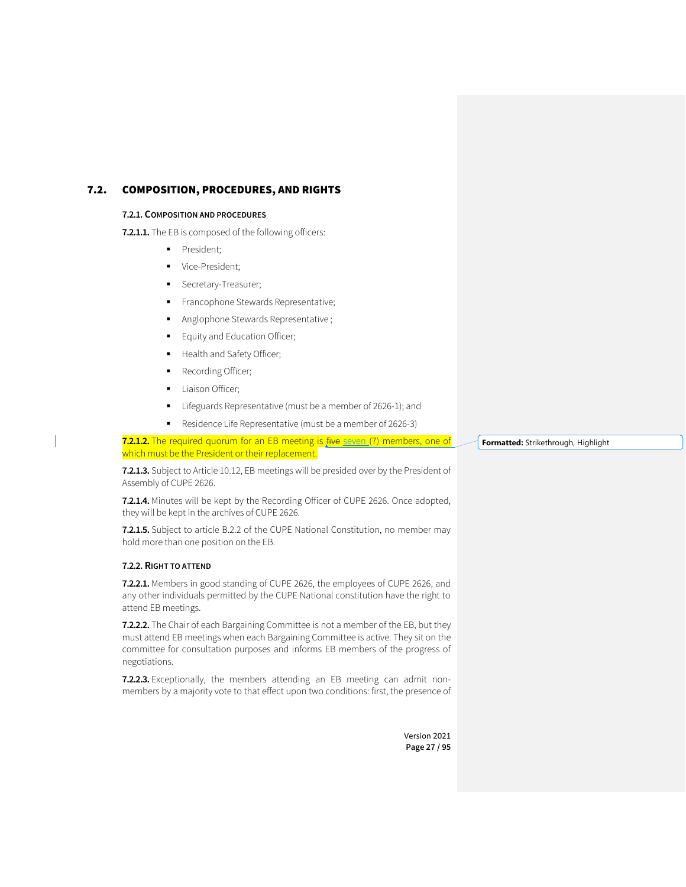## 7.2. COMPOSITION, PROCEDURES, AND RIGHTS

### 7.2.1. Composition and procedures

**7.2.1.1.** The EB is composed of the following officers:

- President;
- Vice-President;
- Secretary-Treasurer;
- Francophone Stewards Representative;
- Anglophone Stewards Representative ;
- Equity and Education Officer;
- Health and Safety Officer;
- Recording Officer;
- Liaison Officer;
- Lifeguards Representative (must be a member of 2626-1); and
- Residence Life Representative (must be a member of 2626-3)

**7.2.1.2.** The required quorum for an EB meeting is ~~five~~ seven (7) members, one of which must be the President or their replacement.

**7.2.1.3.** Subject to Article 10.12, EB meetings will be presided over by the President of Assembly of CUPE 2626.

**7.2.1.4.** Minutes will be kept by the Recording Officer of CUPE 2626. Once adopted, they will be kept in the archives of CUPE 2626.

**7.2.1.5.** Subject to article B.2.2 of the CUPE National Constitution, no member may hold more than one position on the EB.

### 7.2.2. Right to attend

**7.2.2.1.** Members in good standing of CUPE 2626, the employees of CUPE 2626, and any other individuals permitted by the CUPE National constitution have the right to attend EB meetings.

**7.2.2.2.** The Chair of each Bargaining Committee is not a member of the EB, but they must attend EB meetings when each Bargaining Committee is active. They sit on the committee for consultation purposes and informs EB members of the progress of negotiations.

**7.2.2.3.** Exceptionally, the members attending an EB meeting can admit non-members by a majority vote to that effect upon two conditions: first, the presence of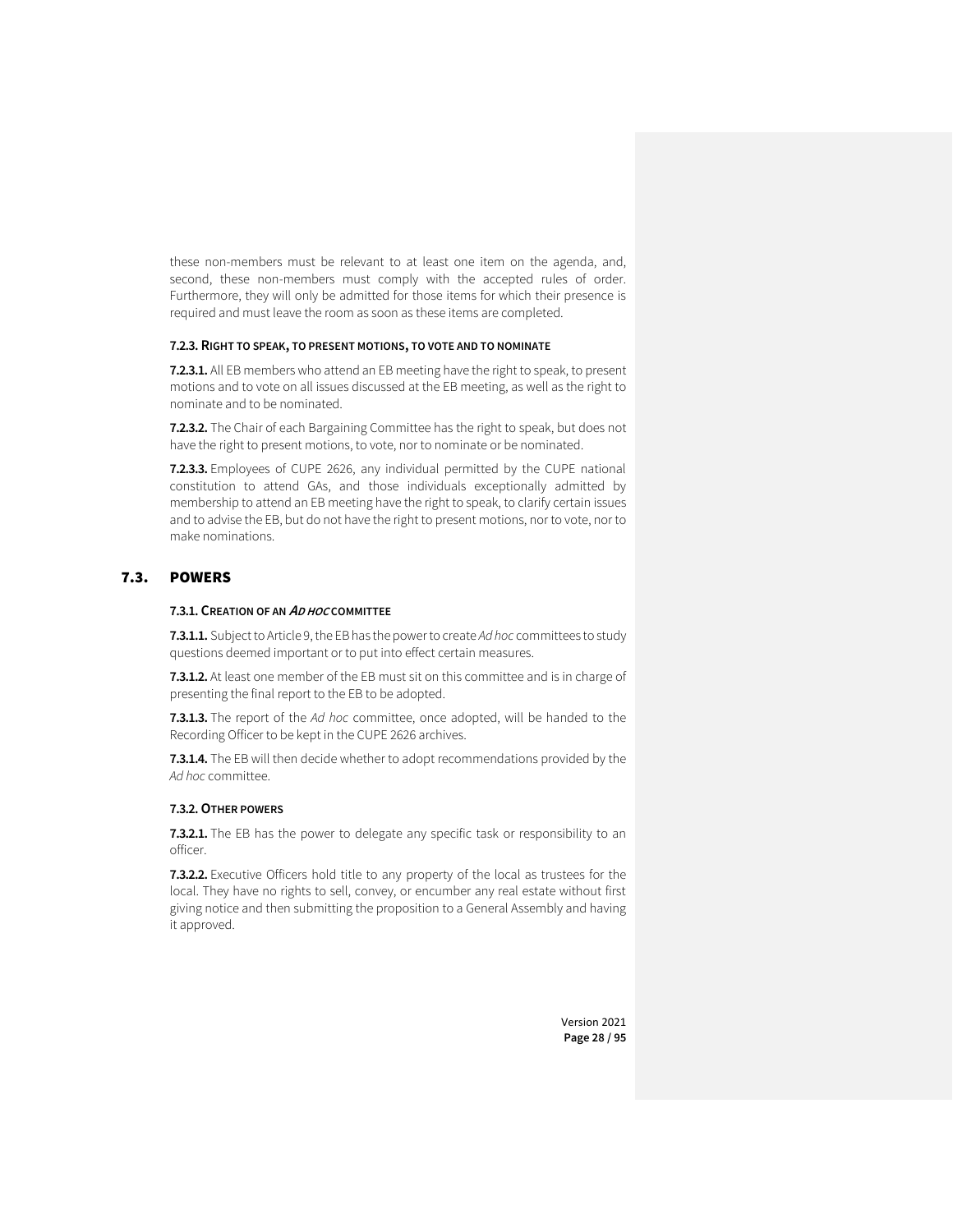these non-members must be relevant to at least one item on the agenda, and, second, these non-members must comply with the accepted rules of order. Furthermore, they will only be admitted for those items for which their presence is required and must leave the room as soon as these items are completed.

#### 7.2.3. Right to speak, to present motions, to vote and to nominate

**7.2.3.1.** All EB members who attend an EB meeting have the right to speak, to present motions and to vote on all issues discussed at the EB meeting, as well as the right to nominate and to be nominated.

**7.2.3.2.** The Chair of each Bargaining Committee has the right to speak, but does not have the right to present motions, to vote, nor to nominate or be nominated.

**7.2.3.3.** Employees of CUPE 2626, any individual permitted by the CUPE national constitution to attend GAs, and those individuals exceptionally admitted by membership to attend an EB meeting have the right to speak, to clarify certain issues and to advise the EB, but do not have the right to present motions, nor to vote, nor to make nominations.

## 7.3. POWERS

#### 7.3.1. Creation of an *Ad hoc* committee

**7.3.1.1.** Subject to Article 9, the EB has the power to create *Ad hoc* committees to study questions deemed important or to put into effect certain measures.

**7.3.1.2.** At least one member of the EB must sit on this committee and is in charge of presenting the final report to the EB to be adopted.

**7.3.1.3.** The report of the *Ad hoc* committee, once adopted, will be handed to the Recording Officer to be kept in the CUPE 2626 archives.

**7.3.1.4.** The EB will then decide whether to adopt recommendations provided by the *Ad hoc* committee.

#### 7.3.2. Other powers

**7.3.2.1.** The EB has the power to delegate any specific task or responsibility to an officer.

**7.3.2.2.** Executive Officers hold title to any property of the local as trustees for the local. They have no rights to sell, convey, or encumber any real estate without first giving notice and then submitting the proposition to a General Assembly and having it approved.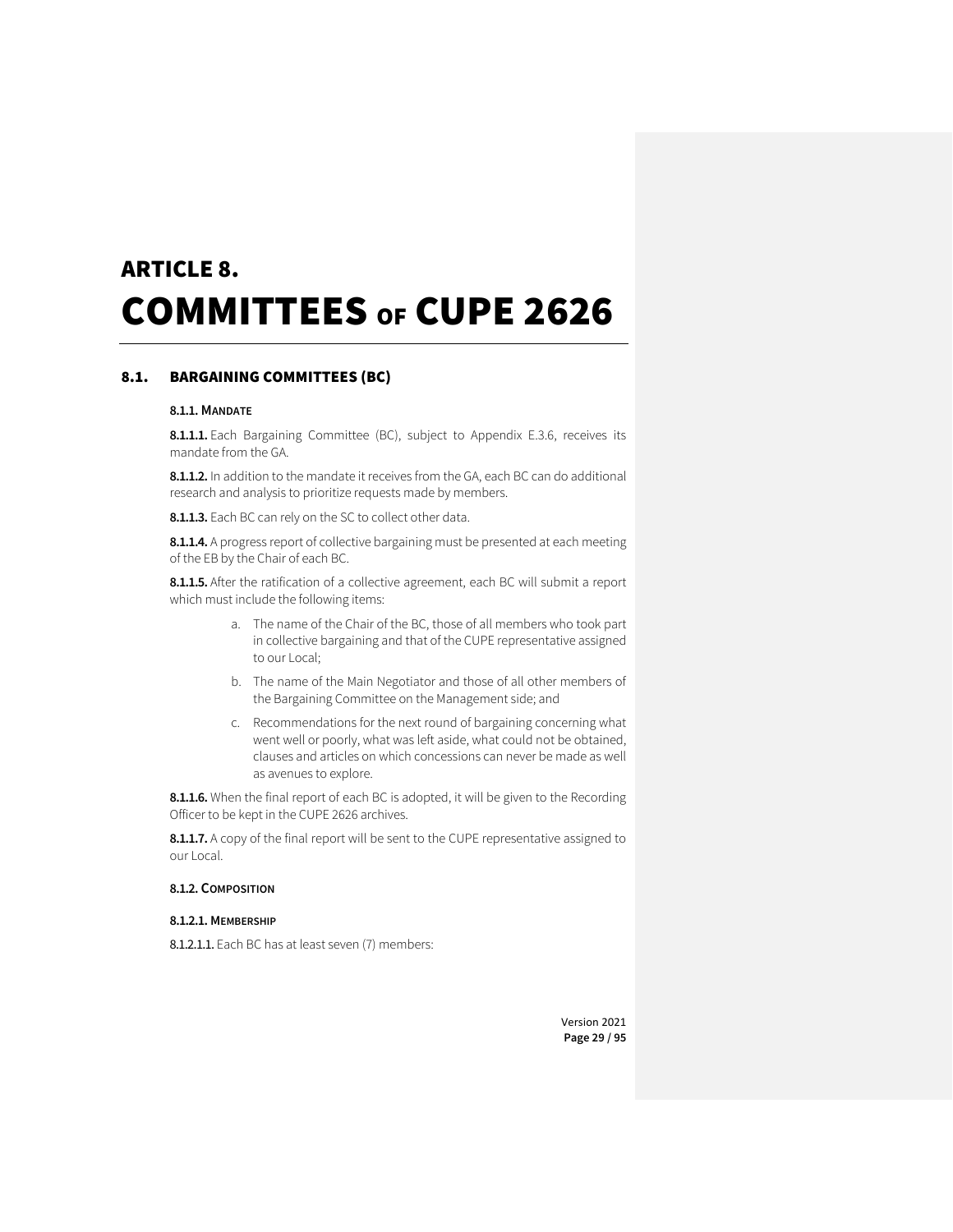# ARTICLE 8.
# COMMITTEES OF CUPE 2626

## 8.1. BARGAINING COMMITTEES (BC)

### 8.1.1. MANDATE

**8.1.1.1.** Each Bargaining Committee (BC), subject to Appendix E.3.6, receives its mandate from the GA.

**8.1.1.2.** In addition to the mandate it receives from the GA, each BC can do additional research and analysis to prioritize requests made by members.

**8.1.1.3.** Each BC can rely on the SC to collect other data.

**8.1.1.4.** A progress report of collective bargaining must be presented at each meeting of the EB by the Chair of each BC.

**8.1.1.5.** After the ratification of a collective agreement, each BC will submit a report which must include the following items:

a. The name of the Chair of the BC, those of all members who took part in collective bargaining and that of the CUPE representative assigned to our Local;

b. The name of the Main Negotiator and those of all other members of the Bargaining Committee on the Management side; and

c. Recommendations for the next round of bargaining concerning what went well or poorly, what was left aside, what could not be obtained, clauses and articles on which concessions can never be made as well as avenues to explore.

**8.1.1.6.** When the final report of each BC is adopted, it will be given to the Recording Officer to be kept in the CUPE 2626 archives.

**8.1.1.7.** A copy of the final report will be sent to the CUPE representative assigned to our Local.

### 8.1.2. COMPOSITION

#### 8.1.2.1. MEMBERSHIP

**8.1.2.1.1.** Each BC has at least seven (7) members: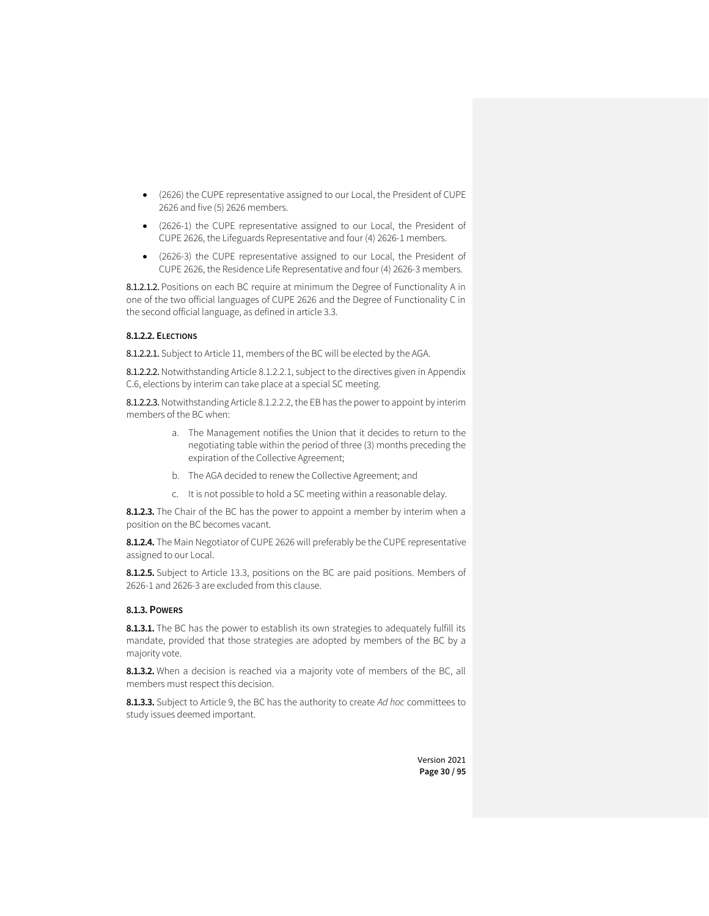- (2626) the CUPE representative assigned to our Local, the President of CUPE 2626 and five (5) 2626 members.
- (2626-1) the CUPE representative assigned to our Local, the President of CUPE 2626, the Lifeguards Representative and four (4) 2626-1 members.
- (2626-3) the CUPE representative assigned to our Local, the President of CUPE 2626, the Residence Life Representative and four (4) 2626-3 members.

**8.1.2.1.2.** Positions on each BC require at minimum the Degree of Functionality A in one of the two official languages of CUPE 2626 and the Degree of Functionality C in the second official language, as defined in article 3.3.

#### 8.1.2.2. ELECTIONS

**8.1.2.2.1.** Subject to Article 11, members of the BC will be elected by the AGA.

**8.1.2.2.2.** Notwithstanding Article 8.1.2.2.1, subject to the directives given in Appendix C.6, elections by interim can take place at a special SC meeting.

**8.1.2.2.3.** Notwithstanding Article 8.1.2.2.2, the EB has the power to appoint by interim members of the BC when:

a. The Management notifies the Union that it decides to return to the negotiating table within the period of three (3) months preceding the expiration of the Collective Agreement;

b. The AGA decided to renew the Collective Agreement; and

c. It is not possible to hold a SC meeting within a reasonable delay.

**8.1.2.3.** The Chair of the BC has the power to appoint a member by interim when a position on the BC becomes vacant.

**8.1.2.4.** The Main Negotiator of CUPE 2626 will preferably be the CUPE representative assigned to our Local.

**8.1.2.5.** Subject to Article 13.3, positions on the BC are paid positions. Members of 2626-1 and 2626-3 are excluded from this clause.

#### 8.1.3. POWERS

**8.1.3.1.** The BC has the power to establish its own strategies to adequately fulfill its mandate, provided that those strategies are adopted by members of the BC by a majority vote.

**8.1.3.2.** When a decision is reached via a majority vote of members of the BC, all members must respect this decision.

**8.1.3.3.** Subject to Article 9, the BC has the authority to create *Ad hoc* committees to study issues deemed important.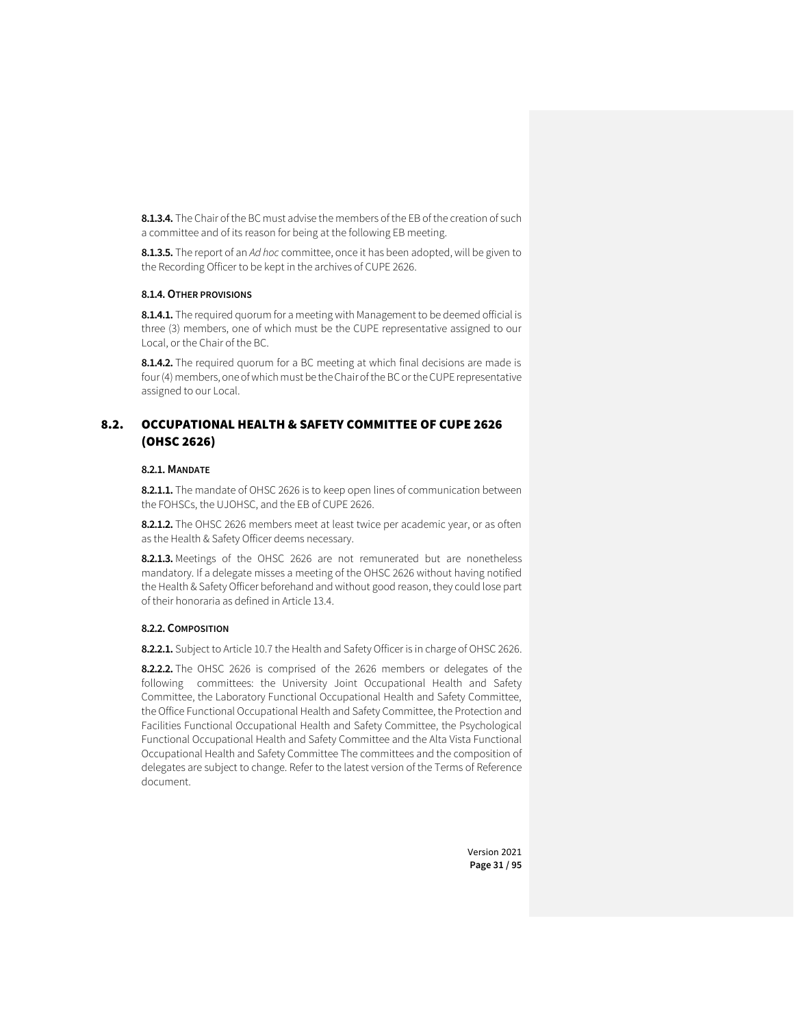**8.1.3.4.** The Chair of the BC must advise the members of the EB of the creation of such a committee and of its reason for being at the following EB meeting.

**8.1.3.5.** The report of an *Ad hoc* committee, once it has been adopted, will be given to the Recording Officer to be kept in the archives of CUPE 2626.

#### 8.1.4. OTHER PROVISIONS

**8.1.4.1.** The required quorum for a meeting with Management to be deemed official is three (3) members, one of which must be the CUPE representative assigned to our Local, or the Chair of the BC.

**8.1.4.2.** The required quorum for a BC meeting at which final decisions are made is four (4) members, one of which must be the Chair of the BC or the CUPE representative assigned to our Local.

## 8.2. OCCUPATIONAL HEALTH & SAFETY COMMITTEE OF CUPE 2626 (OHSC 2626)

#### 8.2.1. MANDATE

**8.2.1.1.** The mandate of OHSC 2626 is to keep open lines of communication between the FOHSCs, the UJOHSC, and the EB of CUPE 2626.

**8.2.1.2.** The OHSC 2626 members meet at least twice per academic year, or as often as the Health & Safety Officer deems necessary.

**8.2.1.3.** Meetings of the OHSC 2626 are not remunerated but are nonetheless mandatory. If a delegate misses a meeting of the OHSC 2626 without having notified the Health & Safety Officer beforehand and without good reason, they could lose part of their honoraria as defined in Article 13.4.

#### 8.2.2. COMPOSITION

**8.2.2.1.** Subject to Article 10.7 the Health and Safety Officer is in charge of OHSC 2626.

**8.2.2.2.** The OHSC 2626 is comprised of the 2626 members or delegates of the following committees: the University Joint Occupational Health and Safety Committee, the Laboratory Functional Occupational Health and Safety Committee, the Office Functional Occupational Health and Safety Committee, the Protection and Facilities Functional Occupational Health and Safety Committee, the Psychological Functional Occupational Health and Safety Committee and the Alta Vista Functional Occupational Health and Safety Committee The committees and the composition of delegates are subject to change. Refer to the latest version of the Terms of Reference document.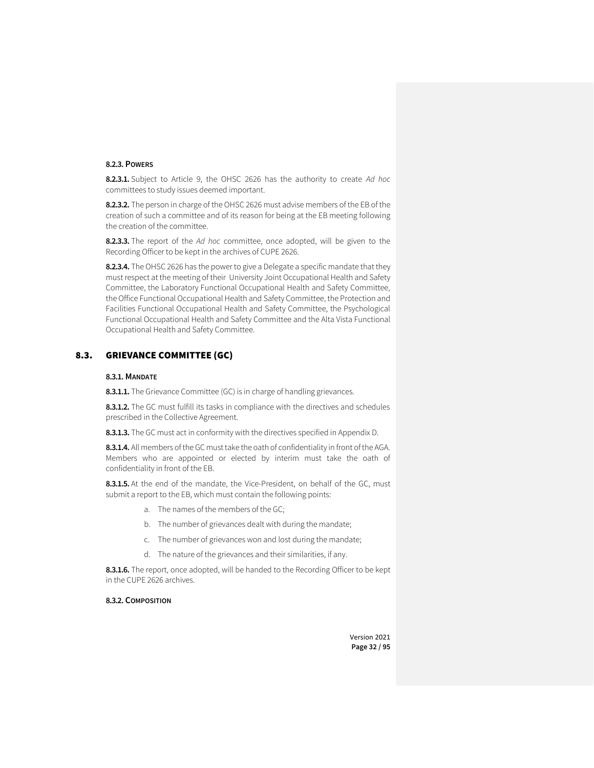#### 8.2.3. POWERS

**8.2.3.1.** Subject to Article 9, the OHSC 2626 has the authority to create *Ad hoc* committees to study issues deemed important.

**8.2.3.2.** The person in charge of the OHSC 2626 must advise members of the EB of the creation of such a committee and of its reason for being at the EB meeting following the creation of the committee.

**8.2.3.3.** The report of the *Ad hoc* committee, once adopted, will be given to the Recording Officer to be kept in the archives of CUPE 2626.

**8.2.3.4.** The OHSC 2626 has the power to give a Delegate a specific mandate that they must respect at the meeting of their University Joint Occupational Health and Safety Committee, the Laboratory Functional Occupational Health and Safety Committee, the Office Functional Occupational Health and Safety Committee, the Protection and Facilities Functional Occupational Health and Safety Committee, the Psychological Functional Occupational Health and Safety Committee and the Alta Vista Functional Occupational Health and Safety Committee.

### 8.3. GRIEVANCE COMMITTEE (GC)

#### 8.3.1. MANDATE

**8.3.1.1.** The Grievance Committee (GC) is in charge of handling grievances.

**8.3.1.2.** The GC must fulfill its tasks in compliance with the directives and schedules prescribed in the Collective Agreement.

**8.3.1.3.** The GC must act in conformity with the directives specified in Appendix D.

**8.3.1.4.** All members of the GC must take the oath of confidentiality in front of the AGA. Members who are appointed or elected by interim must take the oath of confidentiality in front of the EB.

**8.3.1.5.** At the end of the mandate, the Vice-President, on behalf of the GC, must submit a report to the EB, which must contain the following points:

a. The names of the members of the GC;

b. The number of grievances dealt with during the mandate;

c. The number of grievances won and lost during the mandate;

d. The nature of the grievances and their similarities, if any.

**8.3.1.6.** The report, once adopted, will be handed to the Recording Officer to be kept in the CUPE 2626 archives.

#### 8.3.2. COMPOSITION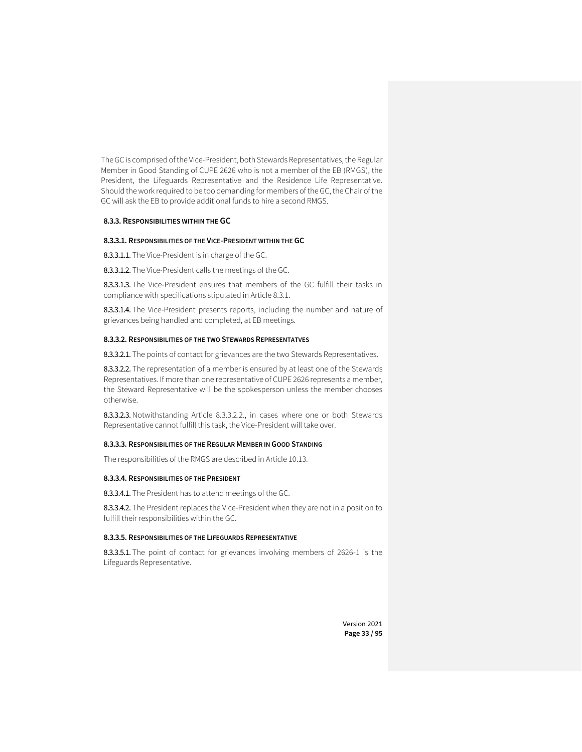The GC is comprised of the Vice-President, both Stewards Representatives, the Regular Member in Good Standing of CUPE 2626 who is not a member of the EB (RMGS), the President, the Lifeguards Representative and the Residence Life Representative. Should the work required to be too demanding for members of the GC, the Chair of the GC will ask the EB to provide additional funds to hire a second RMGS.

### 8.3.3. Responsibilities within the GC

#### 8.3.3.1. Responsibilities of the Vice-President within the GC

**8.3.3.1.1.** The Vice-President is in charge of the GC.

**8.3.3.1.2.** The Vice-President calls the meetings of the GC.

**8.3.3.1.3.** The Vice-President ensures that members of the GC fulfill their tasks in compliance with specifications stipulated in Article 8.3.1.

**8.3.3.1.4.** The Vice-President presents reports, including the number and nature of grievances being handled and completed, at EB meetings.

#### 8.3.3.2. Responsibilities of the two Stewards Representatves

**8.3.3.2.1.** The points of contact for grievances are the two Stewards Representatives.

**8.3.3.2.2.** The representation of a member is ensured by at least one of the Stewards Representatives. If more than one representative of CUPE 2626 represents a member, the Steward Representative will be the spokesperson unless the member chooses otherwise.

**8.3.3.2.3.** Notwithstanding Article 8.3.3.2.2., in cases where one or both Stewards Representative cannot fulfill this task, the Vice-President will take over.

#### 8.3.3.3. Responsibilities of the Regular Member in Good Standing

The responsibilities of the RMGS are described in Article 10.13.

#### 8.3.3.4. Responsibilities of the President

**8.3.3.4.1.** The President has to attend meetings of the GC.

**8.3.3.4.2.** The President replaces the Vice-President when they are not in a position to fulfill their responsibilities within the GC.

#### 8.3.3.5. Responsibilities of the Lifeguards Representative

**8.3.3.5.1.** The point of contact for grievances involving members of 2626-1 is the Lifeguards Representative.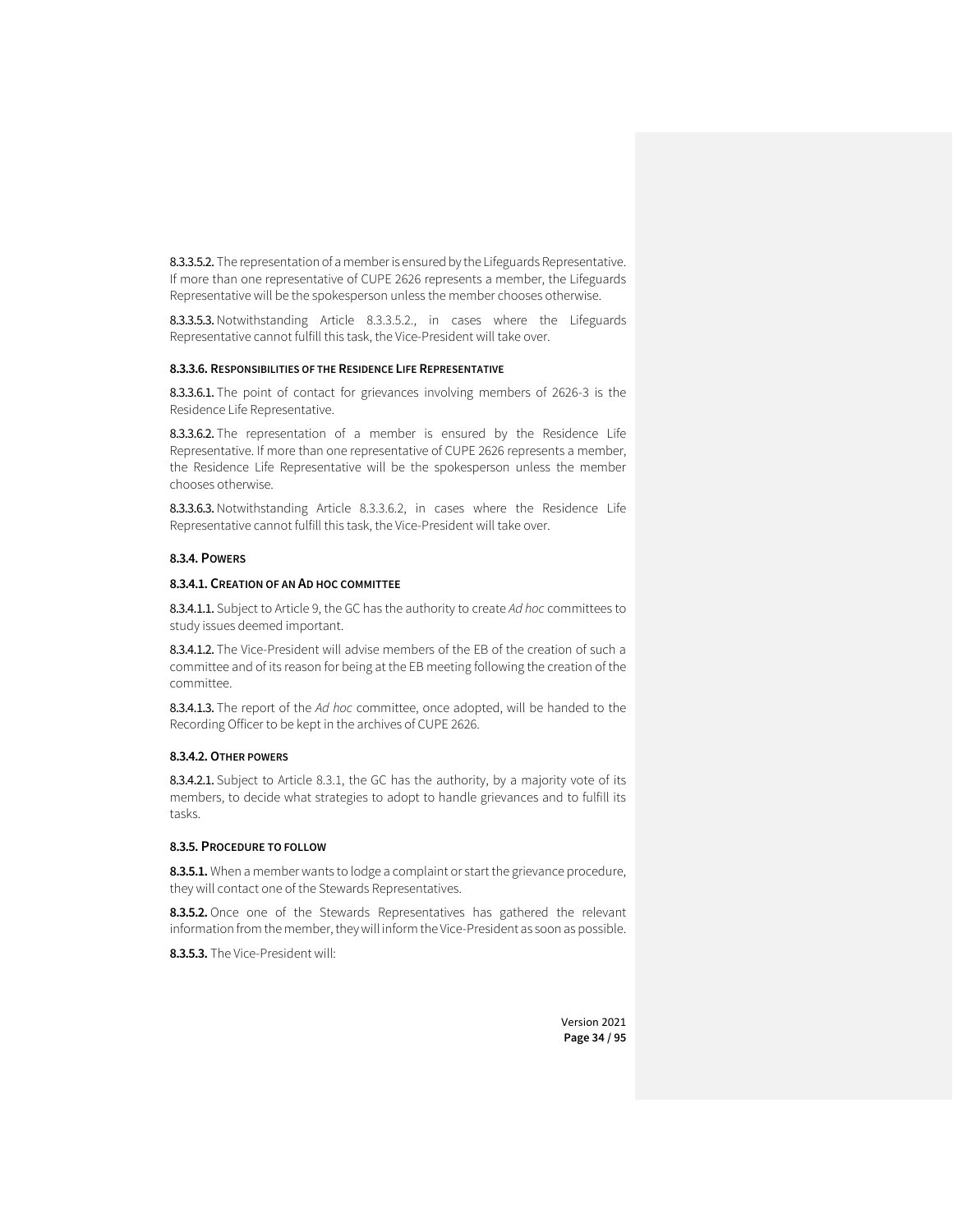**8.3.3.5.2.** The representation of a member is ensured by the Lifeguards Representative. If more than one representative of CUPE 2626 represents a member, the Lifeguards Representative will be the spokesperson unless the member chooses otherwise.

**8.3.3.5.3.** Notwithstanding Article 8.3.3.5.2., in cases where the Lifeguards Representative cannot fulfill this task, the Vice-President will take over.

#### 8.3.3.6. RESPONSIBILITIES OF THE RESIDENCE LIFE REPRESENTATIVE

**8.3.3.6.1.** The point of contact for grievances involving members of 2626-3 is the Residence Life Representative.

**8.3.3.6.2.** The representation of a member is ensured by the Residence Life Representative. If more than one representative of CUPE 2626 represents a member, the Residence Life Representative will be the spokesperson unless the member chooses otherwise.

**8.3.3.6.3.** Notwithstanding Article 8.3.3.6.2, in cases where the Residence Life Representative cannot fulfill this task, the Vice-President will take over.

### 8.3.4. POWERS

#### 8.3.4.1. CREATION OF AN AD HOC COMMITTEE

**8.3.4.1.1.** Subject to Article 9, the GC has the authority to create *Ad hoc* committees to study issues deemed important.

**8.3.4.1.2.** The Vice-President will advise members of the EB of the creation of such a committee and of its reason for being at the EB meeting following the creation of the committee.

**8.3.4.1.3.** The report of the *Ad hoc* committee, once adopted, will be handed to the Recording Officer to be kept in the archives of CUPE 2626.

#### 8.3.4.2. OTHER POWERS

**8.3.4.2.1.** Subject to Article 8.3.1, the GC has the authority, by a majority vote of its members, to decide what strategies to adopt to handle grievances and to fulfill its tasks.

### 8.3.5. PROCEDURE TO FOLLOW

**8.3.5.1.** When a member wants to lodge a complaint or start the grievance procedure, they will contact one of the Stewards Representatives.

**8.3.5.2.** Once one of the Stewards Representatives has gathered the relevant information from the member, they will inform the Vice-President as soon as possible.

**8.3.5.3.** The Vice-President will: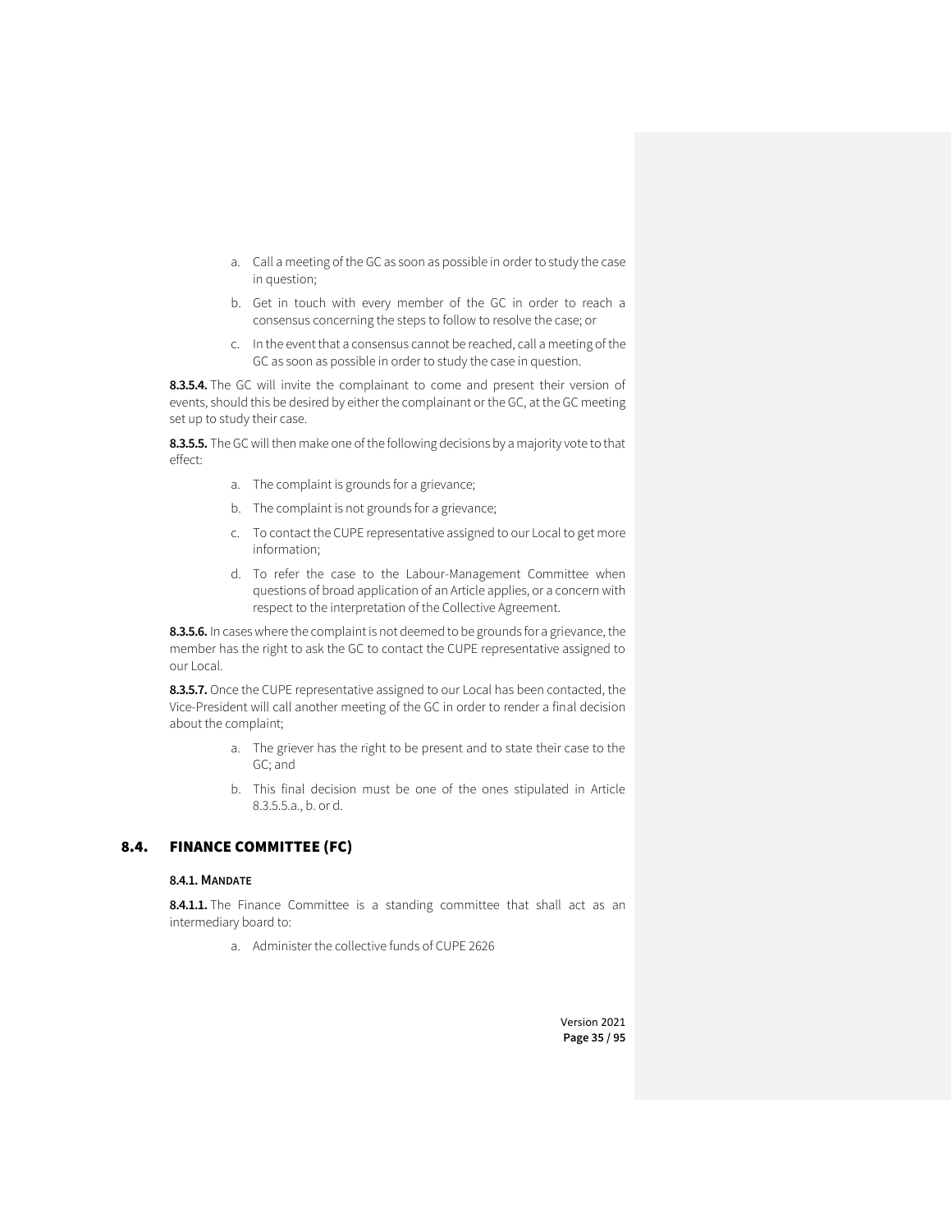a. Call a meeting of the GC as soon as possible in order to study the case in question;

b. Get in touch with every member of the GC in order to reach a consensus concerning the steps to follow to resolve the case; or

c. In the event that a consensus cannot be reached, call a meeting of the GC as soon as possible in order to study the case in question.

**8.3.5.4.** The GC will invite the complainant to come and present their version of events, should this be desired by either the complainant or the GC, at the GC meeting set up to study their case.

**8.3.5.5.** The GC will then make one of the following decisions by a majority vote to that effect:

a. The complaint is grounds for a grievance;

b. The complaint is not grounds for a grievance;

c. To contact the CUPE representative assigned to our Local to get more information;

d. To refer the case to the Labour-Management Committee when questions of broad application of an Article applies, or a concern with respect to the interpretation of the Collective Agreement.

**8.3.5.6.** In cases where the complaint is not deemed to be grounds for a grievance, the member has the right to ask the GC to contact the CUPE representative assigned to our Local.

**8.3.5.7.** Once the CUPE representative assigned to our Local has been contacted, the Vice-President will call another meeting of the GC in order to render a final decision about the complaint;

a. The griever has the right to be present and to state their case to the GC; and

b. This final decision must be one of the ones stipulated in Article 8.3.5.5.a., b. or d.

## 8.4. FINANCE COMMITTEE (FC)

### 8.4.1. MANDATE

**8.4.1.1.** The Finance Committee is a standing committee that shall act as an intermediary board to:

a. Administer the collective funds of CUPE 2626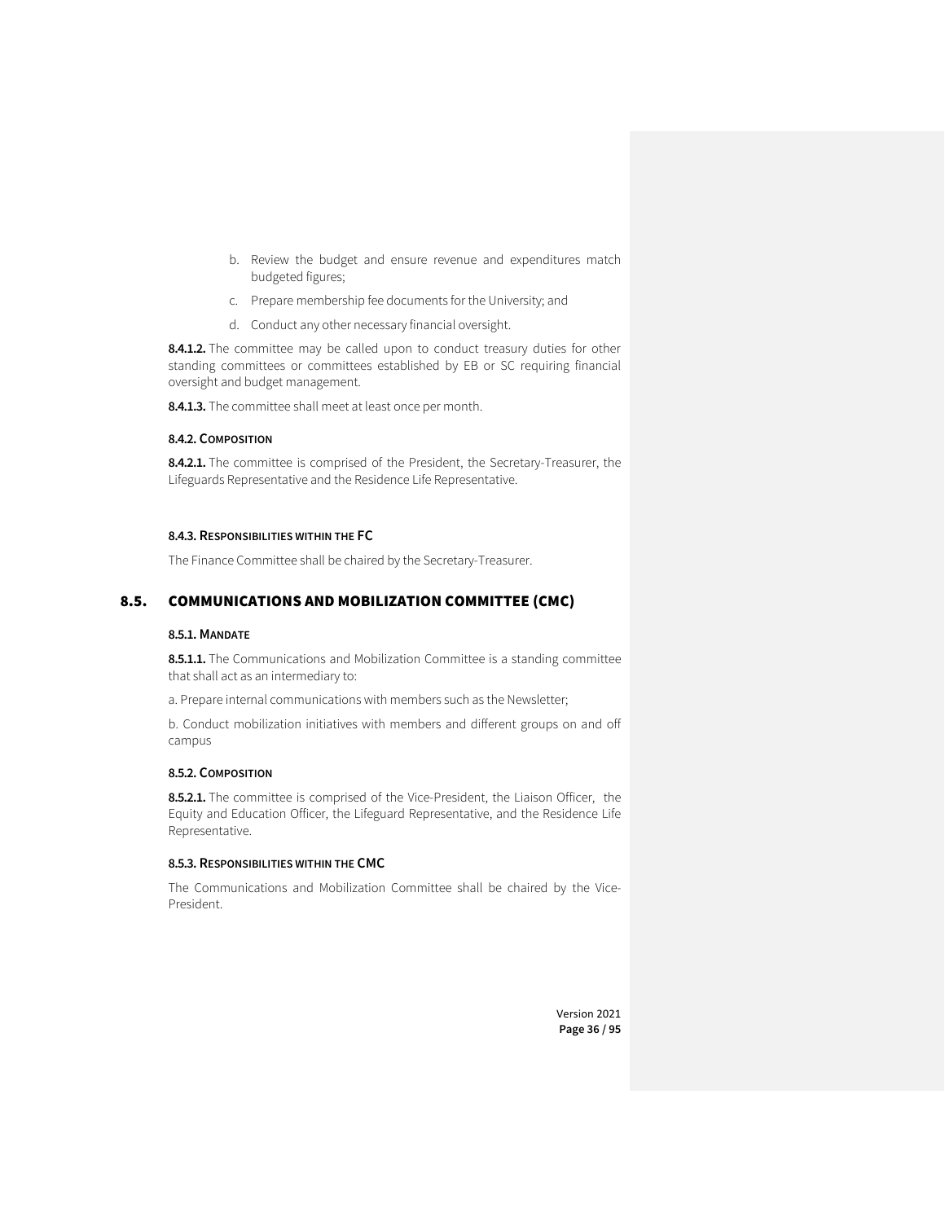b. Review the budget and ensure revenue and expenditures match budgeted figures;

c. Prepare membership fee documents for the University; and

d. Conduct any other necessary financial oversight.

**8.4.1.2.** The committee may be called upon to conduct treasury duties for other standing committees or committees established by EB or SC requiring financial oversight and budget management.

**8.4.1.3.** The committee shall meet at least once per month.

#### 8.4.2. Composition

**8.4.2.1.** The committee is comprised of the President, the Secretary-Treasurer, the Lifeguards Representative and the Residence Life Representative.

#### 8.4.3. Responsibilities within the FC

The Finance Committee shall be chaired by the Secretary-Treasurer.

## 8.5. COMMUNICATIONS AND MOBILIZATION COMMITTEE (CMC)

#### 8.5.1. Mandate

**8.5.1.1.** The Communications and Mobilization Committee is a standing committee that shall act as an intermediary to:

a. Prepare internal communications with members such as the Newsletter;

b. Conduct mobilization initiatives with members and different groups on and off campus

#### 8.5.2. Composition

**8.5.2.1.** The committee is comprised of the Vice-President, the Liaison Officer, the Equity and Education Officer, the Lifeguard Representative, and the Residence Life Representative.

#### 8.5.3. Responsibilities within the CMC

The Communications and Mobilization Committee shall be chaired by the Vice-President.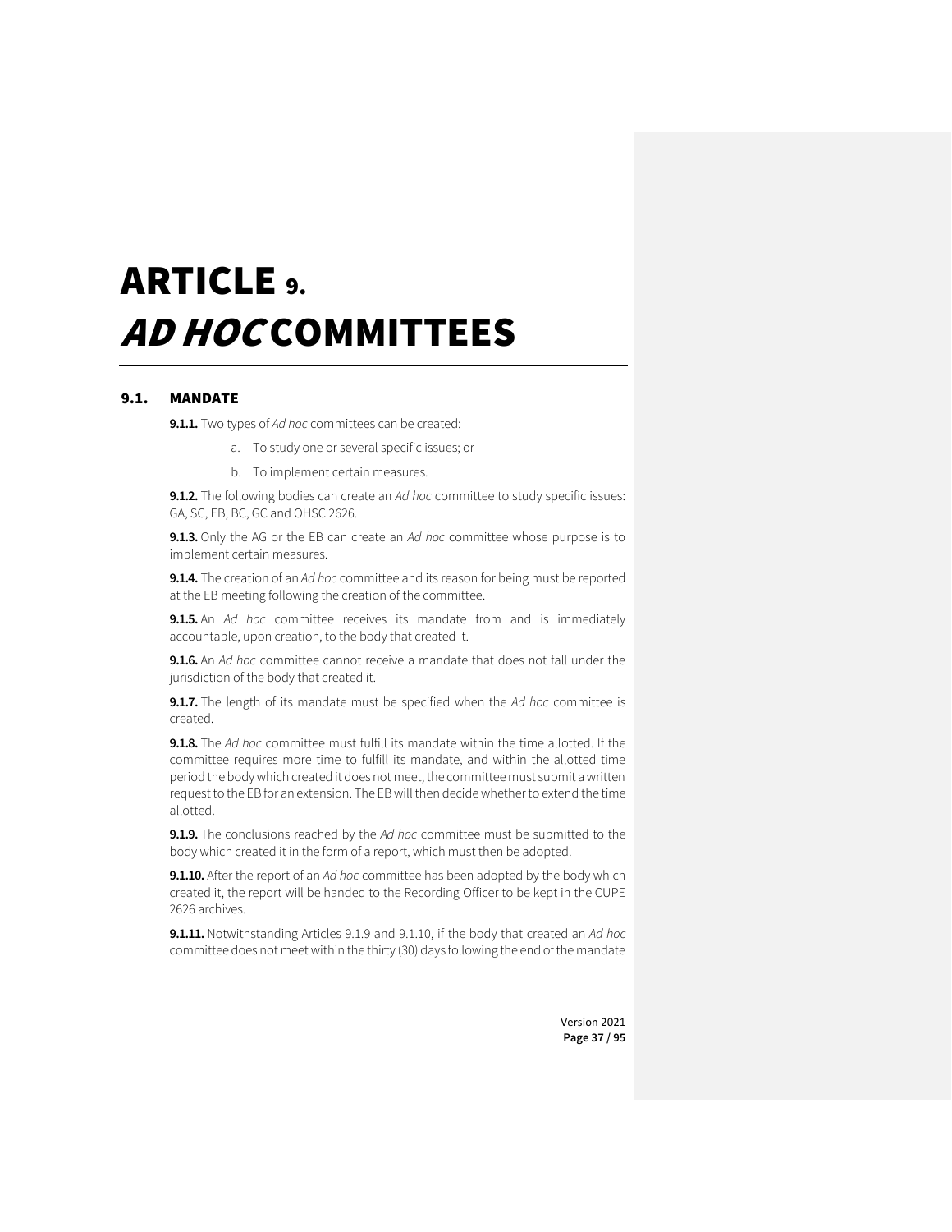# ARTICLE 9. *AD HOC* COMMITTEES

## 9.1. MANDATE

**9.1.1.** Two types of *Ad hoc* committees can be created:

a. To study one or several specific issues; or

b. To implement certain measures.

**9.1.2.** The following bodies can create an *Ad hoc* committee to study specific issues: GA, SC, EB, BC, GC and OHSC 2626.

**9.1.3.** Only the AG or the EB can create an *Ad hoc* committee whose purpose is to implement certain measures.

**9.1.4.** The creation of an *Ad hoc* committee and its reason for being must be reported at the EB meeting following the creation of the committee.

**9.1.5.** An *Ad hoc* committee receives its mandate from and is immediately accountable, upon creation, to the body that created it.

**9.1.6.** An *Ad hoc* committee cannot receive a mandate that does not fall under the jurisdiction of the body that created it.

**9.1.7.** The length of its mandate must be specified when the *Ad hoc* committee is created.

**9.1.8.** The *Ad hoc* committee must fulfill its mandate within the time allotted. If the committee requires more time to fulfill its mandate, and within the allotted time period the body which created it does not meet, the committee must submit a written request to the EB for an extension. The EB will then decide whether to extend the time allotted.

**9.1.9.** The conclusions reached by the *Ad hoc* committee must be submitted to the body which created it in the form of a report, which must then be adopted.

**9.1.10.** After the report of an *Ad hoc* committee has been adopted by the body which created it, the report will be handed to the Recording Officer to be kept in the CUPE 2626 archives.

**9.1.11.** Notwithstanding Articles 9.1.9 and 9.1.10, if the body that created an *Ad hoc* committee does not meet within the thirty (30) days following the end of the mandate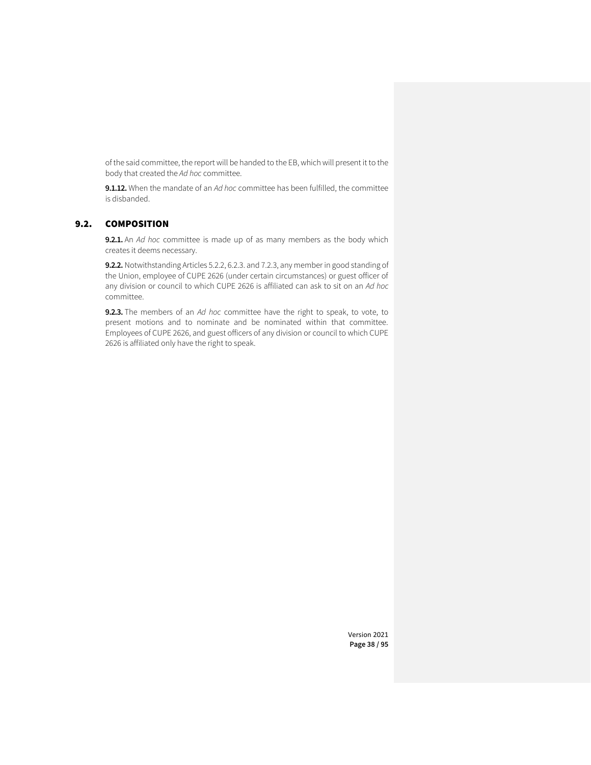of the said committee, the report will be handed to the EB, which will present it to the body that created the *Ad hoc* committee.

**9.1.12.** When the mandate of an *Ad hoc* committee has been fulfilled, the committee is disbanded.

## 9.2. COMPOSITION

**9.2.1.** An *Ad hoc* committee is made up of as many members as the body which creates it deems necessary.

**9.2.2.** Notwithstanding Articles 5.2.2, 6.2.3. and 7.2.3, any member in good standing of the Union, employee of CUPE 2626 (under certain circumstances) or guest officer of any division or council to which CUPE 2626 is affiliated can ask to sit on an *Ad hoc* committee.

**9.2.3.** The members of an *Ad hoc* committee have the right to speak, to vote, to present motions and to nominate and be nominated within that committee. Employees of CUPE 2626, and guest officers of any division or council to which CUPE 2626 is affiliated only have the right to speak.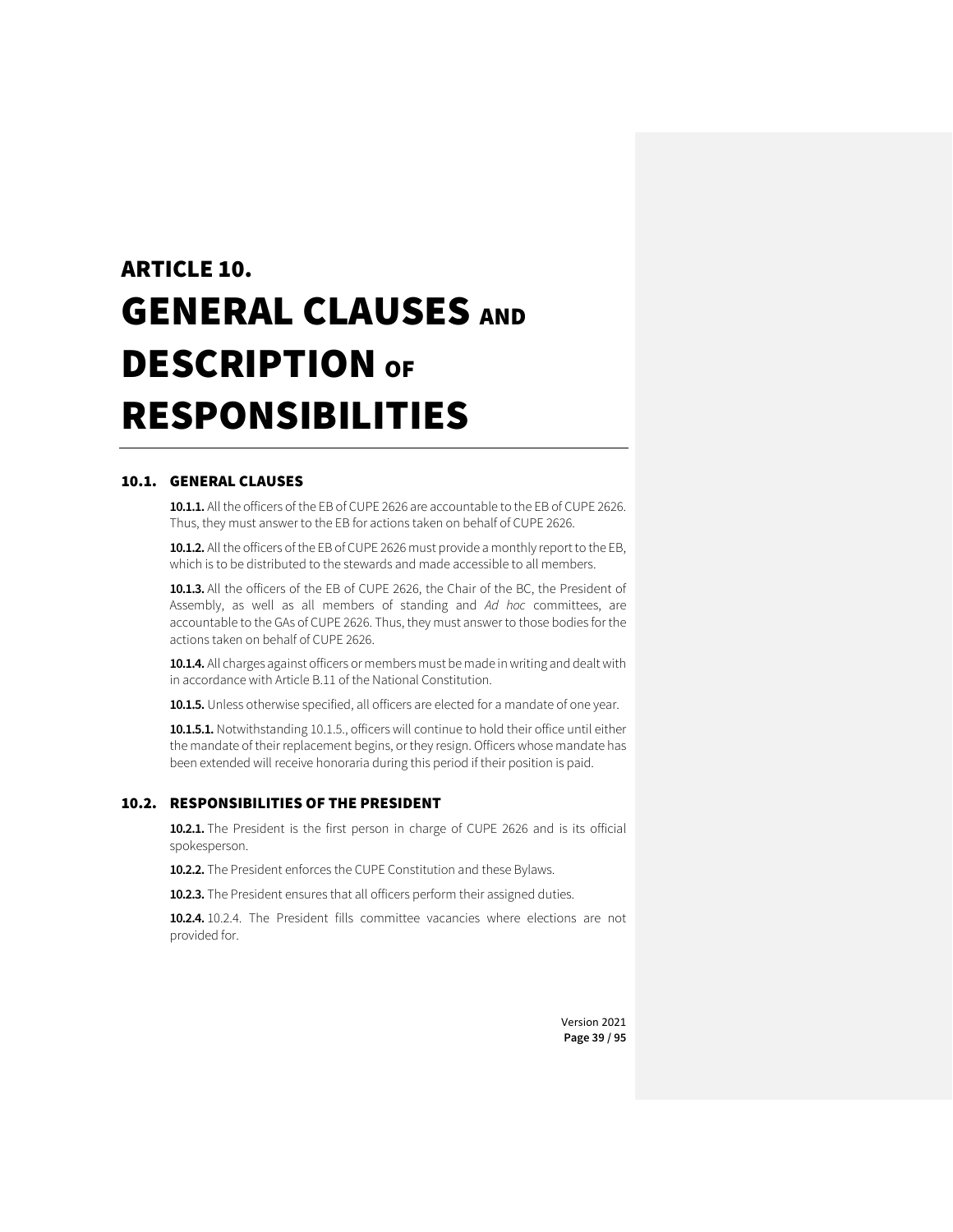# ARTICLE 10. GENERAL CLAUSES AND DESCRIPTION OF RESPONSIBILITIES

## 10.1. GENERAL CLAUSES

**10.1.1.** All the officers of the EB of CUPE 2626 are accountable to the EB of CUPE 2626. Thus, they must answer to the EB for actions taken on behalf of CUPE 2626.

**10.1.2.** All the officers of the EB of CUPE 2626 must provide a monthly report to the EB, which is to be distributed to the stewards and made accessible to all members.

**10.1.3.** All the officers of the EB of CUPE 2626, the Chair of the BC, the President of Assembly, as well as all members of standing and *Ad hoc* committees, are accountable to the GAs of CUPE 2626. Thus, they must answer to those bodies for the actions taken on behalf of CUPE 2626.

**10.1.4.** All charges against officers or members must be made in writing and dealt with in accordance with Article B.11 of the National Constitution.

**10.1.5.** Unless otherwise specified, all officers are elected for a mandate of one year.

**10.1.5.1.** Notwithstanding 10.1.5., officers will continue to hold their office until either the mandate of their replacement begins, or they resign. Officers whose mandate has been extended will receive honoraria during this period if their position is paid.

## 10.2. RESPONSIBILITIES OF THE PRESIDENT

**10.2.1.** The President is the first person in charge of CUPE 2626 and is its official spokesperson.

**10.2.2.** The President enforces the CUPE Constitution and these Bylaws.

**10.2.3.** The President ensures that all officers perform their assigned duties.

**10.2.4.** 10.2.4. The President fills committee vacancies where elections are not provided for.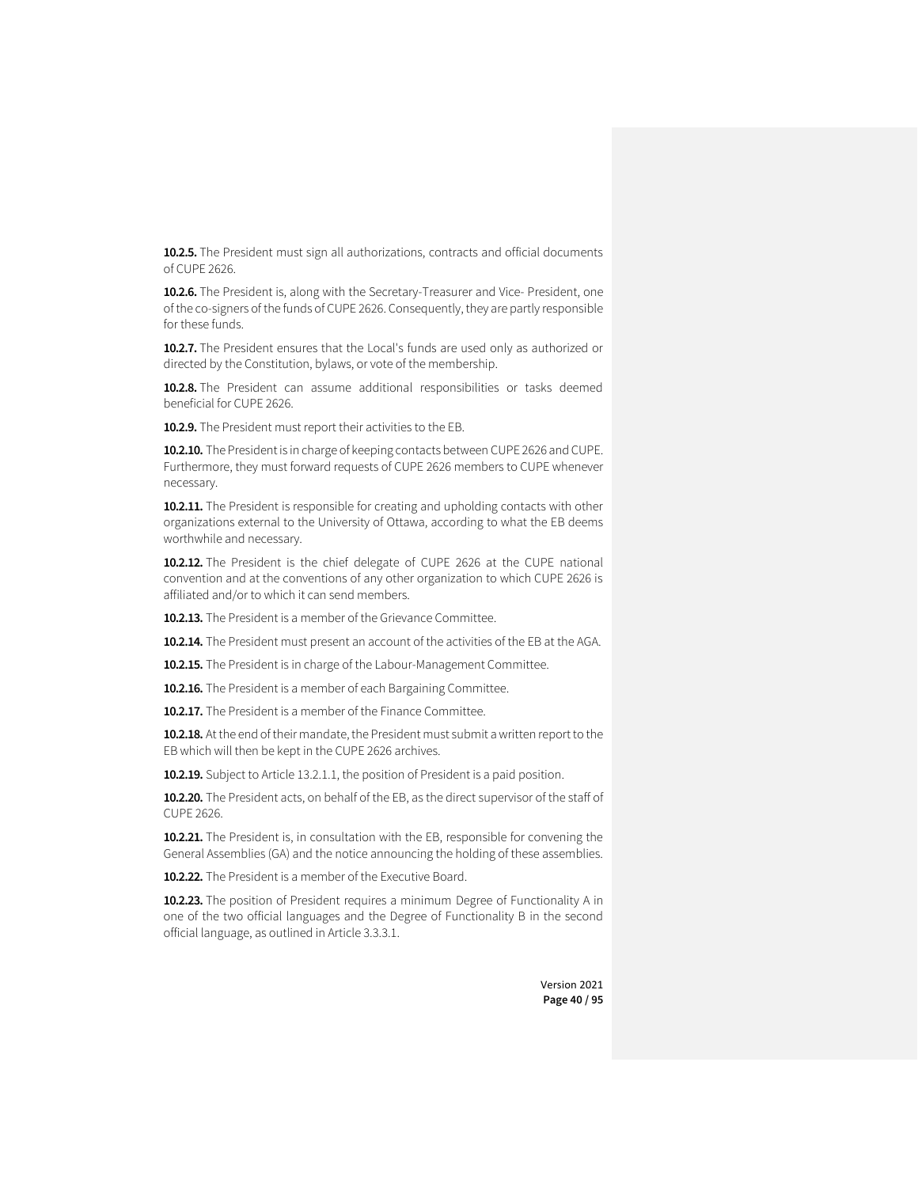**10.2.5.** The President must sign all authorizations, contracts and official documents of CUPE 2626.

**10.2.6.** The President is, along with the Secretary-Treasurer and Vice- President, one of the co-signers of the funds of CUPE 2626. Consequently, they are partly responsible for these funds.

**10.2.7.** The President ensures that the Local's funds are used only as authorized or directed by the Constitution, bylaws, or vote of the membership.

**10.2.8.** The President can assume additional responsibilities or tasks deemed beneficial for CUPE 2626.

**10.2.9.** The President must report their activities to the EB.

**10.2.10.** The President is in charge of keeping contacts between CUPE 2626 and CUPE. Furthermore, they must forward requests of CUPE 2626 members to CUPE whenever necessary.

**10.2.11.** The President is responsible for creating and upholding contacts with other organizations external to the University of Ottawa, according to what the EB deems worthwhile and necessary.

**10.2.12.** The President is the chief delegate of CUPE 2626 at the CUPE national convention and at the conventions of any other organization to which CUPE 2626 is affiliated and/or to which it can send members.

**10.2.13.** The President is a member of the Grievance Committee.

**10.2.14.** The President must present an account of the activities of the EB at the AGA.

**10.2.15.** The President is in charge of the Labour-Management Committee.

**10.2.16.** The President is a member of each Bargaining Committee.

**10.2.17.** The President is a member of the Finance Committee.

**10.2.18.** At the end of their mandate, the President must submit a written report to the EB which will then be kept in the CUPE 2626 archives.

**10.2.19.** Subject to Article 13.2.1.1, the position of President is a paid position.

**10.2.20.** The President acts, on behalf of the EB, as the direct supervisor of the staff of CUPE 2626.

**10.2.21.** The President is, in consultation with the EB, responsible for convening the General Assemblies (GA) and the notice announcing the holding of these assemblies.

**10.2.22.** The President is a member of the Executive Board.

**10.2.23.** The position of President requires a minimum Degree of Functionality A in one of the two official languages and the Degree of Functionality B in the second official language, as outlined in Article 3.3.3.1.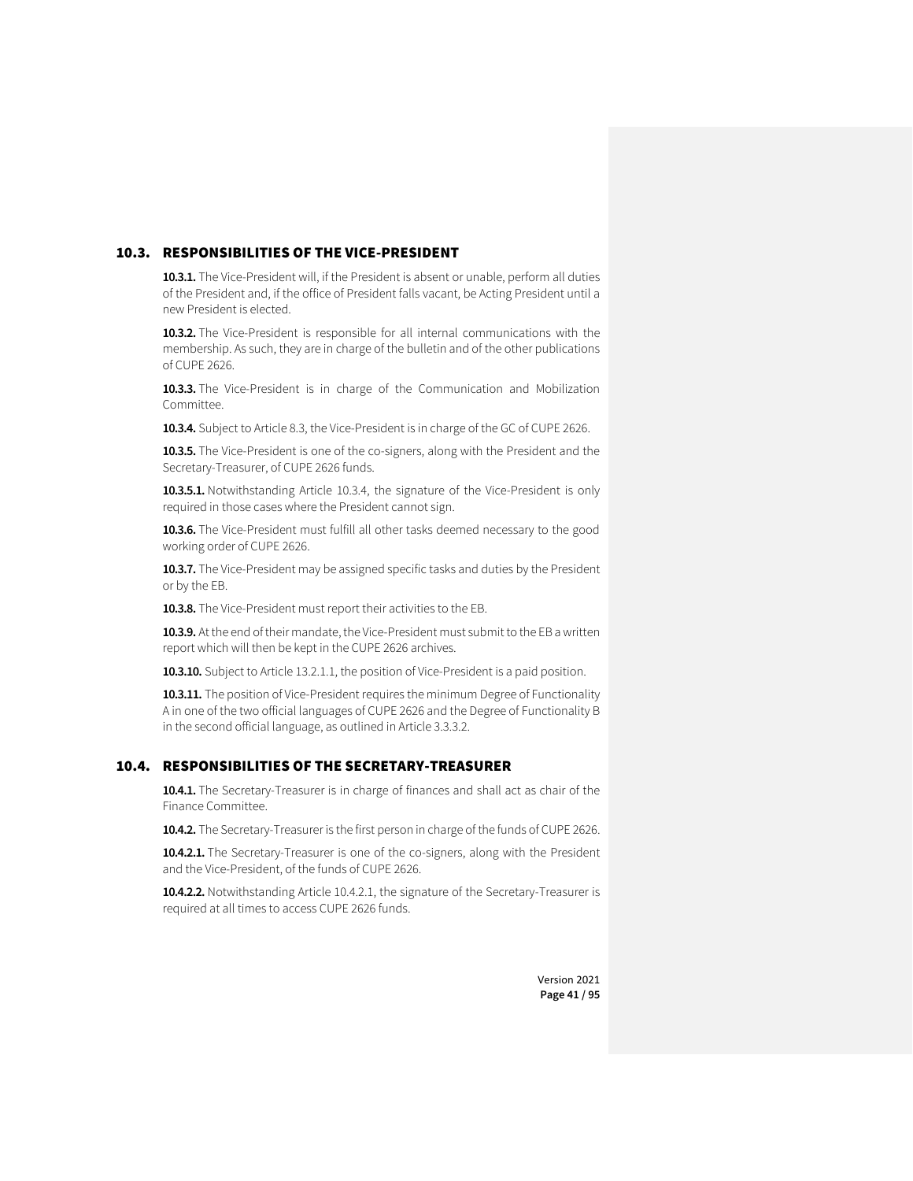## 10.3. RESPONSIBILITIES OF THE VICE-PRESIDENT

**10.3.1.** The Vice-President will, if the President is absent or unable, perform all duties of the President and, if the office of President falls vacant, be Acting President until a new President is elected.

**10.3.2.** The Vice-President is responsible for all internal communications with the membership. As such, they are in charge of the bulletin and of the other publications of CUPE 2626.

**10.3.3.** The Vice-President is in charge of the Communication and Mobilization Committee.

**10.3.4.** Subject to Article 8.3, the Vice-President is in charge of the GC of CUPE 2626.

**10.3.5.** The Vice-President is one of the co-signers, along with the President and the Secretary-Treasurer, of CUPE 2626 funds.

**10.3.5.1.** Notwithstanding Article 10.3.4, the signature of the Vice-President is only required in those cases where the President cannot sign.

**10.3.6.** The Vice-President must fulfill all other tasks deemed necessary to the good working order of CUPE 2626.

**10.3.7.** The Vice-President may be assigned specific tasks and duties by the President or by the EB.

**10.3.8.** The Vice-President must report their activities to the EB.

**10.3.9.** At the end of their mandate, the Vice-President must submit to the EB a written report which will then be kept in the CUPE 2626 archives.

**10.3.10.** Subject to Article 13.2.1.1, the position of Vice-President is a paid position.

**10.3.11.** The position of Vice-President requires the minimum Degree of Functionality A in one of the two official languages of CUPE 2626 and the Degree of Functionality B in the second official language, as outlined in Article 3.3.3.2.

## 10.4. RESPONSIBILITIES OF THE SECRETARY-TREASURER

**10.4.1.** The Secretary-Treasurer is in charge of finances and shall act as chair of the Finance Committee.

**10.4.2.** The Secretary-Treasurer is the first person in charge of the funds of CUPE 2626.

**10.4.2.1.** The Secretary-Treasurer is one of the co-signers, along with the President and the Vice-President, of the funds of CUPE 2626.

**10.4.2.2.** Notwithstanding Article 10.4.2.1, the signature of the Secretary-Treasurer is required at all times to access CUPE 2626 funds.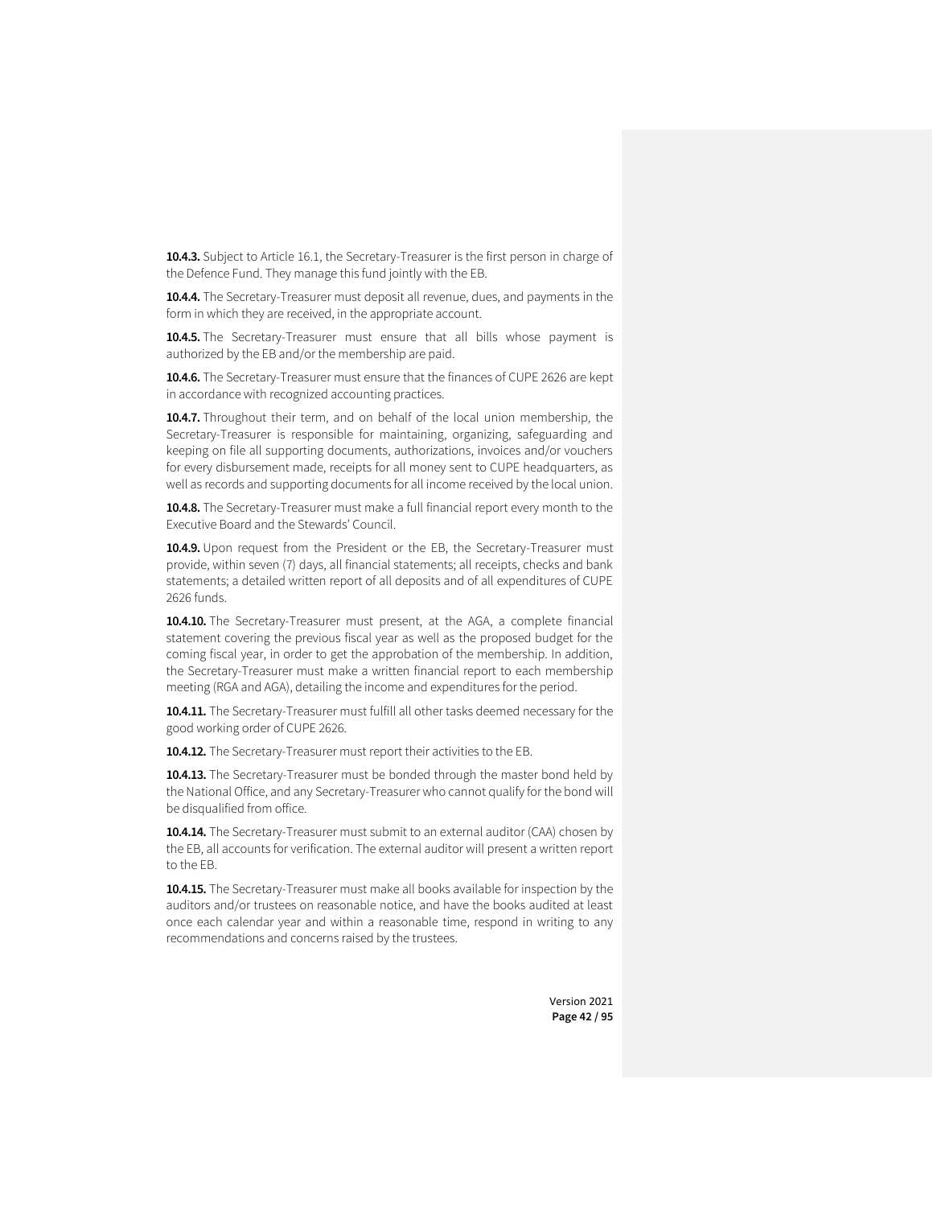**10.4.3.** Subject to Article 16.1, the Secretary-Treasurer is the first person in charge of the Defence Fund. They manage this fund jointly with the EB.

**10.4.4.** The Secretary-Treasurer must deposit all revenue, dues, and payments in the form in which they are received, in the appropriate account.

**10.4.5.** The Secretary-Treasurer must ensure that all bills whose payment is authorized by the EB and/or the membership are paid.

**10.4.6.** The Secretary-Treasurer must ensure that the finances of CUPE 2626 are kept in accordance with recognized accounting practices.

**10.4.7.** Throughout their term, and on behalf of the local union membership, the Secretary-Treasurer is responsible for maintaining, organizing, safeguarding and keeping on file all supporting documents, authorizations, invoices and/or vouchers for every disbursement made, receipts for all money sent to CUPE headquarters, as well as records and supporting documents for all income received by the local union.

**10.4.8.** The Secretary-Treasurer must make a full financial report every month to the Executive Board and the Stewards' Council.

**10.4.9.** Upon request from the President or the EB, the Secretary-Treasurer must provide, within seven (7) days, all financial statements; all receipts, checks and bank statements; a detailed written report of all deposits and of all expenditures of CUPE 2626 funds.

**10.4.10.** The Secretary-Treasurer must present, at the AGA, a complete financial statement covering the previous fiscal year as well as the proposed budget for the coming fiscal year, in order to get the approbation of the membership. In addition, the Secretary-Treasurer must make a written financial report to each membership meeting (RGA and AGA), detailing the income and expenditures for the period.

**10.4.11.** The Secretary-Treasurer must fulfill all other tasks deemed necessary for the good working order of CUPE 2626.

**10.4.12.** The Secretary-Treasurer must report their activities to the EB.

**10.4.13.** The Secretary-Treasurer must be bonded through the master bond held by the National Office, and any Secretary-Treasurer who cannot qualify for the bond will be disqualified from office.

**10.4.14.** The Secretary-Treasurer must submit to an external auditor (CAA) chosen by the EB, all accounts for verification. The external auditor will present a written report to the EB.

**10.4.15.** The Secretary-Treasurer must make all books available for inspection by the auditors and/or trustees on reasonable notice, and have the books audited at least once each calendar year and within a reasonable time, respond in writing to any recommendations and concerns raised by the trustees.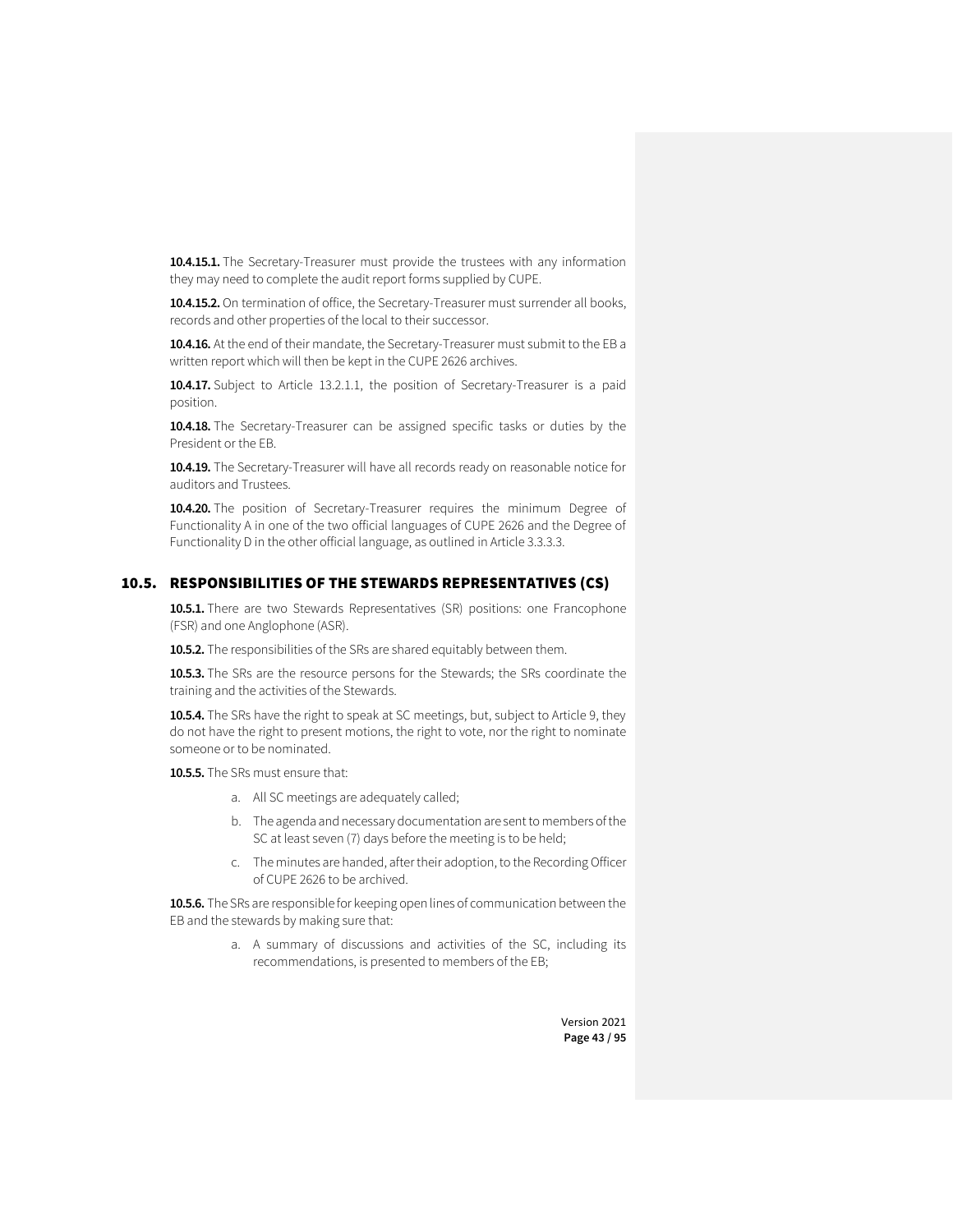**10.4.15.1.** The Secretary-Treasurer must provide the trustees with any information they may need to complete the audit report forms supplied by CUPE.

**10.4.15.2.** On termination of office, the Secretary-Treasurer must surrender all books, records and other properties of the local to their successor.

**10.4.16.** At the end of their mandate, the Secretary-Treasurer must submit to the EB a written report which will then be kept in the CUPE 2626 archives.

**10.4.17.** Subject to Article 13.2.1.1, the position of Secretary-Treasurer is a paid position.

**10.4.18.** The Secretary-Treasurer can be assigned specific tasks or duties by the President or the EB.

**10.4.19.** The Secretary-Treasurer will have all records ready on reasonable notice for auditors and Trustees.

**10.4.20.** The position of Secretary-Treasurer requires the minimum Degree of Functionality A in one of the two official languages of CUPE 2626 and the Degree of Functionality D in the other official language, as outlined in Article 3.3.3.3.

## 10.5. RESPONSIBILITIES OF THE STEWARDS REPRESENTATIVES (CS)

**10.5.1.** There are two Stewards Representatives (SR) positions: one Francophone (FSR) and one Anglophone (ASR).

**10.5.2.** The responsibilities of the SRs are shared equitably between them.

**10.5.3.** The SRs are the resource persons for the Stewards; the SRs coordinate the training and the activities of the Stewards.

**10.5.4.** The SRs have the right to speak at SC meetings, but, subject to Article 9, they do not have the right to present motions, the right to vote, nor the right to nominate someone or to be nominated.

**10.5.5.** The SRs must ensure that:

a. All SC meetings are adequately called;

b. The agenda and necessary documentation are sent to members of the SC at least seven (7) days before the meeting is to be held;

c. The minutes are handed, after their adoption, to the Recording Officer of CUPE 2626 to be archived.

**10.5.6.** The SRs are responsible for keeping open lines of communication between the EB and the stewards by making sure that:

a. A summary of discussions and activities of the SC, including its recommendations, is presented to members of the EB;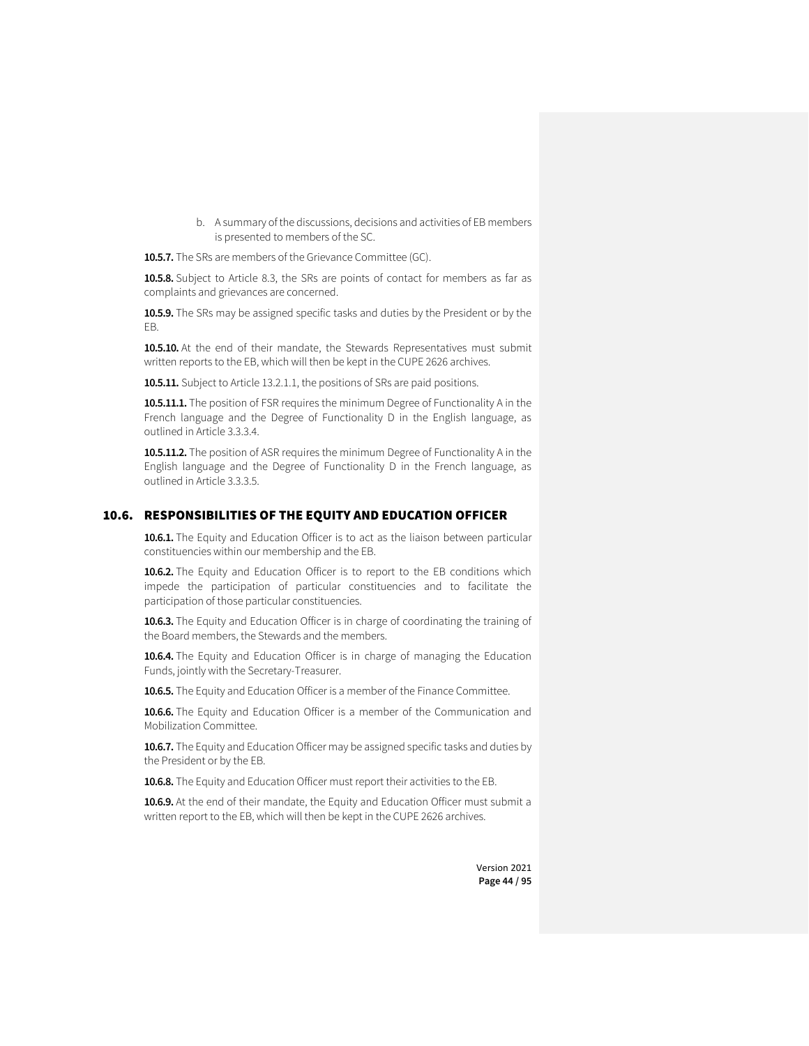b. A summary of the discussions, decisions and activities of EB members is presented to members of the SC.

**10.5.7.** The SRs are members of the Grievance Committee (GC).

**10.5.8.** Subject to Article 8.3, the SRs are points of contact for members as far as complaints and grievances are concerned.

**10.5.9.** The SRs may be assigned specific tasks and duties by the President or by the EB.

**10.5.10.** At the end of their mandate, the Stewards Representatives must submit written reports to the EB, which will then be kept in the CUPE 2626 archives.

**10.5.11.** Subject to Article 13.2.1.1, the positions of SRs are paid positions.

**10.5.11.1.** The position of FSR requires the minimum Degree of Functionality A in the French language and the Degree of Functionality D in the English language, as outlined in Article 3.3.3.4.

**10.5.11.2.** The position of ASR requires the minimum Degree of Functionality A in the English language and the Degree of Functionality D in the French language, as outlined in Article 3.3.3.5.

## 10.6. RESPONSIBILITIES OF THE EQUITY AND EDUCATION OFFICER

**10.6.1.** The Equity and Education Officer is to act as the liaison between particular constituencies within our membership and the EB.

**10.6.2.** The Equity and Education Officer is to report to the EB conditions which impede the participation of particular constituencies and to facilitate the participation of those particular constituencies.

**10.6.3.** The Equity and Education Officer is in charge of coordinating the training of the Board members, the Stewards and the members.

**10.6.4.** The Equity and Education Officer is in charge of managing the Education Funds, jointly with the Secretary-Treasurer.

**10.6.5.** The Equity and Education Officer is a member of the Finance Committee.

**10.6.6.** The Equity and Education Officer is a member of the Communication and Mobilization Committee.

**10.6.7.** The Equity and Education Officer may be assigned specific tasks and duties by the President or by the EB.

**10.6.8.** The Equity and Education Officer must report their activities to the EB.

**10.6.9.** At the end of their mandate, the Equity and Education Officer must submit a written report to the EB, which will then be kept in the CUPE 2626 archives.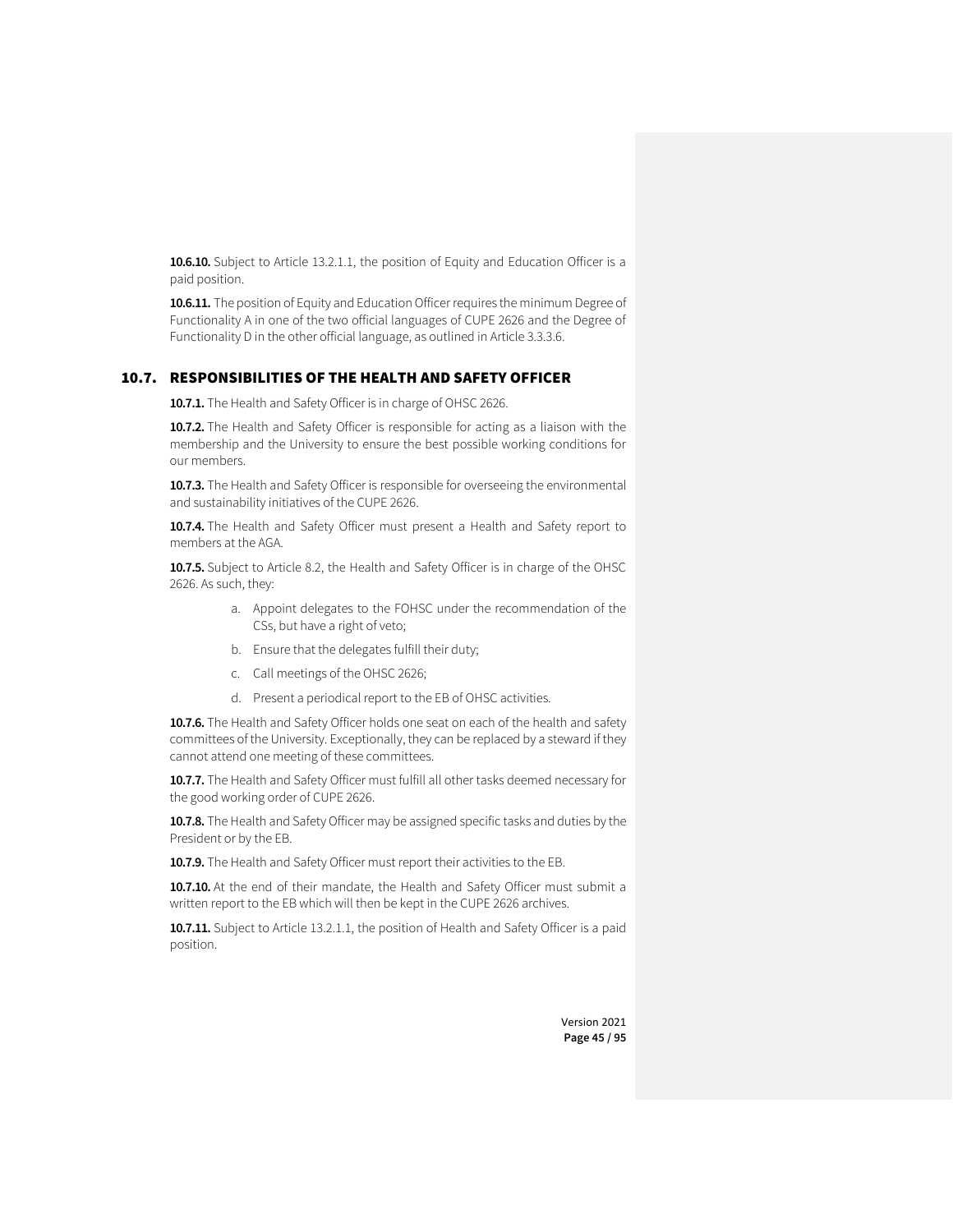**10.6.10.** Subject to Article 13.2.1.1, the position of Equity and Education Officer is a paid position.

**10.6.11.** The position of Equity and Education Officer requires the minimum Degree of Functionality A in one of the two official languages of CUPE 2626 and the Degree of Functionality D in the other official language, as outlined in Article 3.3.3.6.

## 10.7. RESPONSIBILITIES OF THE HEALTH AND SAFETY OFFICER

**10.7.1.** The Health and Safety Officer is in charge of OHSC 2626.

**10.7.2.** The Health and Safety Officer is responsible for acting as a liaison with the membership and the University to ensure the best possible working conditions for our members.

**10.7.3.** The Health and Safety Officer is responsible for overseeing the environmental and sustainability initiatives of the CUPE 2626.

**10.7.4.** The Health and Safety Officer must present a Health and Safety report to members at the AGA.

**10.7.5.** Subject to Article 8.2, the Health and Safety Officer is in charge of the OHSC 2626. As such, they:

a. Appoint delegates to the FOHSC under the recommendation of the CSs, but have a right of veto;

b. Ensure that the delegates fulfill their duty;

c. Call meetings of the OHSC 2626;

d. Present a periodical report to the EB of OHSC activities.

**10.7.6.** The Health and Safety Officer holds one seat on each of the health and safety committees of the University. Exceptionally, they can be replaced by a steward if they cannot attend one meeting of these committees.

**10.7.7.** The Health and Safety Officer must fulfill all other tasks deemed necessary for the good working order of CUPE 2626.

**10.7.8.** The Health and Safety Officer may be assigned specific tasks and duties by the President or by the EB.

**10.7.9.** The Health and Safety Officer must report their activities to the EB.

**10.7.10.** At the end of their mandate, the Health and Safety Officer must submit a written report to the EB which will then be kept in the CUPE 2626 archives.

**10.7.11.** Subject to Article 13.2.1.1, the position of Health and Safety Officer is a paid position.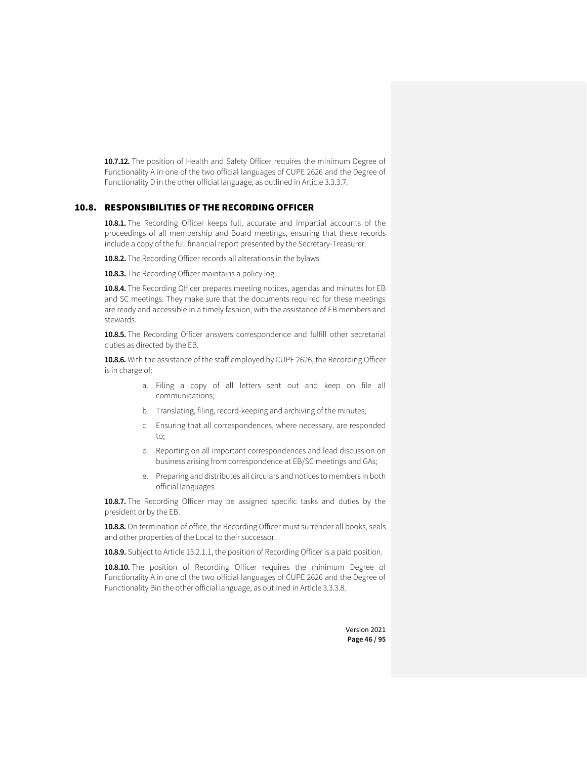**10.7.12.** The position of Health and Safety Officer requires the minimum Degree of Functionality A in one of the two official languages of CUPE 2626 and the Degree of Functionality D in the other official language, as outlined in Article 3.3.3.7.

## 10.8. RESPONSIBILITIES OF THE RECORDING OFFICER

**10.8.1.** The Recording Officer keeps full, accurate and impartial accounts of the proceedings of all membership and Board meetings, ensuring that these records include a copy of the full financial report presented by the Secretary-Treasurer.

**10.8.2.** The Recording Officer records all alterations in the bylaws.

**10.8.3.** The Recording Officer maintains a policy log.

**10.8.4.** The Recording Officer prepares meeting notices, agendas and minutes for EB and SC meetings. They make sure that the documents required for these meetings are ready and accessible in a timely fashion, with the assistance of EB members and stewards.

**10.8.5.** The Recording Officer answers correspondence and fulfill other secretarial duties as directed by the EB.

**10.8.6.** With the assistance of the staff employed by CUPE 2626, the Recording Officer is in charge of:

a. Filing a copy of all letters sent out and keep on file all communications;

b. Translating, filing, record-keeping and archiving of the minutes;

c. Ensuring that all correspondences, where necessary, are responded to;

d. Reporting on all important correspondences and lead discussion on business arising from correspondence at EB/SC meetings and GAs;

e. Preparing and distributes all circulars and notices to members in both official languages.

**10.8.7.** The Recording Officer may be assigned specific tasks and duties by the president or by the EB.

**10.8.8.** On termination of office, the Recording Officer must surrender all books, seals and other properties of the Local to their successor.

**10.8.9.** Subject to Article 13.2.1.1, the position of Recording Officer is a paid position.

**10.8.10.** The position of Recording Officer requires the minimum Degree of Functionality A in one of the two official languages of CUPE 2626 and the Degree of Functionality Bin the other official language, as outlined in Article 3.3.3.8.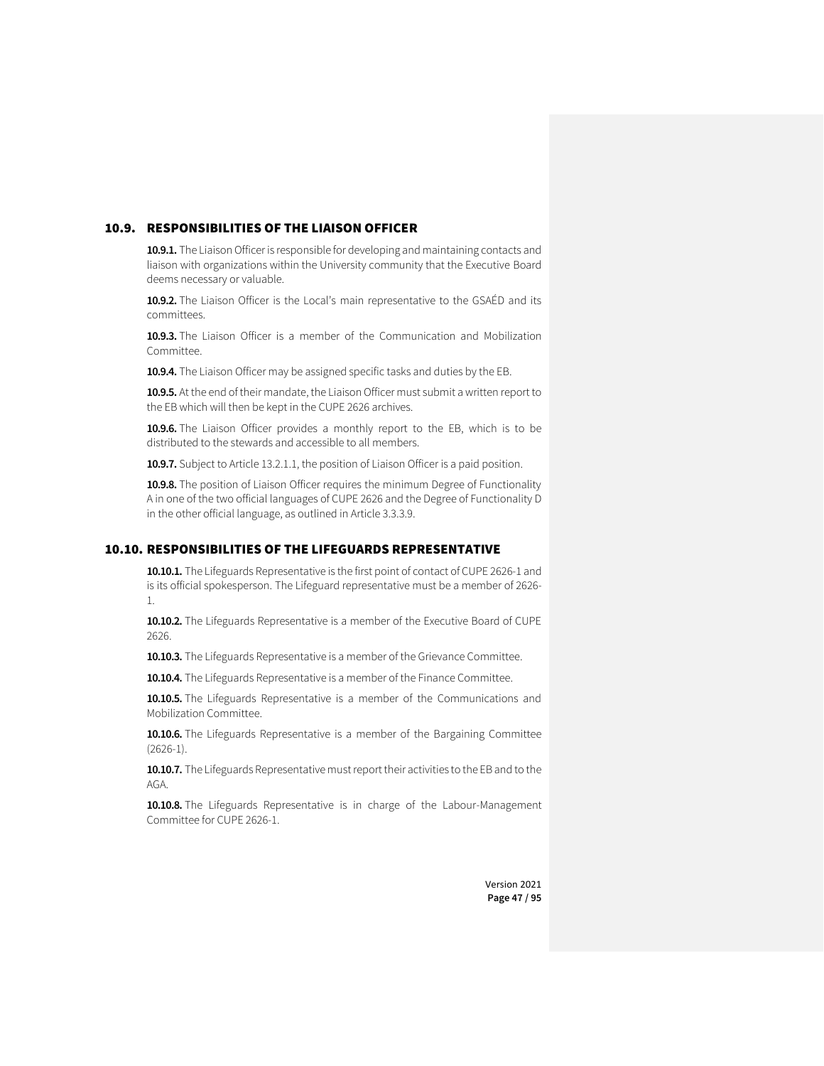## 10.9. RESPONSIBILITIES OF THE LIAISON OFFICER

**10.9.1.** The Liaison Officer is responsible for developing and maintaining contacts and liaison with organizations within the University community that the Executive Board deems necessary or valuable.

**10.9.2.** The Liaison Officer is the Local's main representative to the GSAÉD and its committees.

**10.9.3.** The Liaison Officer is a member of the Communication and Mobilization Committee.

**10.9.4.** The Liaison Officer may be assigned specific tasks and duties by the EB.

**10.9.5.** At the end of their mandate, the Liaison Officer must submit a written report to the EB which will then be kept in the CUPE 2626 archives.

**10.9.6.** The Liaison Officer provides a monthly report to the EB, which is to be distributed to the stewards and accessible to all members.

**10.9.7.** Subject to Article 13.2.1.1, the position of Liaison Officer is a paid position.

**10.9.8.** The position of Liaison Officer requires the minimum Degree of Functionality A in one of the two official languages of CUPE 2626 and the Degree of Functionality D in the other official language, as outlined in Article 3.3.3.9.

## 10.10. RESPONSIBILITIES OF THE LIFEGUARDS REPRESENTATIVE

**10.10.1.** The Lifeguards Representative is the first point of contact of CUPE 2626-1 and is its official spokesperson. The Lifeguard representative must be a member of 2626-1.

**10.10.2.** The Lifeguards Representative is a member of the Executive Board of CUPE 2626.

**10.10.3.** The Lifeguards Representative is a member of the Grievance Committee.

**10.10.4.** The Lifeguards Representative is a member of the Finance Committee.

**10.10.5.** The Lifeguards Representative is a member of the Communications and Mobilization Committee.

**10.10.6.** The Lifeguards Representative is a member of the Bargaining Committee (2626-1).

**10.10.7.** The Lifeguards Representative must report their activities to the EB and to the AGA.

**10.10.8.** The Lifeguards Representative is in charge of the Labour-Management Committee for CUPE 2626-1.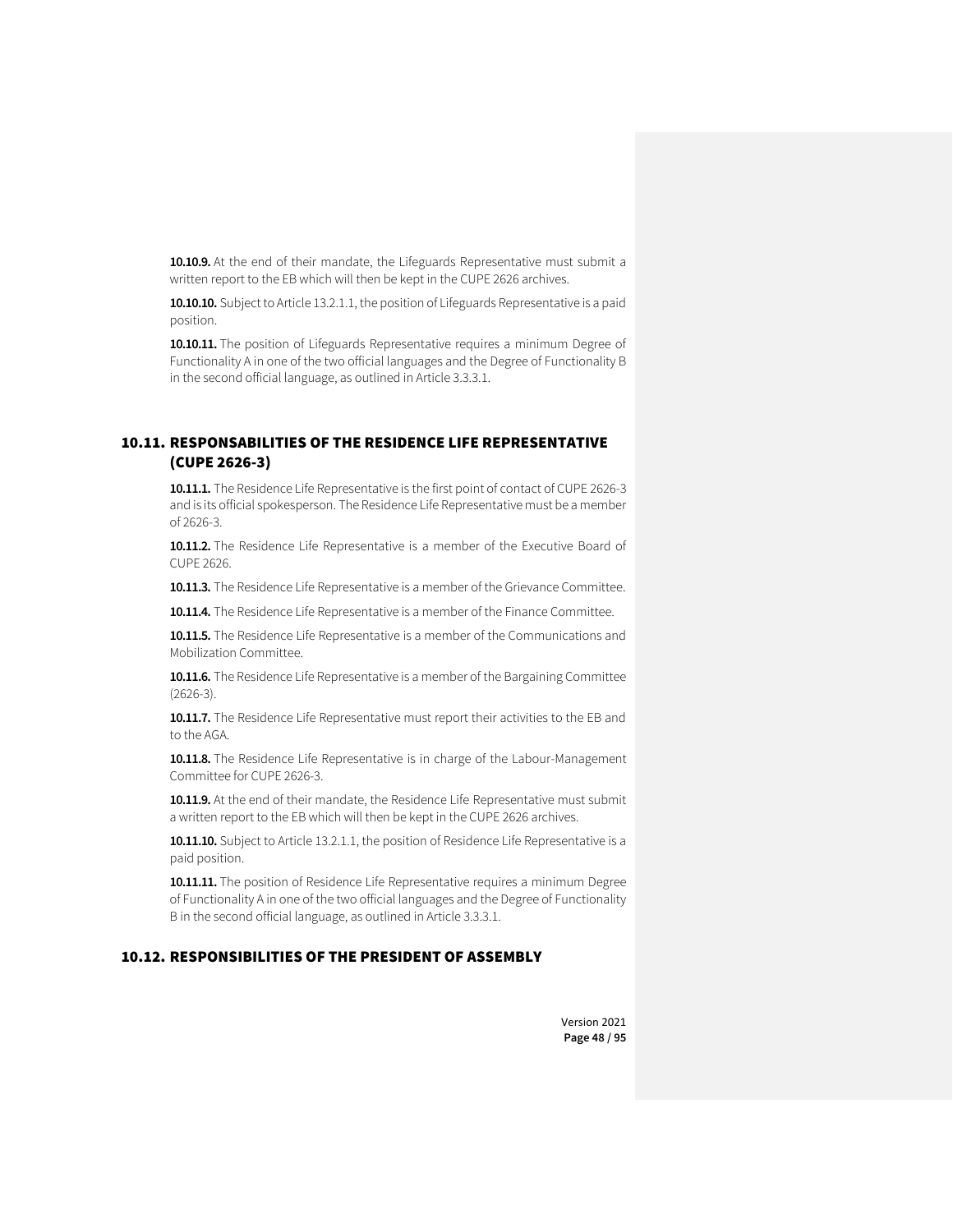**10.10.9.** At the end of their mandate, the Lifeguards Representative must submit a written report to the EB which will then be kept in the CUPE 2626 archives.

**10.10.10.** Subject to Article 13.2.1.1, the position of Lifeguards Representative is a paid position.

**10.10.11.** The position of Lifeguards Representative requires a minimum Degree of Functionality A in one of the two official languages and the Degree of Functionality B in the second official language, as outlined in Article 3.3.3.1.

## 10.11. RESPONSABILITIES OF THE RESIDENCE LIFE REPRESENTATIVE (CUPE 2626-3)

**10.11.1.** The Residence Life Representative is the first point of contact of CUPE 2626-3 and is its official spokesperson. The Residence Life Representative must be a member of 2626-3.

**10.11.2.** The Residence Life Representative is a member of the Executive Board of CUPE 2626.

**10.11.3.** The Residence Life Representative is a member of the Grievance Committee.

**10.11.4.** The Residence Life Representative is a member of the Finance Committee.

**10.11.5.** The Residence Life Representative is a member of the Communications and Mobilization Committee.

**10.11.6.** The Residence Life Representative is a member of the Bargaining Committee (2626-3).

**10.11.7.** The Residence Life Representative must report their activities to the EB and to the AGA.

**10.11.8.** The Residence Life Representative is in charge of the Labour-Management Committee for CUPE 2626-3.

**10.11.9.** At the end of their mandate, the Residence Life Representative must submit a written report to the EB which will then be kept in the CUPE 2626 archives.

**10.11.10.** Subject to Article 13.2.1.1, the position of Residence Life Representative is a paid position.

**10.11.11.** The position of Residence Life Representative requires a minimum Degree of Functionality A in one of the two official languages and the Degree of Functionality B in the second official language, as outlined in Article 3.3.3.1.

## 10.12. RESPONSIBILITIES OF THE PRESIDENT OF ASSEMBLY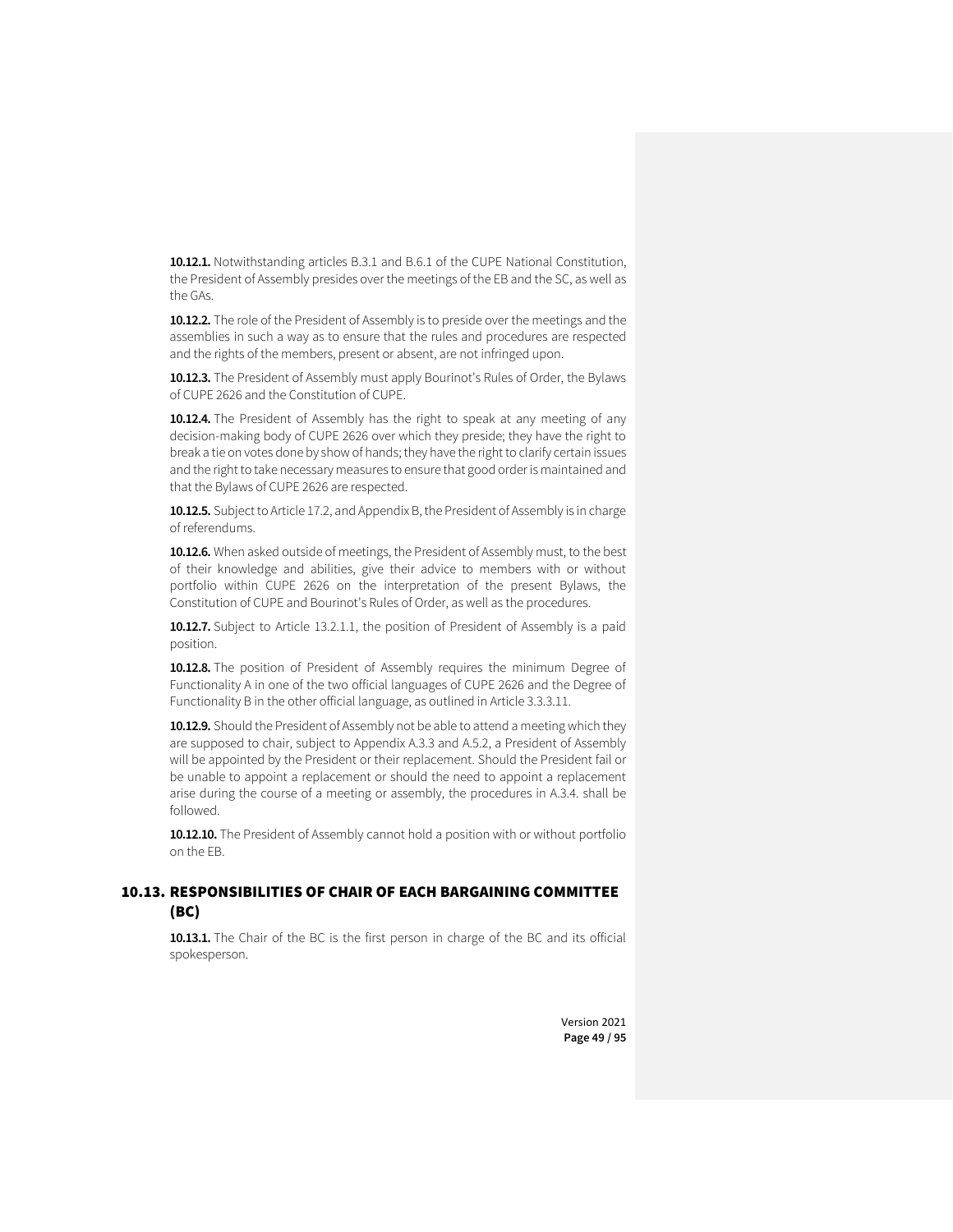**10.12.1.** Notwithstanding articles B.3.1 and B.6.1 of the CUPE National Constitution, the President of Assembly presides over the meetings of the EB and the SC, as well as the GAs.

**10.12.2.** The role of the President of Assembly is to preside over the meetings and the assemblies in such a way as to ensure that the rules and procedures are respected and the rights of the members, present or absent, are not infringed upon.

**10.12.3.** The President of Assembly must apply Bourinot's Rules of Order, the Bylaws of CUPE 2626 and the Constitution of CUPE.

**10.12.4.** The President of Assembly has the right to speak at any meeting of any decision-making body of CUPE 2626 over which they preside; they have the right to break a tie on votes done by show of hands; they have the right to clarify certain issues and the right to take necessary measures to ensure that good order is maintained and that the Bylaws of CUPE 2626 are respected.

**10.12.5.** Subject to Article 17.2, and Appendix B, the President of Assembly is in charge of referendums.

**10.12.6.** When asked outside of meetings, the President of Assembly must, to the best of their knowledge and abilities, give their advice to members with or without portfolio within CUPE 2626 on the interpretation of the present Bylaws, the Constitution of CUPE and Bourinot's Rules of Order, as well as the procedures.

**10.12.7.** Subject to Article 13.2.1.1, the position of President of Assembly is a paid position.

**10.12.8.** The position of President of Assembly requires the minimum Degree of Functionality A in one of the two official languages of CUPE 2626 and the Degree of Functionality B in the other official language, as outlined in Article 3.3.3.11.

**10.12.9.** Should the President of Assembly not be able to attend a meeting which they are supposed to chair, subject to Appendix A.3.3 and A.5.2, a President of Assembly will be appointed by the President or their replacement. Should the President fail or be unable to appoint a replacement or should the need to appoint a replacement arise during the course of a meeting or assembly, the procedures in A.3.4. shall be followed.

**10.12.10.** The President of Assembly cannot hold a position with or without portfolio on the EB.

## 10.13. RESPONSIBILITIES OF CHAIR OF EACH BARGAINING COMMITTEE (BC)

**10.13.1.** The Chair of the BC is the first person in charge of the BC and its official spokesperson.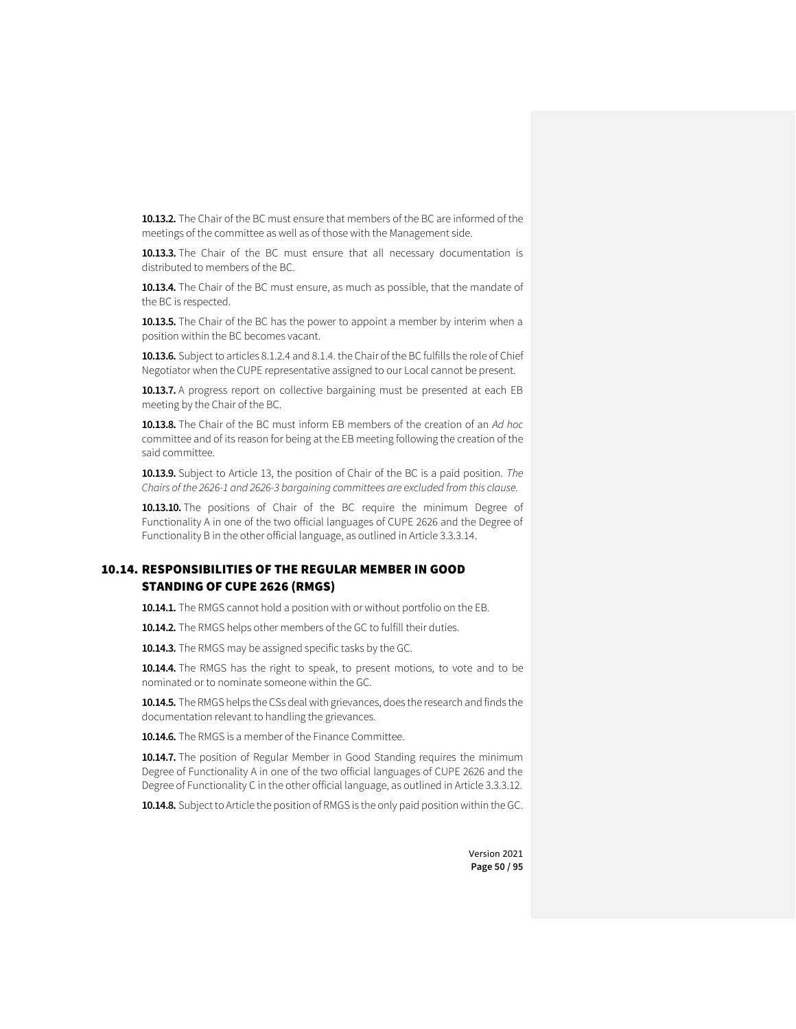**10.13.2.** The Chair of the BC must ensure that members of the BC are informed of the meetings of the committee as well as of those with the Management side.

**10.13.3.** The Chair of the BC must ensure that all necessary documentation is distributed to members of the BC.

**10.13.4.** The Chair of the BC must ensure, as much as possible, that the mandate of the BC is respected.

**10.13.5.** The Chair of the BC has the power to appoint a member by interim when a position within the BC becomes vacant.

**10.13.6.** Subject to articles 8.1.2.4 and 8.1.4. the Chair of the BC fulfills the role of Chief Negotiator when the CUPE representative assigned to our Local cannot be present.

**10.13.7.** A progress report on collective bargaining must be presented at each EB meeting by the Chair of the BC.

**10.13.8.** The Chair of the BC must inform EB members of the creation of an *Ad hoc* committee and of its reason for being at the EB meeting following the creation of the said committee.

**10.13.9.** Subject to Article 13, the position of Chair of the BC is a paid position. *The Chairs of the 2626-1 and 2626-3 bargaining committees are excluded from this clause.*

**10.13.10.** The positions of Chair of the BC require the minimum Degree of Functionality A in one of the two official languages of CUPE 2626 and the Degree of Functionality B in the other official language, as outlined in Article 3.3.3.14.

## 10.14. RESPONSIBILITIES OF THE REGULAR MEMBER IN GOOD STANDING OF CUPE 2626 (RMGS)

**10.14.1.** The RMGS cannot hold a position with or without portfolio on the EB.

**10.14.2.** The RMGS helps other members of the GC to fulfill their duties.

**10.14.3.** The RMGS may be assigned specific tasks by the GC.

**10.14.4.** The RMGS has the right to speak, to present motions, to vote and to be nominated or to nominate someone within the GC.

**10.14.5.** The RMGS helps the CSs deal with grievances, does the research and finds the documentation relevant to handling the grievances.

**10.14.6.** The RMGS is a member of the Finance Committee.

**10.14.7.** The position of Regular Member in Good Standing requires the minimum Degree of Functionality A in one of the two official languages of CUPE 2626 and the Degree of Functionality C in the other official language, as outlined in Article 3.3.3.12.

**10.14.8.** Subject to Article the position of RMGS is the only paid position within the GC.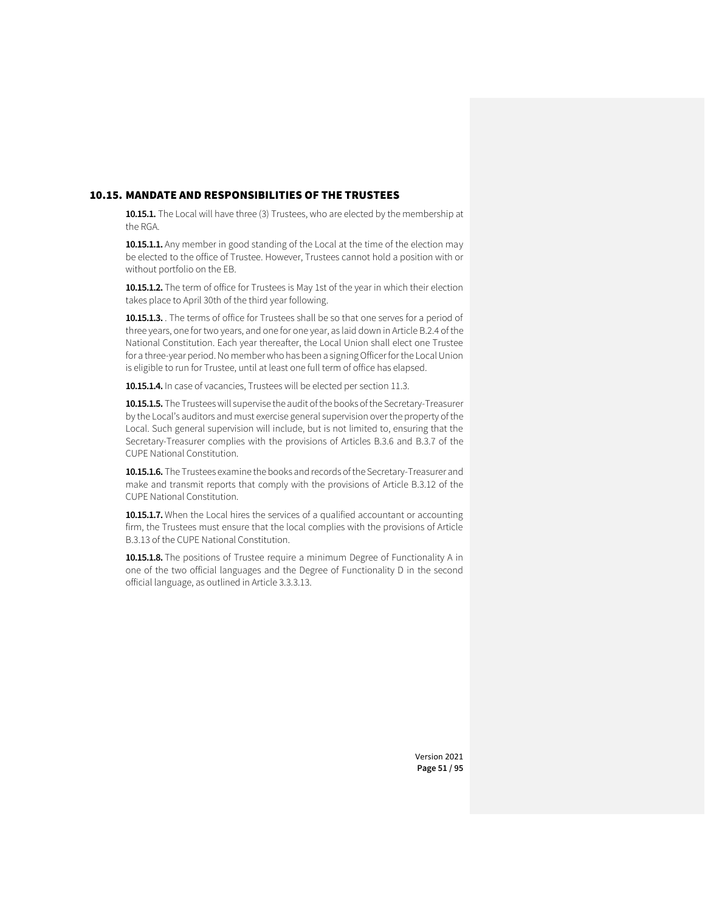## 10.15. MANDATE AND RESPONSIBILITIES OF THE TRUSTEES

**10.15.1.** The Local will have three (3) Trustees, who are elected by the membership at the RGA.

**10.15.1.1.** Any member in good standing of the Local at the time of the election may be elected to the office of Trustee. However, Trustees cannot hold a position with or without portfolio on the EB.

**10.15.1.2.** The term of office for Trustees is May 1st of the year in which their election takes place to April 30th of the third year following.

**10.15.1.3.** . The terms of office for Trustees shall be so that one serves for a period of three years, one for two years, and one for one year, as laid down in Article B.2.4 of the National Constitution. Each year thereafter, the Local Union shall elect one Trustee for a three-year period. No member who has been a signing Officer for the Local Union is eligible to run for Trustee, until at least one full term of office has elapsed.

**10.15.1.4.** In case of vacancies, Trustees will be elected per section 11.3.

**10.15.1.5.** The Trustees will supervise the audit of the books of the Secretary-Treasurer by the Local's auditors and must exercise general supervision over the property of the Local. Such general supervision will include, but is not limited to, ensuring that the Secretary-Treasurer complies with the provisions of Articles B.3.6 and B.3.7 of the CUPE National Constitution.

**10.15.1.6.** The Trustees examine the books and records of the Secretary-Treasurer and make and transmit reports that comply with the provisions of Article B.3.12 of the CUPE National Constitution.

**10.15.1.7.** When the Local hires the services of a qualified accountant or accounting firm, the Trustees must ensure that the local complies with the provisions of Article B.3.13 of the CUPE National Constitution.

**10.15.1.8.** The positions of Trustee require a minimum Degree of Functionality A in one of the two official languages and the Degree of Functionality D in the second official language, as outlined in Article 3.3.3.13.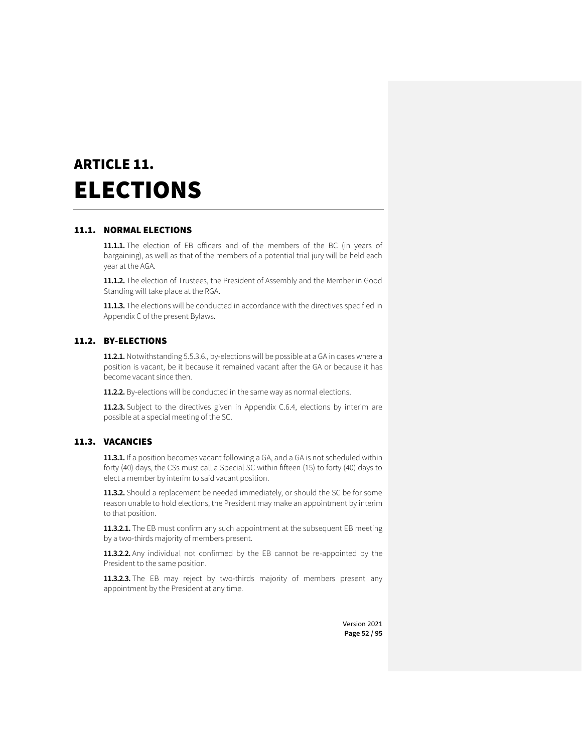# ARTICLE 11.
# ELECTIONS

## 11.1. NORMAL ELECTIONS

**11.1.1.** The election of EB officers and of the members of the BC (in years of bargaining), as well as that of the members of a potential trial jury will be held each year at the AGA.

**11.1.2.** The election of Trustees, the President of Assembly and the Member in Good Standing will take place at the RGA.

**11.1.3.** The elections will be conducted in accordance with the directives specified in Appendix C of the present Bylaws.

## 11.2. BY-ELECTIONS

**11.2.1.** Notwithstanding 5.5.3.6., by-elections will be possible at a GA in cases where a position is vacant, be it because it remained vacant after the GA or because it has become vacant since then.

**11.2.2.** By-elections will be conducted in the same way as normal elections.

**11.2.3.** Subject to the directives given in Appendix C.6.4, elections by interim are possible at a special meeting of the SC.

## 11.3. VACANCIES

**11.3.1.** If a position becomes vacant following a GA, and a GA is not scheduled within forty (40) days, the CSs must call a Special SC within fifteen (15) to forty (40) days to elect a member by interim to said vacant position.

**11.3.2.** Should a replacement be needed immediately, or should the SC be for some reason unable to hold elections, the President may make an appointment by interim to that position.

**11.3.2.1.** The EB must confirm any such appointment at the subsequent EB meeting by a two-thirds majority of members present.

**11.3.2.2.** Any individual not confirmed by the EB cannot be re-appointed by the President to the same position.

**11.3.2.3.** The EB may reject by two-thirds majority of members present any appointment by the President at any time.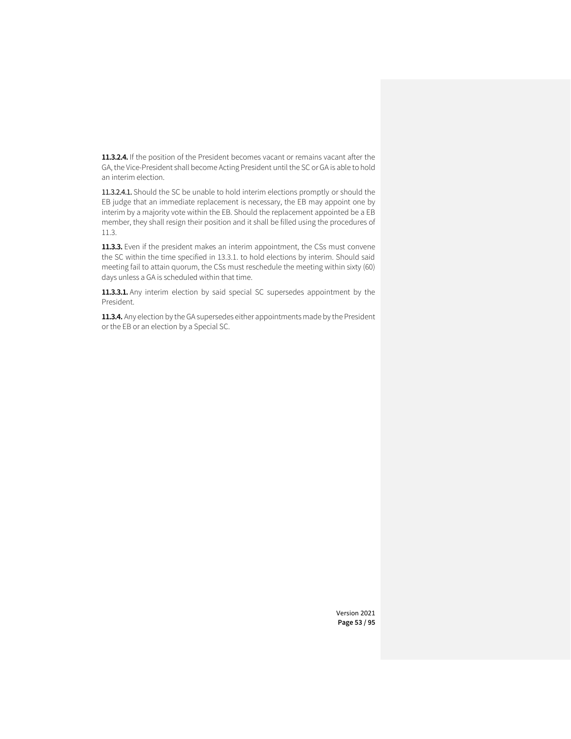**11.3.2.4.** If the position of the President becomes vacant or remains vacant after the GA, the Vice-President shall become Acting President until the SC or GA is able to hold an interim election.

**11.3.2.4.1.** Should the SC be unable to hold interim elections promptly or should the EB judge that an immediate replacement is necessary, the EB may appoint one by interim by a majority vote within the EB. Should the replacement appointed be a EB member, they shall resign their position and it shall be filled using the procedures of 11.3.

**11.3.3.** Even if the president makes an interim appointment, the CSs must convene the SC within the time specified in 13.3.1. to hold elections by interim. Should said meeting fail to attain quorum, the CSs must reschedule the meeting within sixty (60) days unless a GA is scheduled within that time.

**11.3.3.1.** Any interim election by said special SC supersedes appointment by the President.

**11.3.4.** Any election by the GA supersedes either appointments made by the President or the EB or an election by a Special SC.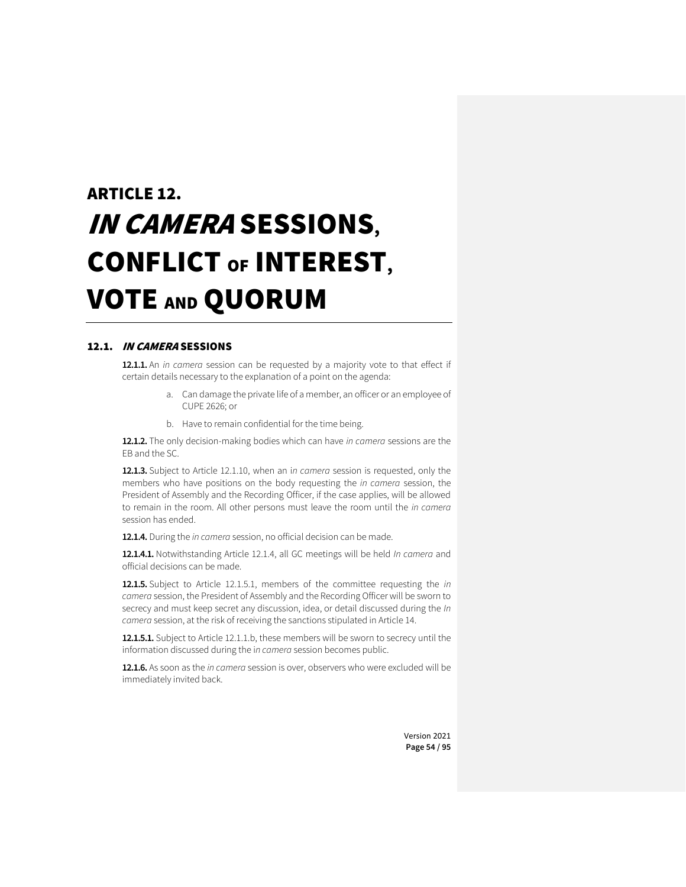# ARTICLE 12. *IN CAMERA* SESSIONS, CONFLICT OF INTEREST, VOTE AND QUORUM

## 12.1. *IN CAMERA* SESSIONS

**12.1.1.** An *in camera* session can be requested by a majority vote to that effect if certain details necessary to the explanation of a point on the agenda:

a. Can damage the private life of a member, an officer or an employee of CUPE 2626; or

b. Have to remain confidential for the time being.

**12.1.2.** The only decision-making bodies which can have *in camera* sessions are the EB and the SC.

**12.1.3.** Subject to Article 12.1.10, when an *in camera* session is requested, only the members who have positions on the body requesting the *in camera* session, the President of Assembly and the Recording Officer, if the case applies, will be allowed to remain in the room. All other persons must leave the room until the *in camera* session has ended.

**12.1.4.** During the *in camera* session, no official decision can be made.

**12.1.4.1.** Notwithstanding Article 12.1.4, all GC meetings will be held *In camera* and official decisions can be made.

**12.1.5.** Subject to Article 12.1.5.1, members of the committee requesting the *in camera* session, the President of Assembly and the Recording Officer will be sworn to secrecy and must keep secret any discussion, idea, or detail discussed during the *In camera* session, at the risk of receiving the sanctions stipulated in Article 14.

**12.1.5.1.** Subject to Article 12.1.1.b, these members will be sworn to secrecy until the information discussed during the *in camera* session becomes public.

**12.1.6.** As soon as the *in camera* session is over, observers who were excluded will be immediately invited back.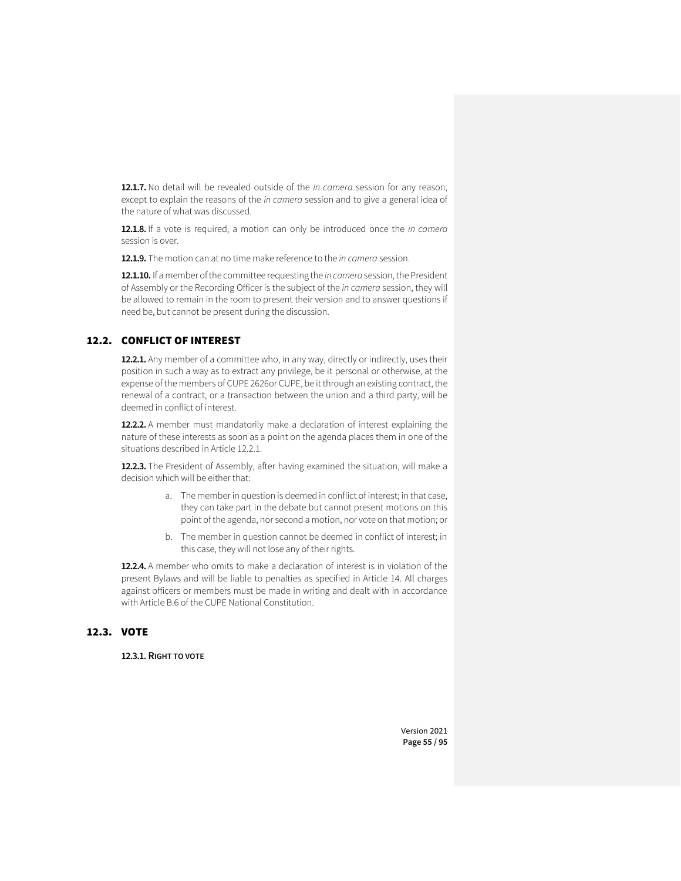**12.1.7.** No detail will be revealed outside of the *in camera* session for any reason, except to explain the reasons of the *in camera* session and to give a general idea of the nature of what was discussed.

**12.1.8.** If a vote is required, a motion can only be introduced once the *in camera* session is over.

**12.1.9.** The motion can at no time make reference to the *in camera* session.

**12.1.10.** If a member of the committee requesting the *in camera* session, the President of Assembly or the Recording Officer is the subject of the *in camera* session, they will be allowed to remain in the room to present their version and to answer questions if need be, but cannot be present during the discussion.

## 12.2. CONFLICT OF INTEREST

**12.2.1.** Any member of a committee who, in any way, directly or indirectly, uses their position in such a way as to extract any privilege, be it personal or otherwise, at the expense of the members of CUPE 2626or CUPE, be it through an existing contract, the renewal of a contract, or a transaction between the union and a third party, will be deemed in conflict of interest.

**12.2.2.** A member must mandatorily make a declaration of interest explaining the nature of these interests as soon as a point on the agenda places them in one of the situations described in Article 12.2.1.

**12.2.3.** The President of Assembly, after having examined the situation, will make a decision which will be either that:

a. The member in question is deemed in conflict of interest; in that case, they can take part in the debate but cannot present motions on this point of the agenda, nor second a motion, nor vote on that motion; or

b. The member in question cannot be deemed in conflict of interest; in this case, they will not lose any of their rights.

**12.2.4.** A member who omits to make a declaration of interest is in violation of the present Bylaws and will be liable to penalties as specified in Article 14. All charges against officers or members must be made in writing and dealt with in accordance with Article B.6 of the CUPE National Constitution.

## 12.3. VOTE

**12.3.1. RIGHT TO VOTE**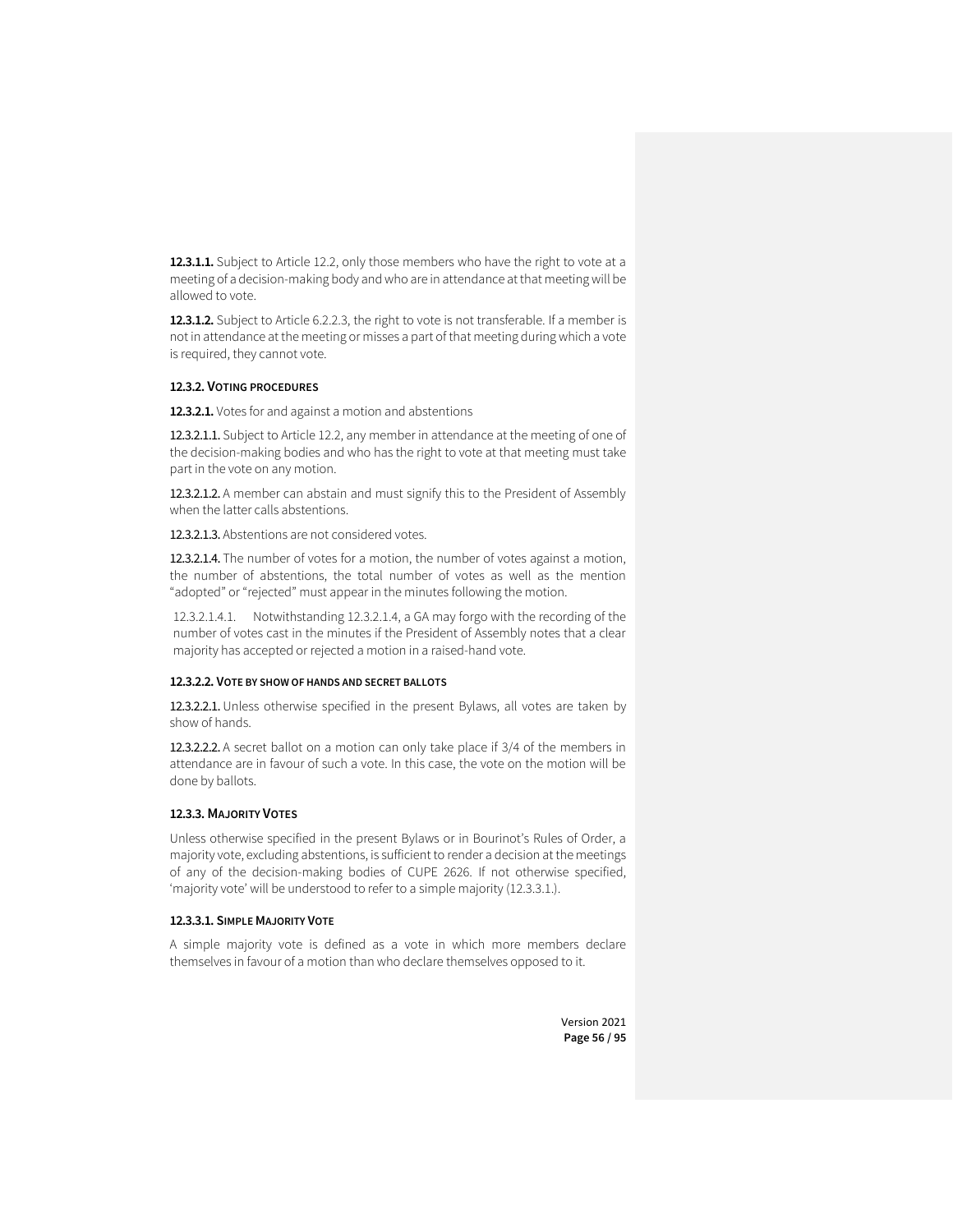**12.3.1.1.** Subject to Article 12.2, only those members who have the right to vote at a meeting of a decision-making body and who are in attendance at that meeting will be allowed to vote.

**12.3.1.2.** Subject to Article 6.2.2.3, the right to vote is not transferable. If a member is not in attendance at the meeting or misses a part of that meeting during which a vote is required, they cannot vote.

#### 12.3.2. VOTING PROCEDURES

**12.3.2.1.** Votes for and against a motion and abstentions

**12.3.2.1.1.** Subject to Article 12.2, any member in attendance at the meeting of one of the decision-making bodies and who has the right to vote at that meeting must take part in the vote on any motion.

**12.3.2.1.2.** A member can abstain and must signify this to the President of Assembly when the latter calls abstentions.

**12.3.2.1.3.** Abstentions are not considered votes.

**12.3.2.1.4.** The number of votes for a motion, the number of votes against a motion, the number of abstentions, the total number of votes as well as the mention “adopted” or “rejected” must appear in the minutes following the motion.

12.3.2.1.4.1. Notwithstanding 12.3.2.1.4, a GA may forgo with the recording of the number of votes cast in the minutes if the President of Assembly notes that a clear majority has accepted or rejected a motion in a raised-hand vote.

#### 12.3.2.2. VOTE BY SHOW OF HANDS AND SECRET BALLOTS

**12.3.2.2.1.** Unless otherwise specified in the present Bylaws, all votes are taken by show of hands.

**12.3.2.2.2.** A secret ballot on a motion can only take place if 3/4 of the members in attendance are in favour of such a vote. In this case, the vote on the motion will be done by ballots.

#### 12.3.3. MAJORITY VOTES

Unless otherwise specified in the present Bylaws or in Bourinot’s Rules of Order, a majority vote, excluding abstentions, is sufficient to render a decision at the meetings of any of the decision-making bodies of CUPE 2626. If not otherwise specified, ‘majority vote’ will be understood to refer to a simple majority (12.3.3.1.).

#### 12.3.3.1. SIMPLE MAJORITY VOTE

A simple majority vote is defined as a vote in which more members declare themselves in favour of a motion than who declare themselves opposed to it.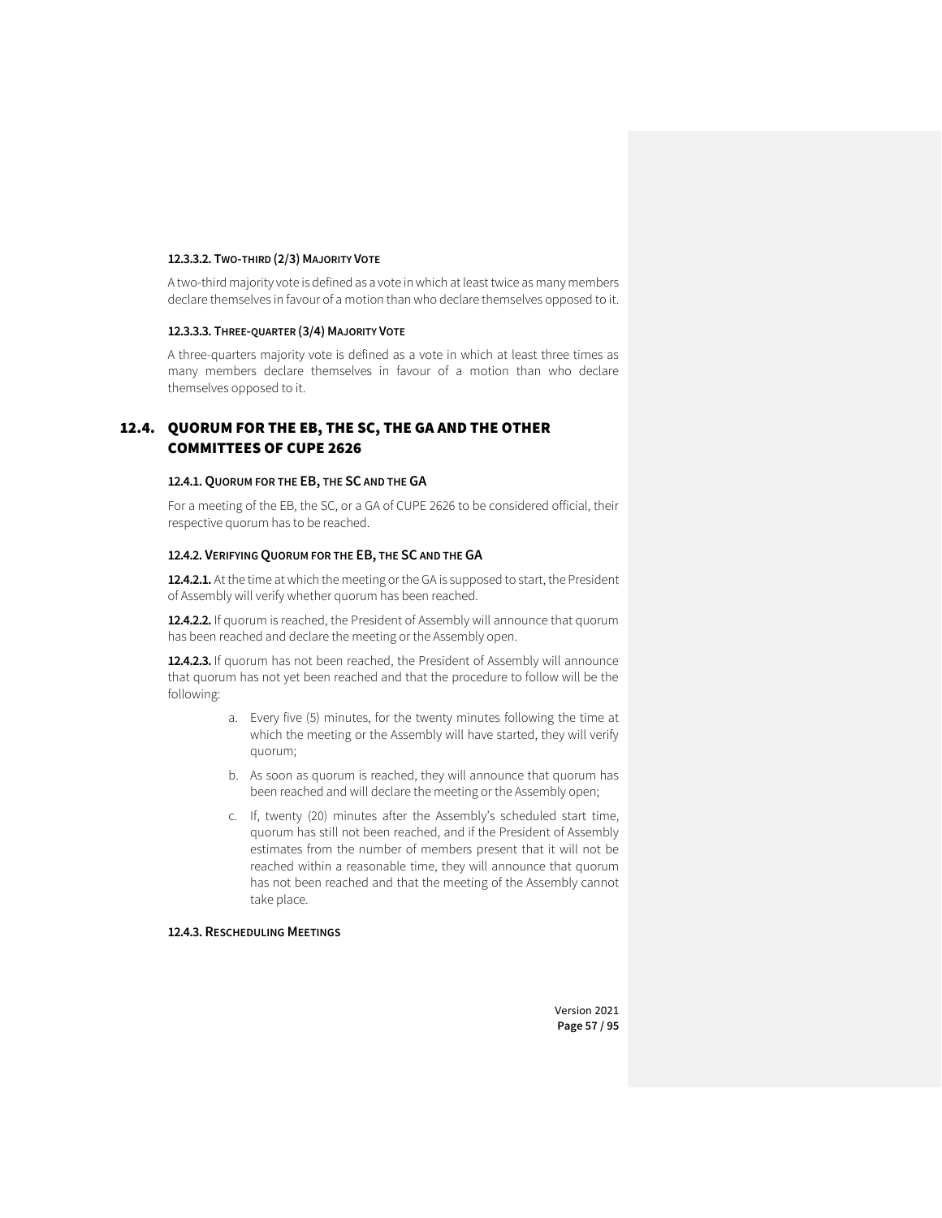#### 12.3.3.2. Two-third (2/3) Majority Vote

A two-third majority vote is defined as a vote in which at least twice as many members declare themselves in favour of a motion than who declare themselves opposed to it.

#### 12.3.3.3. Three-quarter (3/4) Majority Vote

A three-quarters majority vote is defined as a vote in which at least three times as many members declare themselves in favour of a motion than who declare themselves opposed to it.

## 12.4. QUORUM FOR THE EB, THE SC, THE GA AND THE OTHER COMMITTEES OF CUPE 2626

### 12.4.1. Quorum for the EB, the SC and the GA

For a meeting of the EB, the SC, or a GA of CUPE 2626 to be considered official, their respective quorum has to be reached.

### 12.4.2. Verifying Quorum for the EB, the SC and the GA

**12.4.2.1.** At the time at which the meeting or the GA is supposed to start, the President of Assembly will verify whether quorum has been reached.

**12.4.2.2.** If quorum is reached, the President of Assembly will announce that quorum has been reached and declare the meeting or the Assembly open.

**12.4.2.3.** If quorum has not been reached, the President of Assembly will announce that quorum has not yet been reached and that the procedure to follow will be the following:

a. Every five (5) minutes, for the twenty minutes following the time at which the meeting or the Assembly will have started, they will verify quorum;

b. As soon as quorum is reached, they will announce that quorum has been reached and will declare the meeting or the Assembly open;

c. If, twenty (20) minutes after the Assembly's scheduled start time, quorum has still not been reached, and if the President of Assembly estimates from the number of members present that it will not be reached within a reasonable time, they will announce that quorum has not been reached and that the meeting of the Assembly cannot take place.

### 12.4.3. Rescheduling Meetings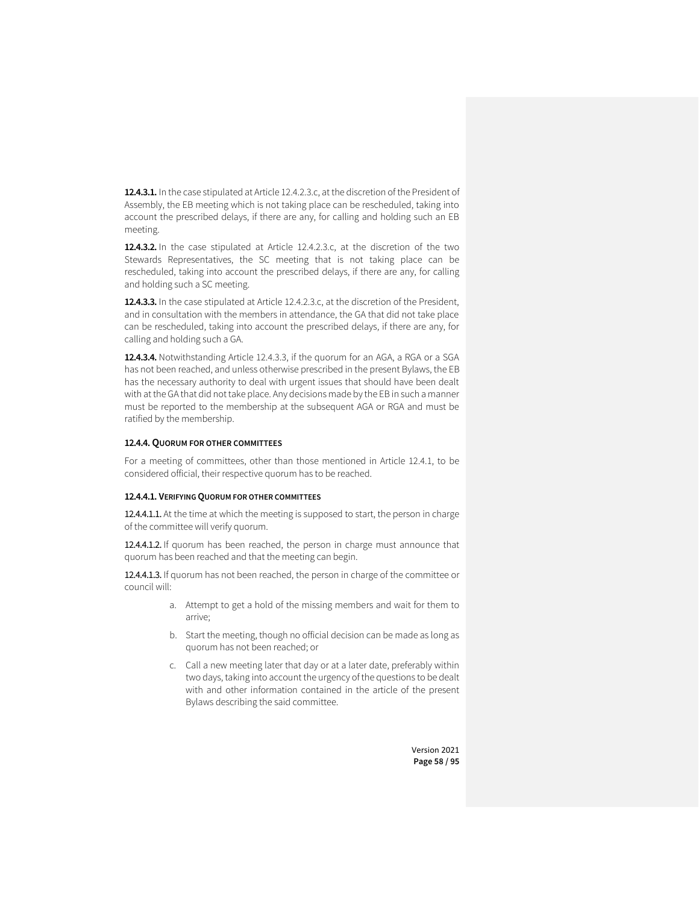**12.4.3.1.** In the case stipulated at Article 12.4.2.3.c, at the discretion of the President of Assembly, the EB meeting which is not taking place can be rescheduled, taking into account the prescribed delays, if there are any, for calling and holding such an EB meeting.

**12.4.3.2.** In the case stipulated at Article 12.4.2.3.c, at the discretion of the two Stewards Representatives, the SC meeting that is not taking place can be rescheduled, taking into account the prescribed delays, if there are any, for calling and holding such a SC meeting.

**12.4.3.3.** In the case stipulated at Article 12.4.2.3.c, at the discretion of the President, and in consultation with the members in attendance, the GA that did not take place can be rescheduled, taking into account the prescribed delays, if there are any, for calling and holding such a GA.

**12.4.3.4.** Notwithstanding Article 12.4.3.3, if the quorum for an AGA, a RGA or a SGA has not been reached, and unless otherwise prescribed in the present Bylaws, the EB has the necessary authority to deal with urgent issues that should have been dealt with at the GA that did not take place. Any decisions made by the EB in such a manner must be reported to the membership at the subsequent AGA or RGA and must be ratified by the membership.

#### 12.4.4. QUORUM FOR OTHER COMMITTEES

For a meeting of committees, other than those mentioned in Article 12.4.1, to be considered official, their respective quorum has to be reached.

##### 12.4.4.1. VERIFYING QUORUM FOR OTHER COMMITTEES

**12.4.4.1.1.** At the time at which the meeting is supposed to start, the person in charge of the committee will verify quorum.

**12.4.4.1.2.** If quorum has been reached, the person in charge must announce that quorum has been reached and that the meeting can begin.

**12.4.4.1.3.** If quorum has not been reached, the person in charge of the committee or council will:

a. Attempt to get a hold of the missing members and wait for them to arrive;

b. Start the meeting, though no official decision can be made as long as quorum has not been reached; or

c. Call a new meeting later that day or at a later date, preferably within two days, taking into account the urgency of the questions to be dealt with and other information contained in the article of the present Bylaws describing the said committee.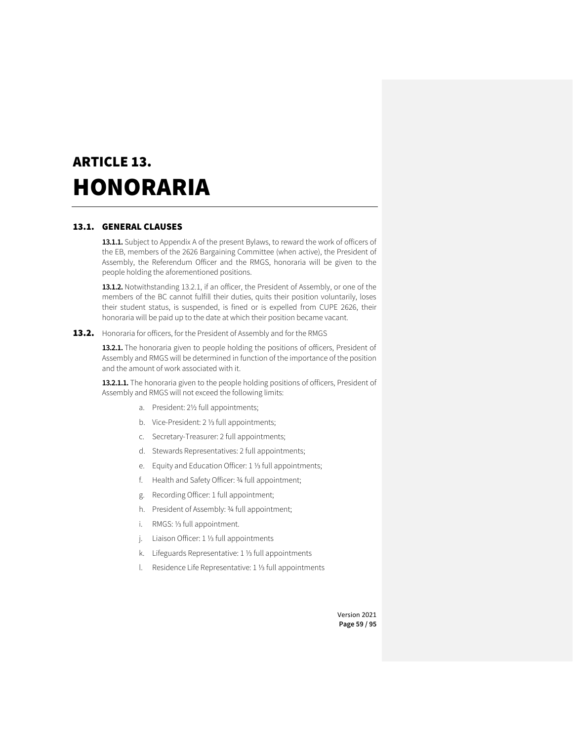# ARTICLE 13.
# HONORARIA

## 13.1. GENERAL CLAUSES

**13.1.1.** Subject to Appendix A of the present Bylaws, to reward the work of officers of the EB, members of the 2626 Bargaining Committee (when active), the President of Assembly, the Referendum Officer and the RMGS, honoraria will be given to the people holding the aforementioned positions.

**13.1.2.** Notwithstanding 13.2.1, if an officer, the President of Assembly, or one of the members of the BC cannot fulfill their duties, quits their position voluntarily, loses their student status, is suspended, is fined or is expelled from CUPE 2626, their honoraria will be paid up to the date at which their position became vacant.

## 13.2. Honoraria for officers, for the President of Assembly and for the RMGS

**13.2.1.** The honoraria given to people holding the positions of officers, President of Assembly and RMGS will be determined in function of the importance of the position and the amount of work associated with it.

**13.2.1.1.** The honoraria given to the people holding positions of officers, President of Assembly and RMGS will not exceed the following limits:

a. President: 2½ full appointments;

b. Vice-President: 2 ⅓ full appointments;

c. Secretary-Treasurer: 2 full appointments;

d. Stewards Representatives: 2 full appointments;

e. Equity and Education Officer: 1 ⅓ full appointments;

f. Health and Safety Officer: ¾ full appointment;

g. Recording Officer: 1 full appointment;

h. President of Assembly: ¾ full appointment;

i. RMGS: ⅓ full appointment.

j. Liaison Officer: 1 ⅓ full appointments

k. Lifeguards Representative: 1 ⅓ full appointments

l. Residence Life Representative: 1 ⅓ full appointments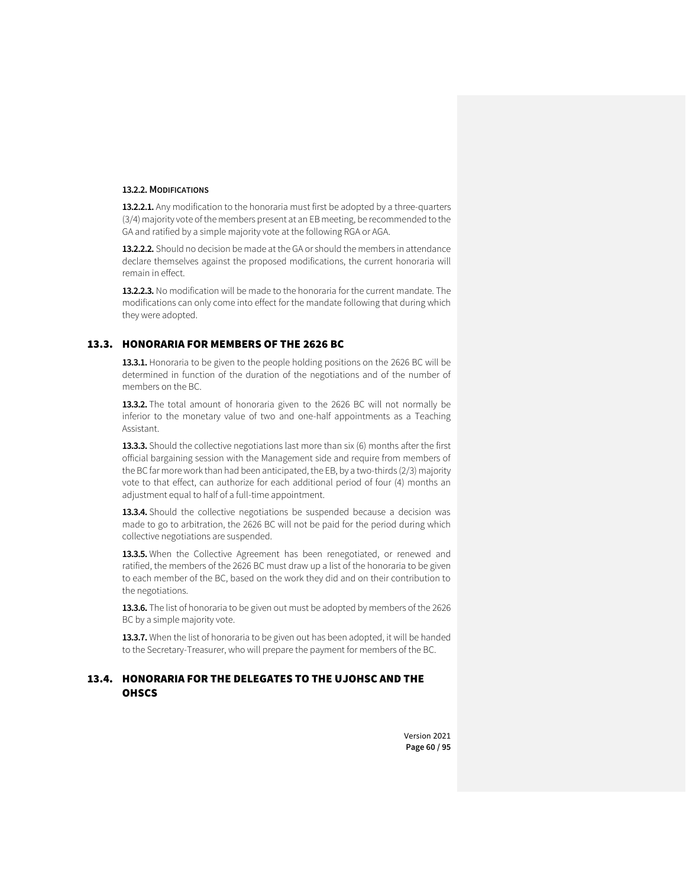#### 13.2.2. MODIFICATIONS

**13.2.2.1.** Any modification to the honoraria must first be adopted by a three-quarters (3/4) majority vote of the members present at an EB meeting, be recommended to the GA and ratified by a simple majority vote at the following RGA or AGA.

**13.2.2.2.** Should no decision be made at the GA or should the members in attendance declare themselves against the proposed modifications, the current honoraria will remain in effect.

**13.2.2.3.** No modification will be made to the honoraria for the current mandate. The modifications can only come into effect for the mandate following that during which they were adopted.

## 13.3. HONORARIA FOR MEMBERS OF THE 2626 BC

**13.3.1.** Honoraria to be given to the people holding positions on the 2626 BC will be determined in function of the duration of the negotiations and of the number of members on the BC.

**13.3.2.** The total amount of honoraria given to the 2626 BC will not normally be inferior to the monetary value of two and one-half appointments as a Teaching Assistant.

**13.3.3.** Should the collective negotiations last more than six (6) months after the first official bargaining session with the Management side and require from members of the BC far more work than had been anticipated, the EB, by a two-thirds (2/3) majority vote to that effect, can authorize for each additional period of four (4) months an adjustment equal to half of a full-time appointment.

**13.3.4.** Should the collective negotiations be suspended because a decision was made to go to arbitration, the 2626 BC will not be paid for the period during which collective negotiations are suspended.

**13.3.5.** When the Collective Agreement has been renegotiated, or renewed and ratified, the members of the 2626 BC must draw up a list of the honoraria to be given to each member of the BC, based on the work they did and on their contribution to the negotiations.

**13.3.6.** The list of honoraria to be given out must be adopted by members of the 2626 BC by a simple majority vote.

**13.3.7.** When the list of honoraria to be given out has been adopted, it will be handed to the Secretary-Treasurer, who will prepare the payment for members of the BC.

## 13.4. HONORARIA FOR THE DELEGATES TO THE UJOHSC AND THE OHSCS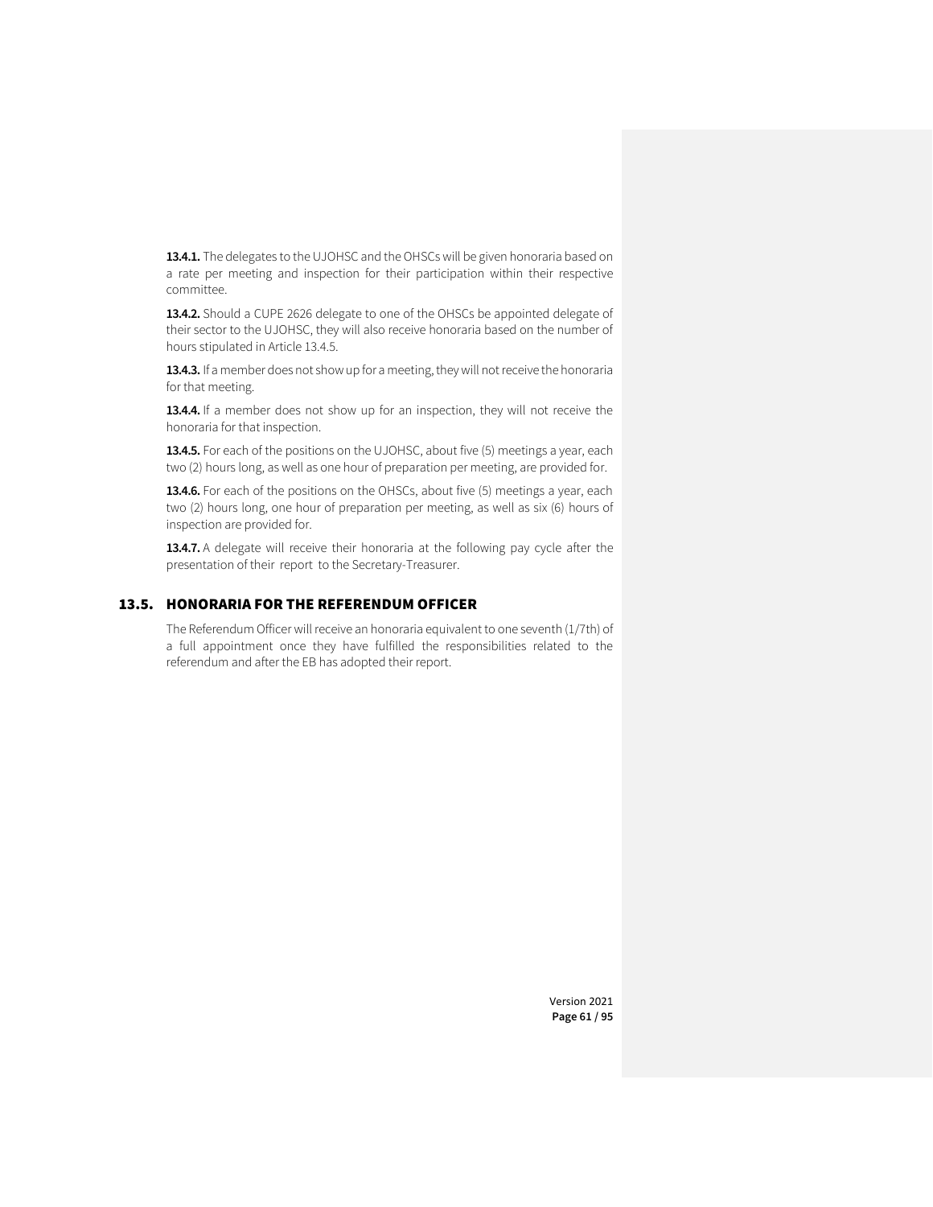**13.4.1.** The delegates to the UJOHSC and the OHSCs will be given honoraria based on a rate per meeting and inspection for their participation within their respective committee.

**13.4.2.** Should a CUPE 2626 delegate to one of the OHSCs be appointed delegate of their sector to the UJOHSC, they will also receive honoraria based on the number of hours stipulated in Article 13.4.5.

**13.4.3.** If a member does not show up for a meeting, they will not receive the honoraria for that meeting.

**13.4.4.** If a member does not show up for an inspection, they will not receive the honoraria for that inspection.

**13.4.5.** For each of the positions on the UJOHSC, about five (5) meetings a year, each two (2) hours long, as well as one hour of preparation per meeting, are provided for.

**13.4.6.** For each of the positions on the OHSCs, about five (5) meetings a year, each two (2) hours long, one hour of preparation per meeting, as well as six (6) hours of inspection are provided for.

**13.4.7.** A delegate will receive their honoraria at the following pay cycle after the presentation of their report to the Secretary-Treasurer.

## 13.5. HONORARIA FOR THE REFERENDUM OFFICER

The Referendum Officer will receive an honoraria equivalent to one seventh (1/7th) of a full appointment once they have fulfilled the responsibilities related to the referendum and after the EB has adopted their report.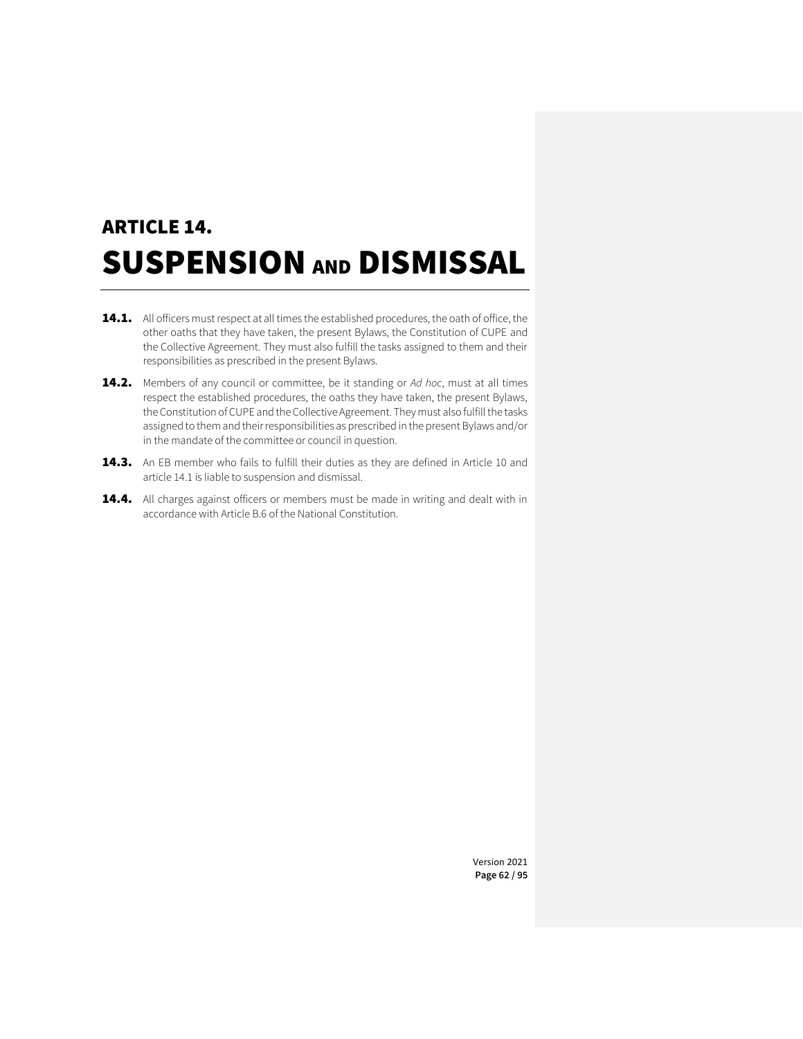# ARTICLE 14. SUSPENSION AND DISMISSAL

**14.1.** All officers must respect at all times the established procedures, the oath of office, the other oaths that they have taken, the present Bylaws, the Constitution of CUPE and the Collective Agreement. They must also fulfill the tasks assigned to them and their responsibilities as prescribed in the present Bylaws.

**14.2.** Members of any council or committee, be it standing or *Ad hoc*, must at all times respect the established procedures, the oaths they have taken, the present Bylaws, the Constitution of CUPE and the Collective Agreement. They must also fulfill the tasks assigned to them and their responsibilities as prescribed in the present Bylaws and/or in the mandate of the committee or council in question.

**14.3.** An EB member who fails to fulfill their duties as they are defined in Article 10 and article 14.1 is liable to suspension and dismissal.

**14.4.** All charges against officers or members must be made in writing and dealt with in accordance with Article B.6 of the National Constitution.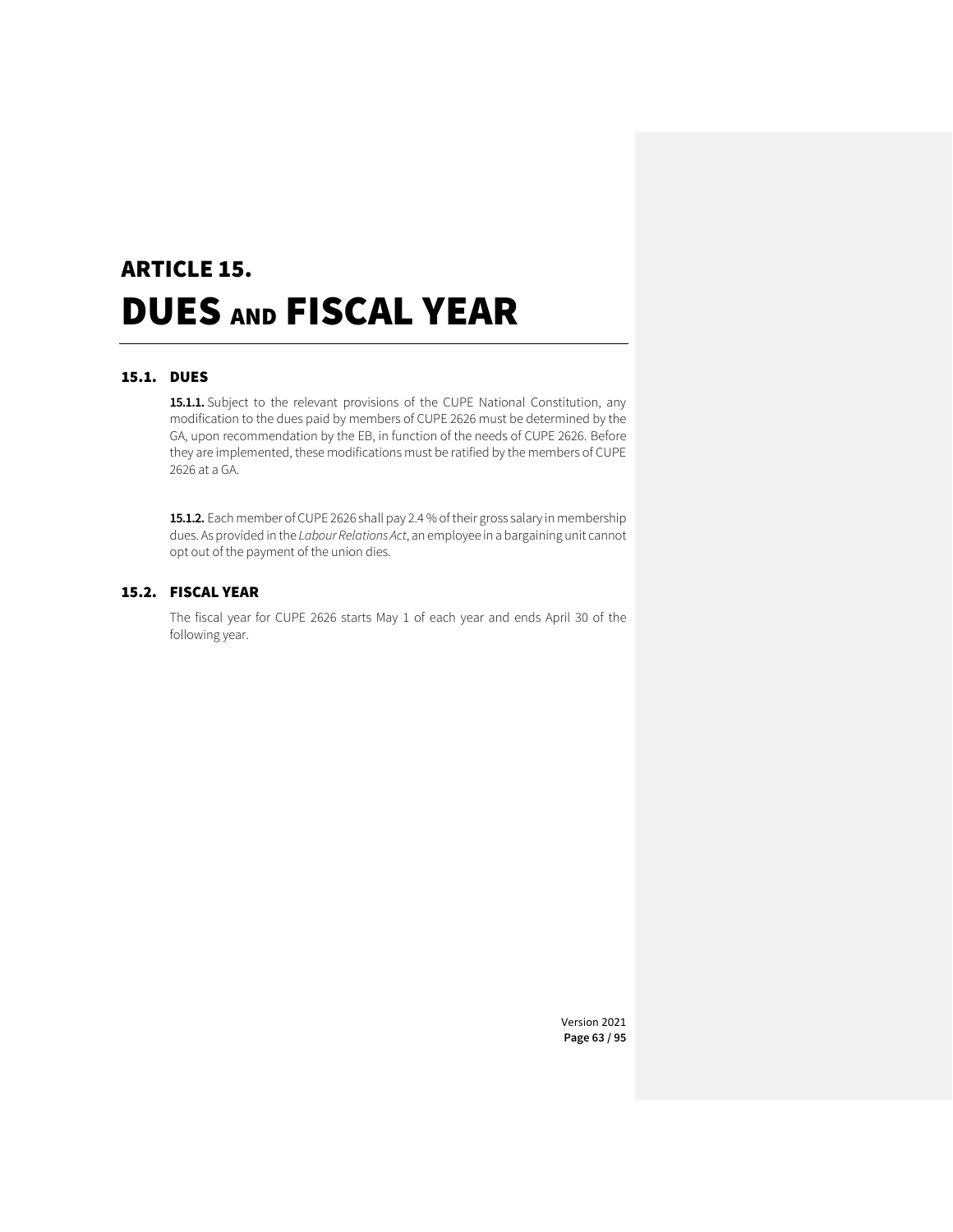# ARTICLE 15.
# DUES AND FISCAL YEAR

## 15.1. DUES

**15.1.1.** Subject to the relevant provisions of the CUPE National Constitution, any modification to the dues paid by members of CUPE 2626 must be determined by the GA, upon recommendation by the EB, in function of the needs of CUPE 2626. Before they are implemented, these modifications must be ratified by the members of CUPE 2626 at a GA.

**15.1.2.** Each member of CUPE 2626 shall pay 2.4 % of their gross salary in membership dues. As provided in the *Labour Relations Act*, an employee in a bargaining unit cannot opt out of the payment of the union dies.

## 15.2. FISCAL YEAR

The fiscal year for CUPE 2626 starts May 1 of each year and ends April 30 of the following year.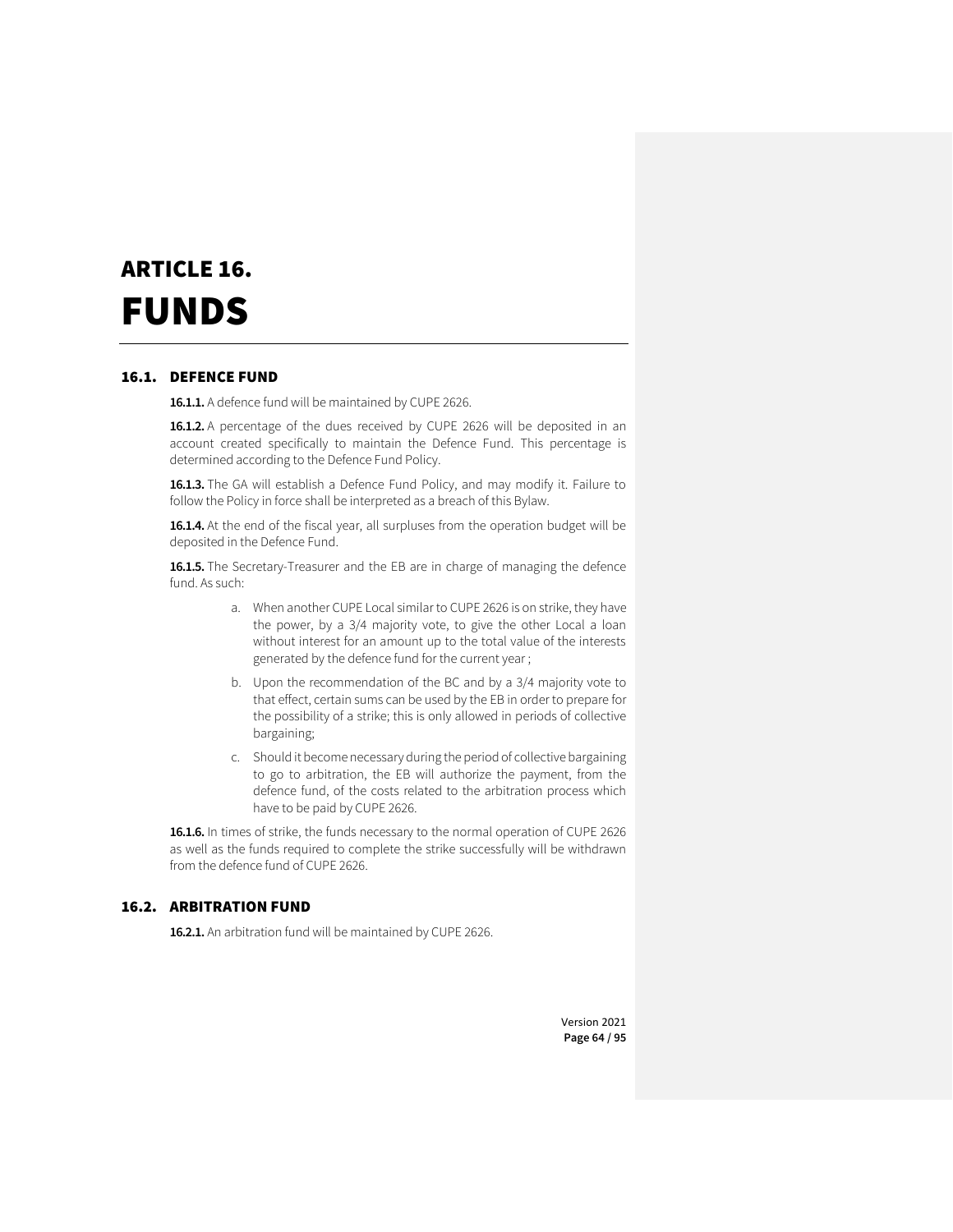# ARTICLE 16.
# FUNDS

## 16.1. DEFENCE FUND

**16.1.1.** A defence fund will be maintained by CUPE 2626.

**16.1.2.** A percentage of the dues received by CUPE 2626 will be deposited in an account created specifically to maintain the Defence Fund. This percentage is determined according to the Defence Fund Policy.

**16.1.3.** The GA will establish a Defence Fund Policy, and may modify it. Failure to follow the Policy in force shall be interpreted as a breach of this Bylaw.

**16.1.4.** At the end of the fiscal year, all surpluses from the operation budget will be deposited in the Defence Fund.

**16.1.5.** The Secretary-Treasurer and the EB are in charge of managing the defence fund. As such:

a. When another CUPE Local similar to CUPE 2626 is on strike, they have the power, by a 3/4 majority vote, to give the other Local a loan without interest for an amount up to the total value of the interests generated by the defence fund for the current year ;

b. Upon the recommendation of the BC and by a 3/4 majority vote to that effect, certain sums can be used by the EB in order to prepare for the possibility of a strike; this is only allowed in periods of collective bargaining;

c. Should it become necessary during the period of collective bargaining to go to arbitration, the EB will authorize the payment, from the defence fund, of the costs related to the arbitration process which have to be paid by CUPE 2626.

**16.1.6.** In times of strike, the funds necessary to the normal operation of CUPE 2626 as well as the funds required to complete the strike successfully will be withdrawn from the defence fund of CUPE 2626.

## 16.2. ARBITRATION FUND

**16.2.1.** An arbitration fund will be maintained by CUPE 2626.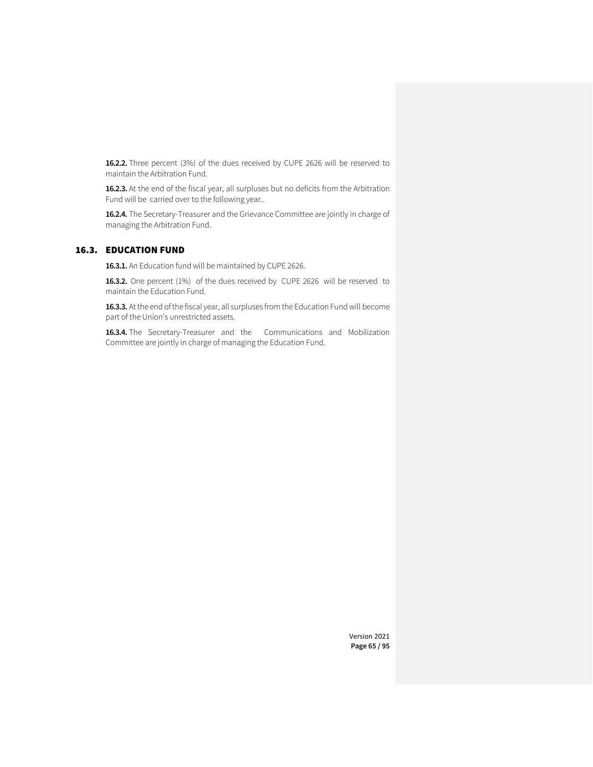**16.2.2.** Three percent (3%) of the dues received by CUPE 2626 will be reserved to maintain the Arbitration Fund.

**16.2.3.** At the end of the fiscal year, all surpluses but no deficits from the Arbitration Fund will be carried over to the following year..

**16.2.4.** The Secretary-Treasurer and the Grievance Committee are jointly in charge of managing the Arbitration Fund.

## 16.3. EDUCATION FUND

**16.3.1.** An Education fund will be maintained by CUPE 2626.

**16.3.2.** One percent (1%) of the dues received by CUPE 2626 will be reserved to maintain the Education Fund.

**16.3.3.** At the end of the fiscal year, all surpluses from the Education Fund will become part of the Union's unrestricted assets.

**16.3.4.** The Secretary-Treasurer and the Communications and Mobilization Committee are jointly in charge of managing the Education Fund.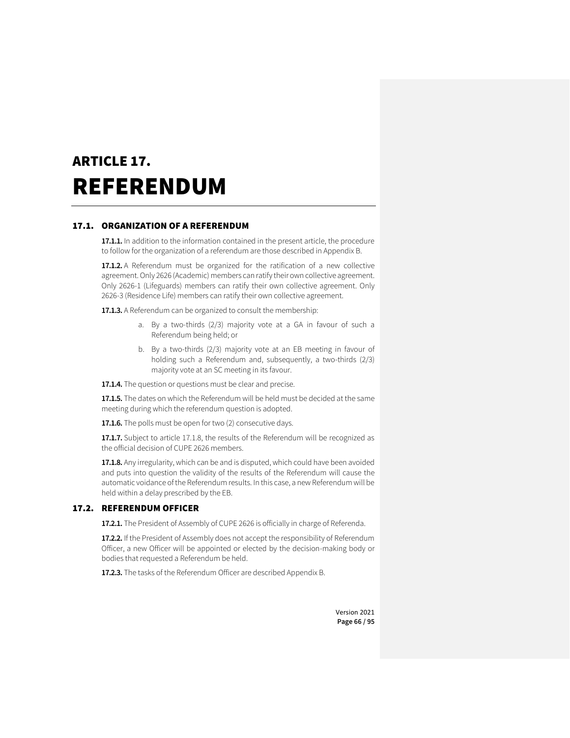# ARTICLE 17.
# REFERENDUM

## 17.1. ORGANIZATION OF A REFERENDUM

**17.1.1.** In addition to the information contained in the present article, the procedure to follow for the organization of a referendum are those described in Appendix B.

**17.1.2.** A Referendum must be organized for the ratification of a new collective agreement. Only 2626 (Academic) members can ratify their own collective agreement. Only 2626-1 (Lifeguards) members can ratify their own collective agreement. Only 2626-3 (Residence Life) members can ratify their own collective agreement.

**17.1.3.** A Referendum can be organized to consult the membership:

a. By a two-thirds (2/3) majority vote at a GA in favour of such a Referendum being held; or

b. By a two-thirds (2/3) majority vote at an EB meeting in favour of holding such a Referendum and, subsequently, a two-thirds (2/3) majority vote at an SC meeting in its favour.

**17.1.4.** The question or questions must be clear and precise.

**17.1.5.** The dates on which the Referendum will be held must be decided at the same meeting during which the referendum question is adopted.

**17.1.6.** The polls must be open for two (2) consecutive days.

**17.1.7.** Subject to article 17.1.8, the results of the Referendum will be recognized as the official decision of CUPE 2626 members.

**17.1.8.** Any irregularity, which can be and is disputed, which could have been avoided and puts into question the validity of the results of the Referendum will cause the automatic voidance of the Referendum results. In this case, a new Referendum will be held within a delay prescribed by the EB.

## 17.2. REFERENDUM OFFICER

**17.2.1.** The President of Assembly of CUPE 2626 is officially in charge of Referenda.

**17.2.2.** If the President of Assembly does not accept the responsibility of Referendum Officer, a new Officer will be appointed or elected by the decision-making body or bodies that requested a Referendum be held.

**17.2.3.** The tasks of the Referendum Officer are described Appendix B.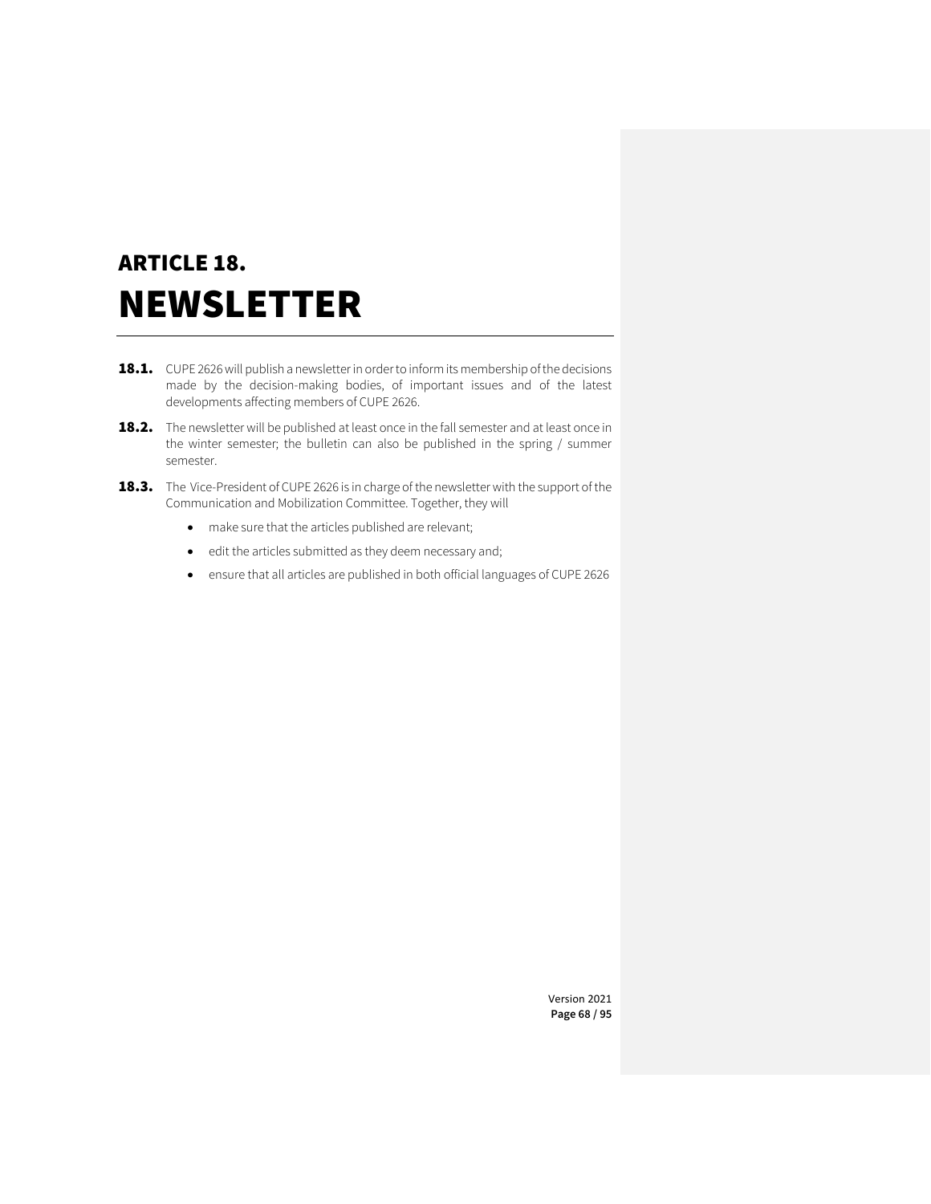# ARTICLE 18.
# NEWSLETTER

**18.1.** CUPE 2626 will publish a newsletter in order to inform its membership of the decisions made by the decision-making bodies, of important issues and of the latest developments affecting members of CUPE 2626.

**18.2.** The newsletter will be published at least once in the fall semester and at least once in the winter semester; the bulletin can also be published in the spring / summer semester.

**18.3.** The Vice-President of CUPE 2626 is in charge of the newsletter with the support of the Communication and Mobilization Committee. Together, they will

- make sure that the articles published are relevant;
- edit the articles submitted as they deem necessary and;
- ensure that all articles are published in both official languages of CUPE 2626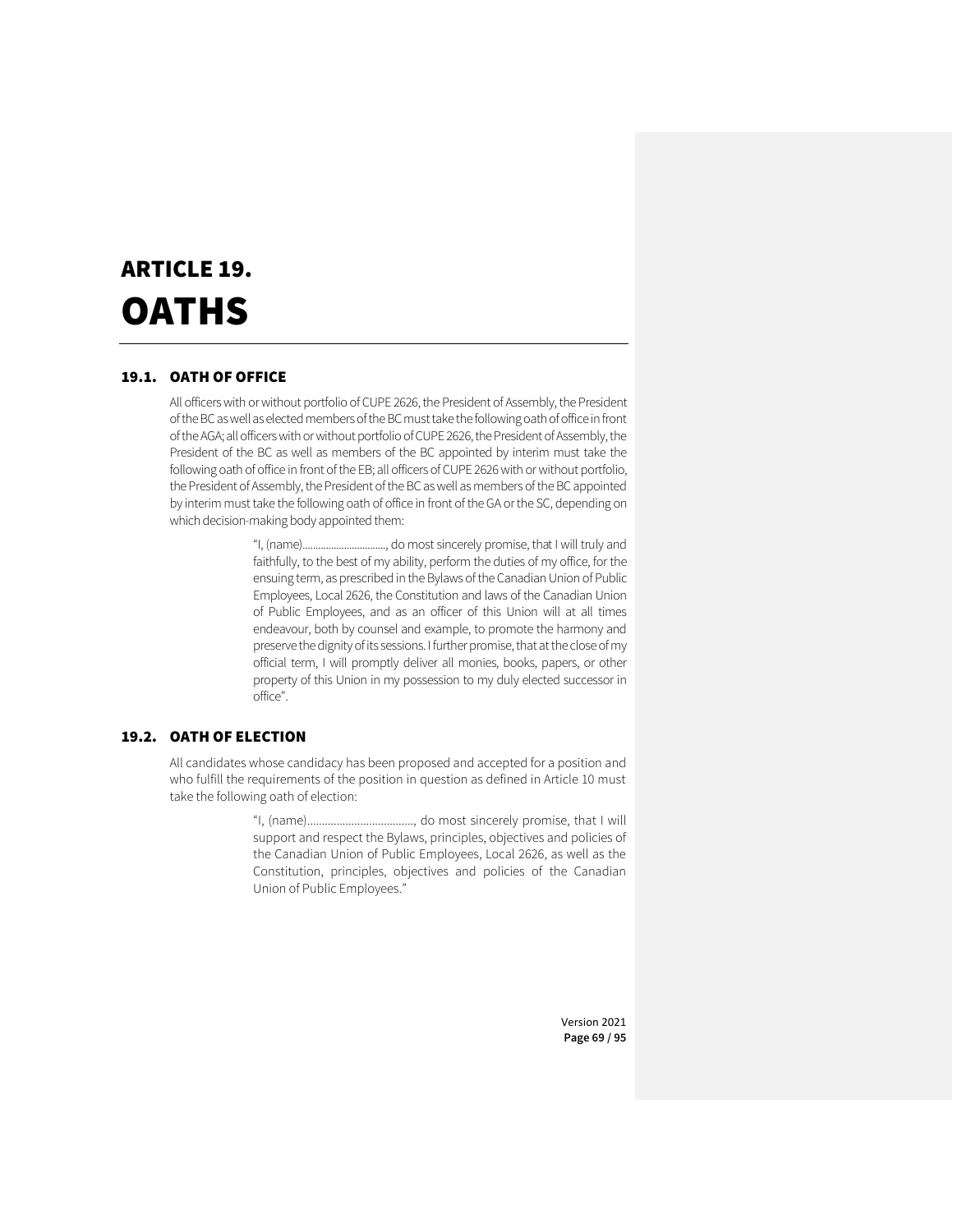# ARTICLE 19.
# OATHS

## 19.1. OATH OF OFFICE

All officers with or without portfolio of CUPE 2626, the President of Assembly, the President of the BC as well as elected members of the BC must take the following oath of office in front of the AGA; all officers with or without portfolio of CUPE 2626, the President of Assembly, the President of the BC as well as members of the BC appointed by interim must take the following oath of office in front of the EB; all officers of CUPE 2626 with or without portfolio, the President of Assembly, the President of the BC as well as members of the BC appointed by interim must take the following oath of office in front of the GA or the SC, depending on which decision-making body appointed them:

> "I, (name)................................, do most sincerely promise, that I will truly and faithfully, to the best of my ability, perform the duties of my office, for the ensuing term, as prescribed in the Bylaws of the Canadian Union of Public Employees, Local 2626, the Constitution and laws of the Canadian Union of Public Employees, and as an officer of this Union will at all times endeavour, both by counsel and example, to promote the harmony and preserve the dignity of its sessions. I further promise, that at the close of my official term, I will promptly deliver all monies, books, papers, or other property of this Union in my possession to my duly elected successor in office".

## 19.2. OATH OF ELECTION

All candidates whose candidacy has been proposed and accepted for a position and who fulfill the requirements of the position in question as defined in Article 10 must take the following oath of election:

> "I, (name)....................................., do most sincerely promise, that I will support and respect the Bylaws, principles, objectives and policies of the Canadian Union of Public Employees, Local 2626, as well as the Constitution, principles, objectives and policies of the Canadian Union of Public Employees."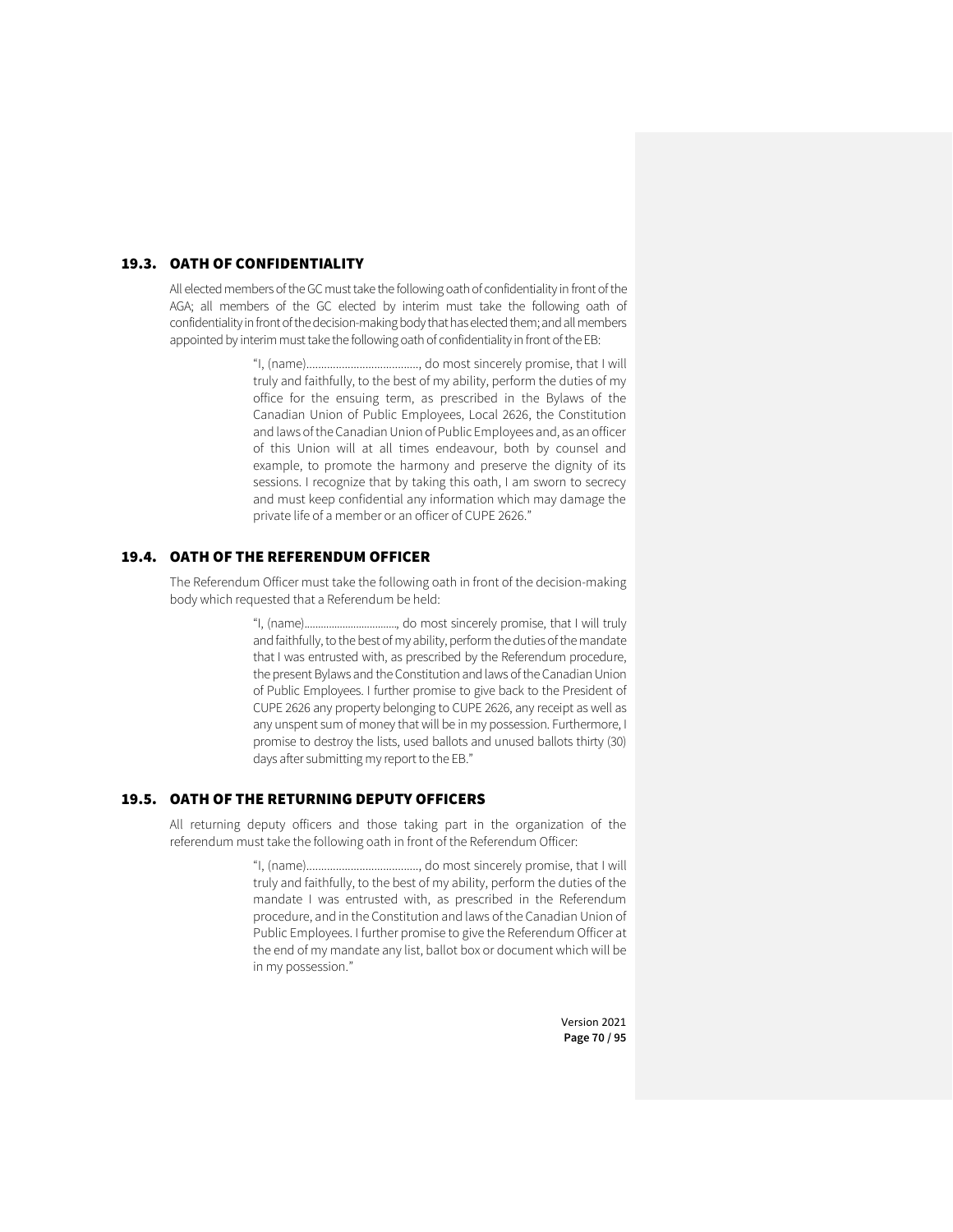## 19.3. OATH OF CONFIDENTIALITY

All elected members of the GC must take the following oath of confidentiality in front of the AGA; all members of the GC elected by interim must take the following oath of confidentiality in front of the decision-making body that has elected them; and all members appointed by interim must take the following oath of confidentiality in front of the EB:

> "I, (name)......................................, do most sincerely promise, that I will truly and faithfully, to the best of my ability, perform the duties of my office for the ensuing term, as prescribed in the Bylaws of the Canadian Union of Public Employees, Local 2626, the Constitution and laws of the Canadian Union of Public Employees and, as an officer of this Union will at all times endeavour, both by counsel and example, to promote the harmony and preserve the dignity of its sessions. I recognize that by taking this oath, I am sworn to secrecy and must keep confidential any information which may damage the private life of a member or an officer of CUPE 2626."

## 19.4. OATH OF THE REFERENDUM OFFICER

The Referendum Officer must take the following oath in front of the decision-making body which requested that a Referendum be held:

> "I, (name)................................., do most sincerely promise, that I will truly and faithfully, to the best of my ability, perform the duties of the mandate that I was entrusted with, as prescribed by the Referendum procedure, the present Bylaws and the Constitution and laws of the Canadian Union of Public Employees. I further promise to give back to the President of CUPE 2626 any property belonging to CUPE 2626, any receipt as well as any unspent sum of money that will be in my possession. Furthermore, I promise to destroy the lists, used ballots and unused ballots thirty (30) days after submitting my report to the EB."

## 19.5. OATH OF THE RETURNING DEPUTY OFFICERS

All returning deputy officers and those taking part in the organization of the referendum must take the following oath in front of the Referendum Officer:

> "I, (name)......................................, do most sincerely promise, that I will truly and faithfully, to the best of my ability, perform the duties of the mandate I was entrusted with, as prescribed in the Referendum procedure, and in the Constitution and laws of the Canadian Union of Public Employees. I further promise to give the Referendum Officer at the end of my mandate any list, ballot box or document which will be in my possession."

Version 2021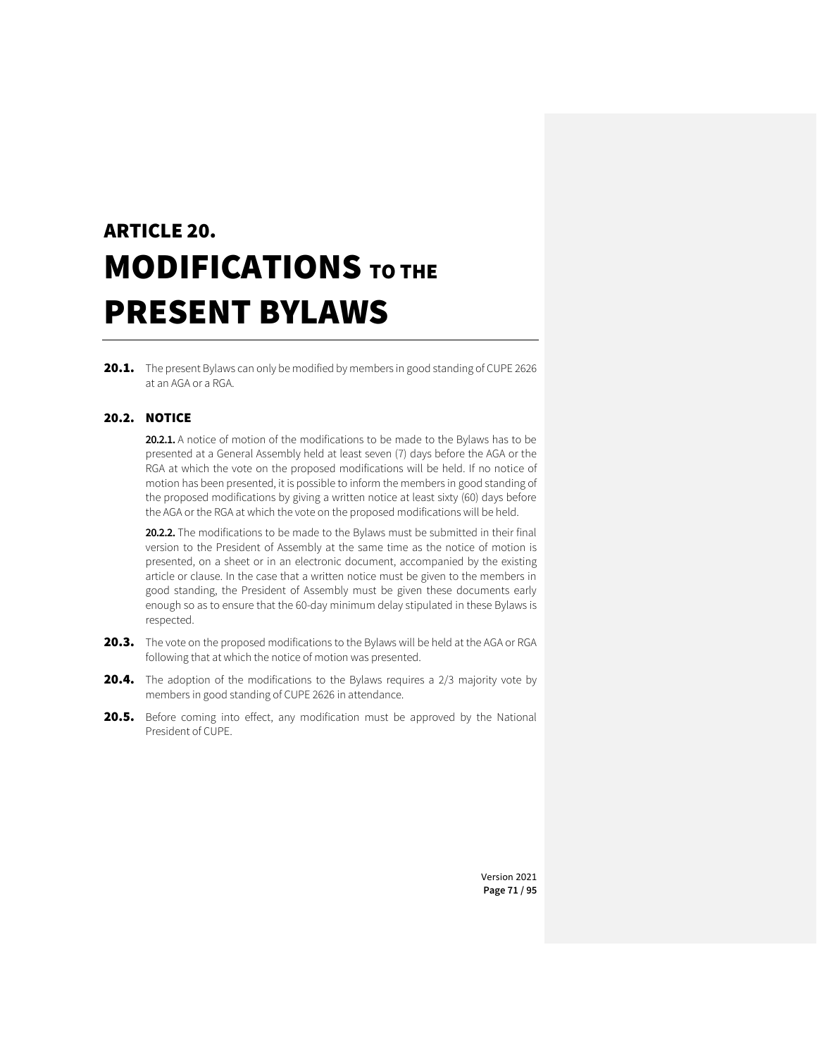# ARTICLE 20. MODIFICATIONS TO THE PRESENT BYLAWS

**20.1.** The present Bylaws can only be modified by members in good standing of CUPE 2626 at an AGA or a RGA.

## 20.2. NOTICE

**20.2.1.** A notice of motion of the modifications to be made to the Bylaws has to be presented at a General Assembly held at least seven (7) days before the AGA or the RGA at which the vote on the proposed modifications will be held. If no notice of motion has been presented, it is possible to inform the members in good standing of the proposed modifications by giving a written notice at least sixty (60) days before the AGA or the RGA at which the vote on the proposed modifications will be held.

**20.2.2.** The modifications to be made to the Bylaws must be submitted in their final version to the President of Assembly at the same time as the notice of motion is presented, on a sheet or in an electronic document, accompanied by the existing article or clause. In the case that a written notice must be given to the members in good standing, the President of Assembly must be given these documents early enough so as to ensure that the 60-day minimum delay stipulated in these Bylaws is respected.

**20.3.** The vote on the proposed modifications to the Bylaws will be held at the AGA or RGA following that at which the notice of motion was presented.

**20.4.** The adoption of the modifications to the Bylaws requires a 2/3 majority vote by members in good standing of CUPE 2626 in attendance.

**20.5.** Before coming into effect, any modification must be approved by the National President of CUPE.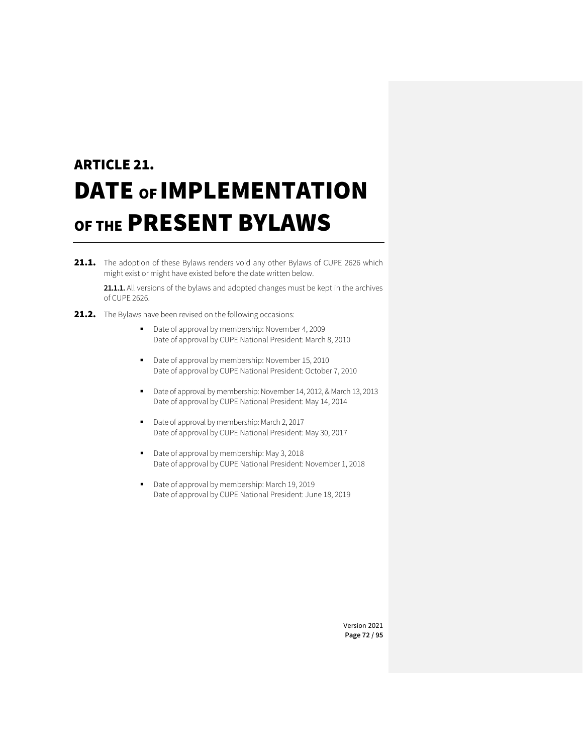# ARTICLE 21. DATE OF IMPLEMENTATION OF THE PRESENT BYLAWS

**21.1.** The adoption of these Bylaws renders void any other Bylaws of CUPE 2626 which might exist or might have existed before the date written below.

**21.1.1.** All versions of the bylaws and adopted changes must be kept in the archives of CUPE 2626.

**21.2.** The Bylaws have been revised on the following occasions:

- Date of approval by membership: November 4, 2009
  Date of approval by CUPE National President: March 8, 2010
- Date of approval by membership: November 15, 2010
  Date of approval by CUPE National President: October 7, 2010
- Date of approval by membership: November 14, 2012, & March 13, 2013
  Date of approval by CUPE National President: May 14, 2014
- Date of approval by membership: March 2, 2017
  Date of approval by CUPE National President: May 30, 2017
- Date of approval by membership: May 3, 2018
  Date of approval by CUPE National President: November 1, 2018
- Date of approval by membership: March 19, 2019
  Date of approval by CUPE National President: June 18, 2019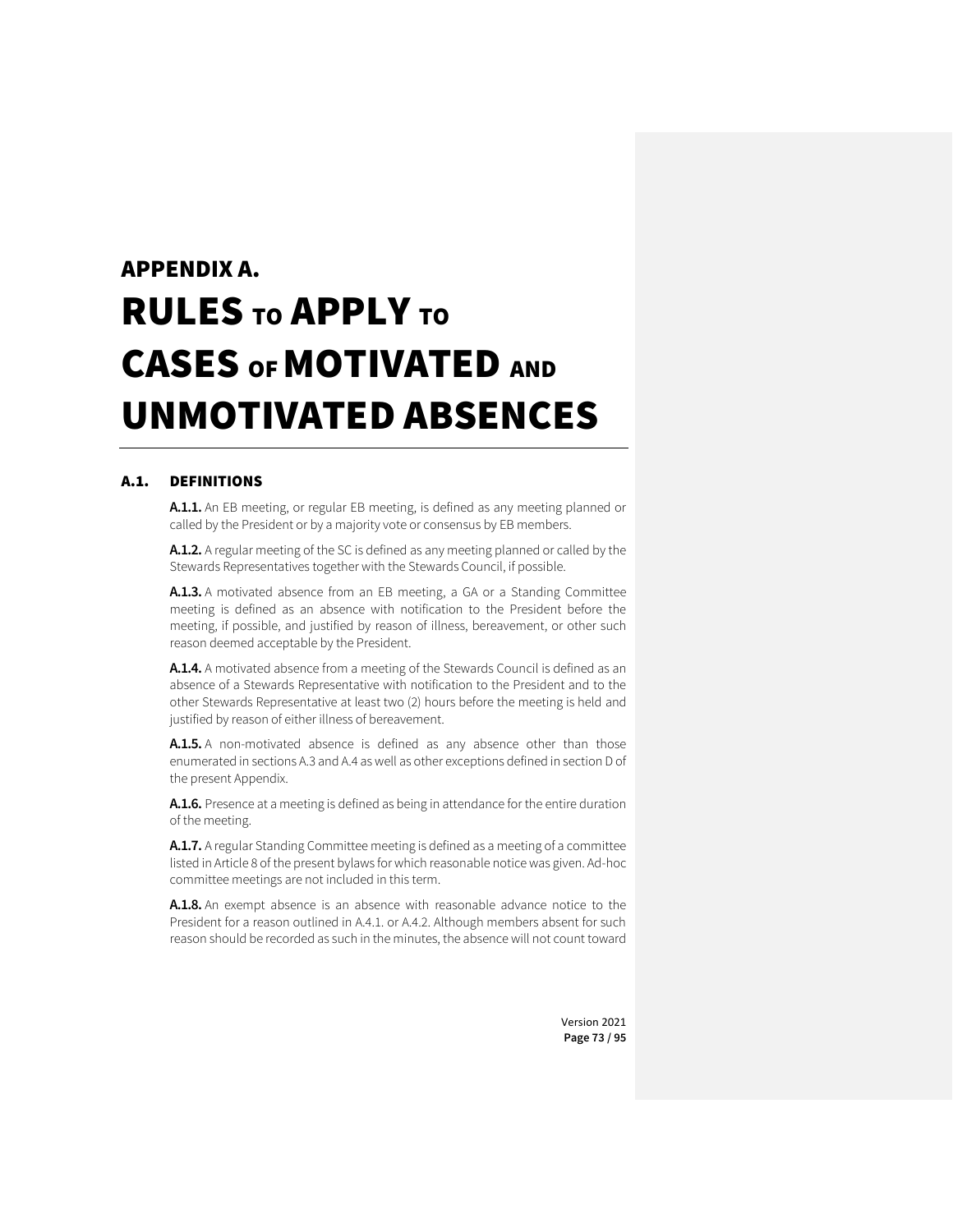# APPENDIX A. RULES TO APPLY TO CASES OF MOTIVATED AND UNMOTIVATED ABSENCES

## A.1. DEFINITIONS

**A.1.1.** An EB meeting, or regular EB meeting, is defined as any meeting planned or called by the President or by a majority vote or consensus by EB members.

**A.1.2.** A regular meeting of the SC is defined as any meeting planned or called by the Stewards Representatives together with the Stewards Council, if possible.

**A.1.3.** A motivated absence from an EB meeting, a GA or a Standing Committee meeting is defined as an absence with notification to the President before the meeting, if possible, and justified by reason of illness, bereavement, or other such reason deemed acceptable by the President.

**A.1.4.** A motivated absence from a meeting of the Stewards Council is defined as an absence of a Stewards Representative with notification to the President and to the other Stewards Representative at least two (2) hours before the meeting is held and justified by reason of either illness of bereavement.

**A.1.5.** A non-motivated absence is defined as any absence other than those enumerated in sections A.3 and A.4 as well as other exceptions defined in section D of the present Appendix.

**A.1.6.** Presence at a meeting is defined as being in attendance for the entire duration of the meeting.

**A.1.7.** A regular Standing Committee meeting is defined as a meeting of a committee listed in Article 8 of the present bylaws for which reasonable notice was given. Ad-hoc committee meetings are not included in this term.

**A.1.8.** An exempt absence is an absence with reasonable advance notice to the President for a reason outlined in A.4.1. or A.4.2. Although members absent for such reason should be recorded as such in the minutes, the absence will not count toward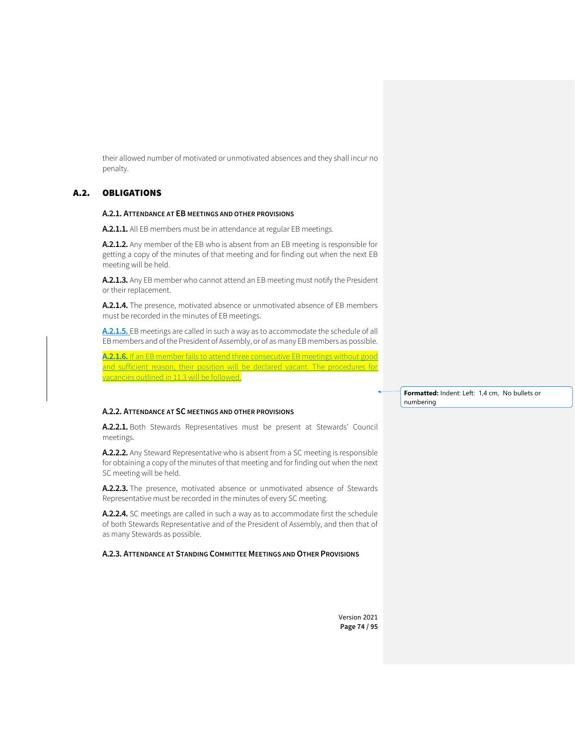their allowed number of motivated or unmotivated absences and they shall incur no penalty.

## A.2. OBLIGATIONS

### A.2.1. ATTENDANCE AT EB MEETINGS AND OTHER PROVISIONS

**A.2.1.1.** All EB members must be in attendance at regular EB meetings.

**A.2.1.2.** Any member of the EB who is absent from an EB meeting is responsible for getting a copy of the minutes of that meeting and for finding out when the next EB meeting will be held.

**A.2.1.3.** Any EB member who cannot attend an EB meeting must notify the President or their replacement.

**A.2.1.4.** The presence, motivated absence or unmotivated absence of EB members must be recorded in the minutes of EB meetings.

**A.2.1.5.** EB meetings are called in such a way as to accommodate the schedule of all EB members and of the President of Assembly, or of as many EB members as possible.

**A.2.1.6.** If an EB member fails to attend three consecutive EB meetings without good and sufficient reason, their position will be declared vacant. The procedures for vacancies outlined in 11.3 will be followed.

### A.2.2. ATTENDANCE AT SC MEETINGS AND OTHER PROVISIONS

**A.2.2.1.** Both Stewards Representatives must be present at Stewards' Council meetings.

**A.2.2.2.** Any Steward Representative who is absent from a SC meeting is responsible for obtaining a copy of the minutes of that meeting and for finding out when the next SC meeting will be held.

**A.2.2.3.** The presence, motivated absence or unmotivated absence of Stewards Representative must be recorded in the minutes of every SC meeting.

**A.2.2.4.** SC meetings are called in such a way as to accommodate first the schedule of both Stewards Representative and of the President of Assembly, and then that of as many Stewards as possible.

### A.2.3. ATTENDANCE AT STANDING COMMITTEE MEETINGS AND OTHER PROVISIONS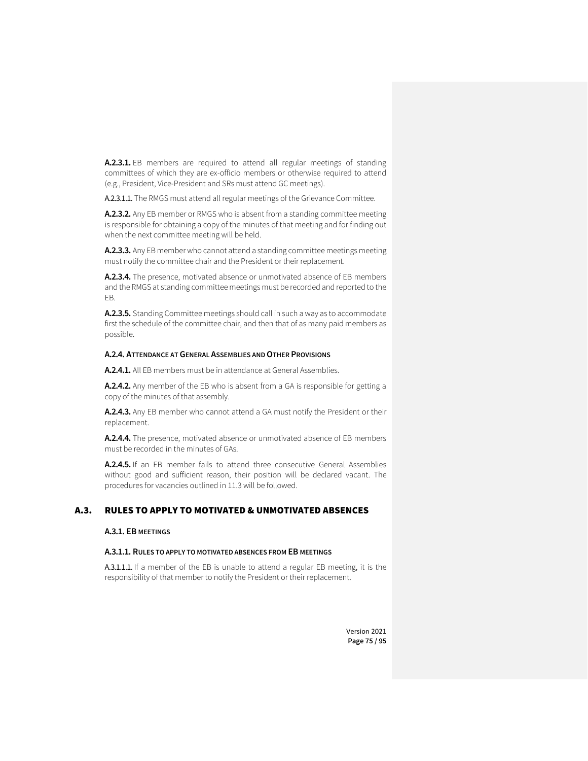**A.2.3.1.** EB members are required to attend all regular meetings of standing committees of which they are ex-officio members or otherwise required to attend (e.g., President, Vice-President and SRs must attend GC meetings).

A.2.3.1.1. The RMGS must attend all regular meetings of the Grievance Committee.

**A.2.3.2.** Any EB member or RMGS who is absent from a standing committee meeting is responsible for obtaining a copy of the minutes of that meeting and for finding out when the next committee meeting will be held.

**A.2.3.3.** Any EB member who cannot attend a standing committee meetings meeting must notify the committee chair and the President or their replacement.

**A.2.3.4.** The presence, motivated absence or unmotivated absence of EB members and the RMGS at standing committee meetings must be recorded and reported to the EB.

**A.2.3.5.** Standing Committee meetings should call in such a way as to accommodate first the schedule of the committee chair, and then that of as many paid members as possible.

#### A.2.4. ATTENDANCE AT GENERAL ASSEMBLIES AND OTHER PROVISIONS

**A.2.4.1.** All EB members must be in attendance at General Assemblies.

**A.2.4.2.** Any member of the EB who is absent from a GA is responsible for getting a copy of the minutes of that assembly.

**A.2.4.3.** Any EB member who cannot attend a GA must notify the President or their replacement.

**A.2.4.4.** The presence, motivated absence or unmotivated absence of EB members must be recorded in the minutes of GAs.

**A.2.4.5.** If an EB member fails to attend three consecutive General Assemblies without good and sufficient reason, their position will be declared vacant. The procedures for vacancies outlined in 11.3 will be followed.

## A.3. RULES TO APPLY TO MOTIVATED & UNMOTIVATED ABSENCES

#### A.3.1. EB MEETINGS

#### A.3.1.1. RULES TO APPLY TO MOTIVATED ABSENCES FROM EB MEETINGS

A.3.1.1.1. If a member of the EB is unable to attend a regular EB meeting, it is the responsibility of that member to notify the President or their replacement.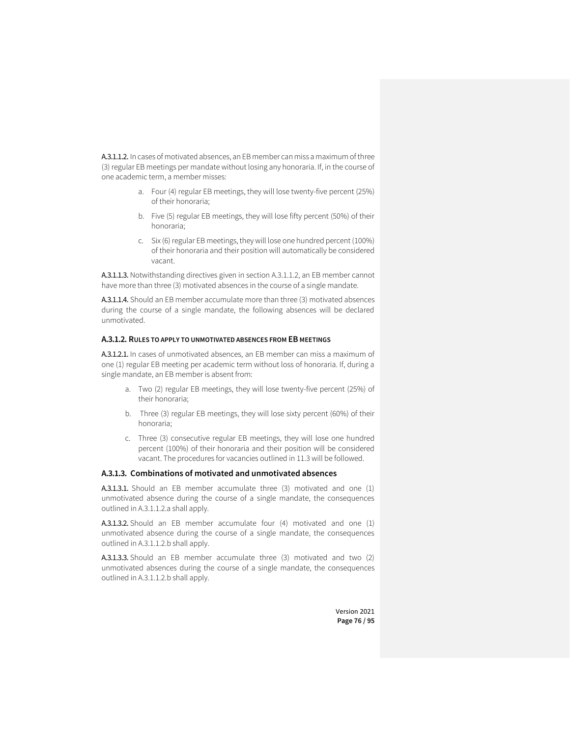**A.3.1.1.2.** In cases of motivated absences, an EB member can miss a maximum of three (3) regular EB meetings per mandate without losing any honoraria. If, in the course of one academic term, a member misses:

a. Four (4) regular EB meetings, they will lose twenty-five percent (25%) of their honoraria;

b. Five (5) regular EB meetings, they will lose fifty percent (50%) of their honoraria;

c. Six (6) regular EB meetings, they will lose one hundred percent (100%) of their honoraria and their position will automatically be considered vacant.

**A.3.1.1.3.** Notwithstanding directives given in section A.3.1.1.2, an EB member cannot have more than three (3) motivated absences in the course of a single mandate.

**A.3.1.1.4.** Should an EB member accumulate more than three (3) motivated absences during the course of a single mandate, the following absences will be declared unmotivated.

#### A.3.1.2. RULES TO APPLY TO UNMOTIVATED ABSENCES FROM EB MEETINGS

**A.3.1.2.1.** In cases of unmotivated absences, an EB member can miss a maximum of one (1) regular EB meeting per academic term without loss of honoraria. If, during a single mandate, an EB member is absent from:

a. Two (2) regular EB meetings, they will lose twenty-five percent (25%) of their honoraria;

b. Three (3) regular EB meetings, they will lose sixty percent (60%) of their honoraria;

c. Three (3) consecutive regular EB meetings, they will lose one hundred percent (100%) of their honoraria and their position will be considered vacant. The procedures for vacancies outlined in 11.3 will be followed.

### A.3.1.3. Combinations of motivated and unmotivated absences

**A.3.1.3.1.** Should an EB member accumulate three (3) motivated and one (1) unmotivated absence during the course of a single mandate, the consequences outlined in A.3.1.1.2.a shall apply.

**A.3.1.3.2.** Should an EB member accumulate four (4) motivated and one (1) unmotivated absence during the course of a single mandate, the consequences outlined in A.3.1.1.2.b shall apply.

**A.3.1.3.3.** Should an EB member accumulate three (3) motivated and two (2) unmotivated absences during the course of a single mandate, the consequences outlined in A.3.1.1.2.b shall apply.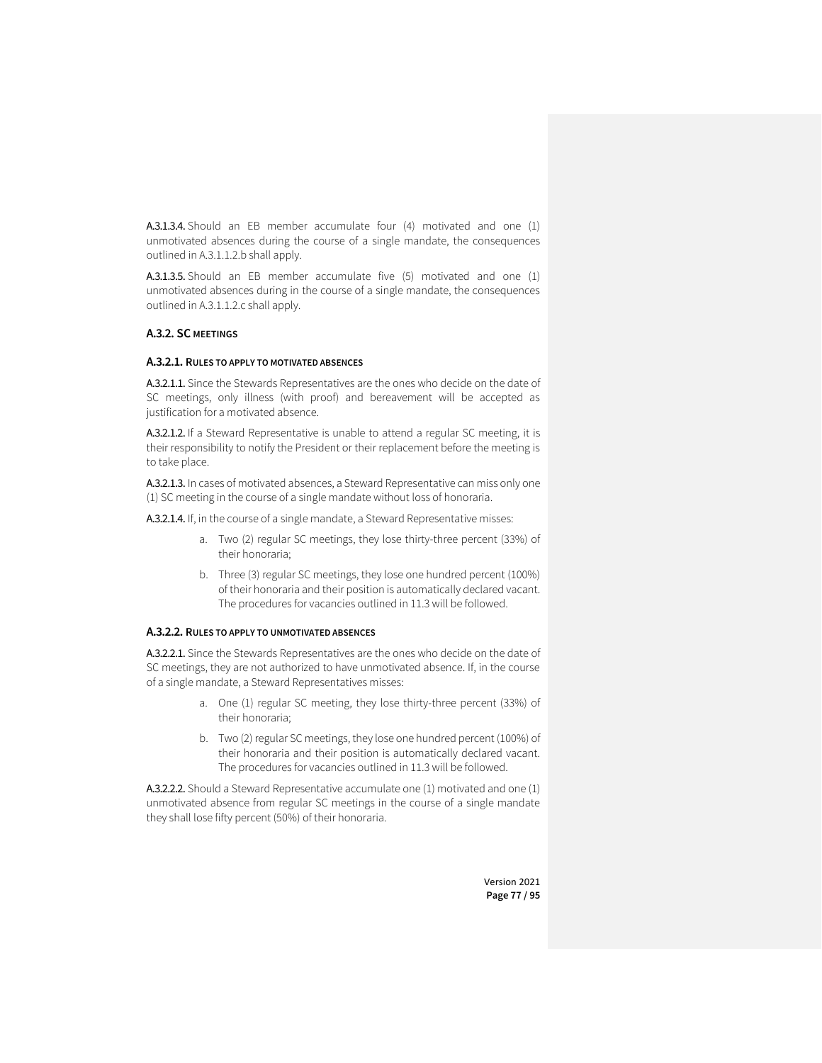**A.3.1.3.4.** Should an EB member accumulate four (4) motivated and one (1) unmotivated absences during the course of a single mandate, the consequences outlined in A.3.1.1.2.b shall apply.

**A.3.1.3.5.** Should an EB member accumulate five (5) motivated and one (1) unmotivated absences during in the course of a single mandate, the consequences outlined in A.3.1.1.2.c shall apply.

### A.3.2. SC MEETINGS

#### A.3.2.1. RULES TO APPLY TO MOTIVATED ABSENCES

**A.3.2.1.1.** Since the Stewards Representatives are the ones who decide on the date of SC meetings, only illness (with proof) and bereavement will be accepted as justification for a motivated absence.

**A.3.2.1.2.** If a Steward Representative is unable to attend a regular SC meeting, it is their responsibility to notify the President or their replacement before the meeting is to take place.

**A.3.2.1.3.** In cases of motivated absences, a Steward Representative can miss only one (1) SC meeting in the course of a single mandate without loss of honoraria.

**A.3.2.1.4.** If, in the course of a single mandate, a Steward Representative misses:

a. Two (2) regular SC meetings, they lose thirty-three percent (33%) of their honoraria;

b. Three (3) regular SC meetings, they lose one hundred percent (100%) of their honoraria and their position is automatically declared vacant. The procedures for vacancies outlined in 11.3 will be followed.

#### A.3.2.2. RULES TO APPLY TO UNMOTIVATED ABSENCES

**A.3.2.2.1.** Since the Stewards Representatives are the ones who decide on the date of SC meetings, they are not authorized to have unmotivated absence. If, in the course of a single mandate, a Steward Representatives misses:

a. One (1) regular SC meeting, they lose thirty-three percent (33%) of their honoraria;

b. Two (2) regular SC meetings, they lose one hundred percent (100%) of their honoraria and their position is automatically declared vacant. The procedures for vacancies outlined in 11.3 will be followed.

**A.3.2.2.2.** Should a Steward Representative accumulate one (1) motivated and one (1) unmotivated absence from regular SC meetings in the course of a single mandate they shall lose fifty percent (50%) of their honoraria.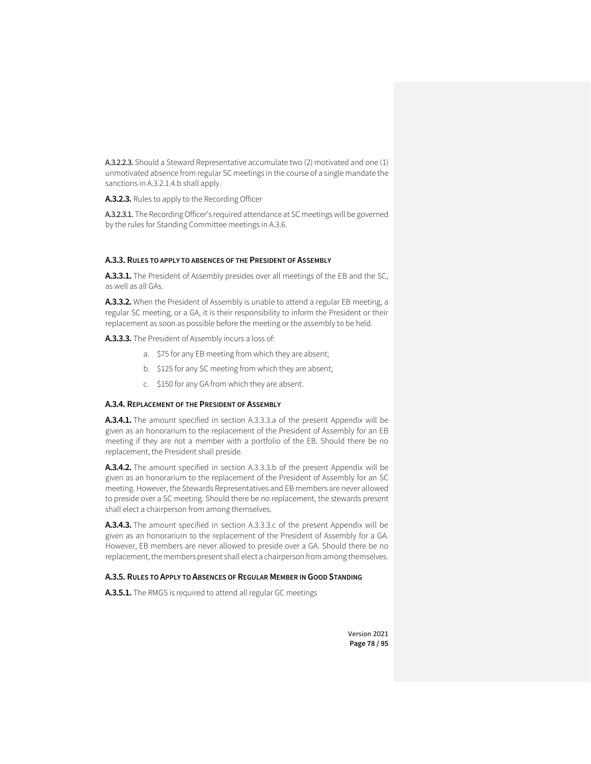A.3.2.2.3. Should a Steward Representative accumulate two (2) motivated and one (1) unmotivated absence from regular SC meetings in the course of a single mandate the sanctions in A.3.2.1.4.b shall apply.

**A.3.2.3.** Rules to apply to the Recording Officer

A.3.2.3.1. The Recording Officer's required attendance at SC meetings will be governed by the rules for Standing Committee meetings in A.3.6.

#### A.3.3. RULES TO APPLY TO ABSENCES OF THE PRESIDENT OF ASSEMBLY

**A.3.3.1.** The President of Assembly presides over all meetings of the EB and the SC, as well as all GAs.

**A.3.3.2.** When the President of Assembly is unable to attend a regular EB meeting, a regular SC meeting, or a GA, it is their responsibility to inform the President or their replacement as soon as possible before the meeting or the assembly to be held.

**A.3.3.3.** The President of Assembly incurs a loss of:

a. $75 for any EB meeting from which they are absent;

b. $125 for any SC meeting from which they are absent;

c. $150 for any GA from which they are absent.

#### A.3.4. REPLACEMENT OF THE PRESIDENT OF ASSEMBLY

**A.3.4.1.** The amount specified in section A.3.3.3.a of the present Appendix will be given as an honorarium to the replacement of the President of Assembly for an EB meeting if they are not a member with a portfolio of the EB. Should there be no replacement, the President shall preside.

**A.3.4.2.** The amount specified in section A.3.3.3.b of the present Appendix will be given as an honorarium to the replacement of the President of Assembly for an SC meeting. However, the Stewards Representatives and EB members are never allowed to preside over a SC meeting. Should there be no replacement, the stewards present shall elect a chairperson from among themselves.

**A.3.4.3.** The amount specified in section A.3.3.3.c of the present Appendix will be given as an honorarium to the replacement of the President of Assembly for a GA. However, EB members are never allowed to preside over a GA. Should there be no replacement, the members present shall elect a chairperson from among themselves.

#### A.3.5. RULES TO APPLY TO ABSENCES OF REGULAR MEMBER IN GOOD STANDING

**A.3.5.1.** The RMGS is required to attend all regular GC meetings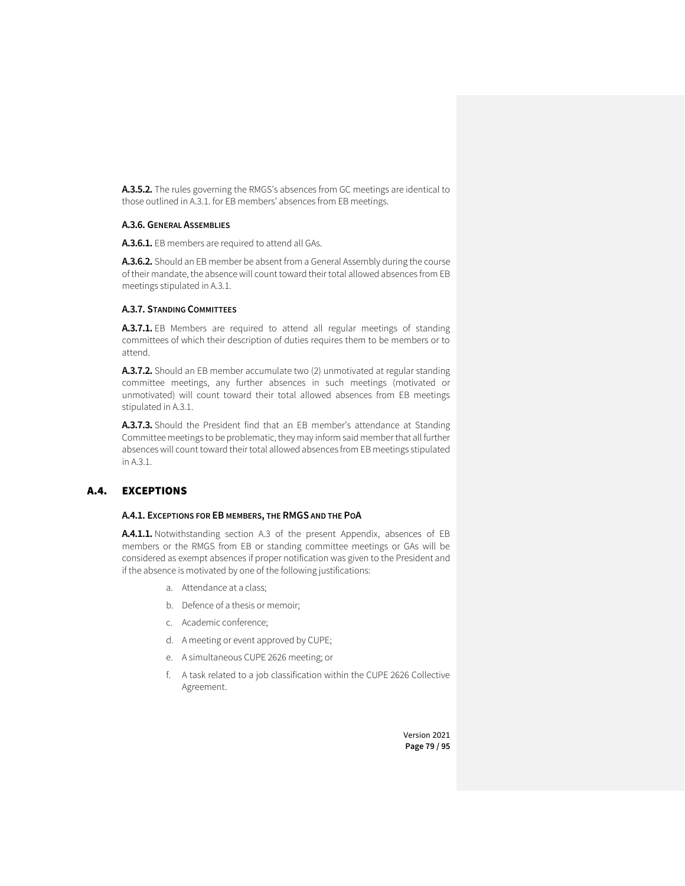**A.3.5.2.** The rules governing the RMGS's absences from GC meetings are identical to those outlined in A.3.1. for EB members' absences from EB meetings.

#### A.3.6. General Assemblies

**A.3.6.1.** EB members are required to attend all GAs.

**A.3.6.2.** Should an EB member be absent from a General Assembly during the course of their mandate, the absence will count toward their total allowed absences from EB meetings stipulated in A.3.1.

#### A.3.7. Standing Committees

**A.3.7.1.** EB Members are required to attend all regular meetings of standing committees of which their description of duties requires them to be members or to attend.

**A.3.7.2.** Should an EB member accumulate two (2) unmotivated at regular standing committee meetings, any further absences in such meetings (motivated or unmotivated) will count toward their total allowed absences from EB meetings stipulated in A.3.1.

**A.3.7.3.** Should the President find that an EB member's attendance at Standing Committee meetings to be problematic, they may inform said member that all further absences will count toward their total allowed absences from EB meetings stipulated in A.3.1.

## A.4. EXCEPTIONS

#### A.4.1. Exceptions for EB members, the RMGS and the PoA

**A.4.1.1.** Notwithstanding section A.3 of the present Appendix, absences of EB members or the RMGS from EB or standing committee meetings or GAs will be considered as exempt absences if proper notification was given to the President and if the absence is motivated by one of the following justifications:

a. Attendance at a class;
b. Defence of a thesis or memoir;
c. Academic conference;
d. A meeting or event approved by CUPE;
e. A simultaneous CUPE 2626 meeting; or
f. A task related to a job classification within the CUPE 2626 Collective Agreement.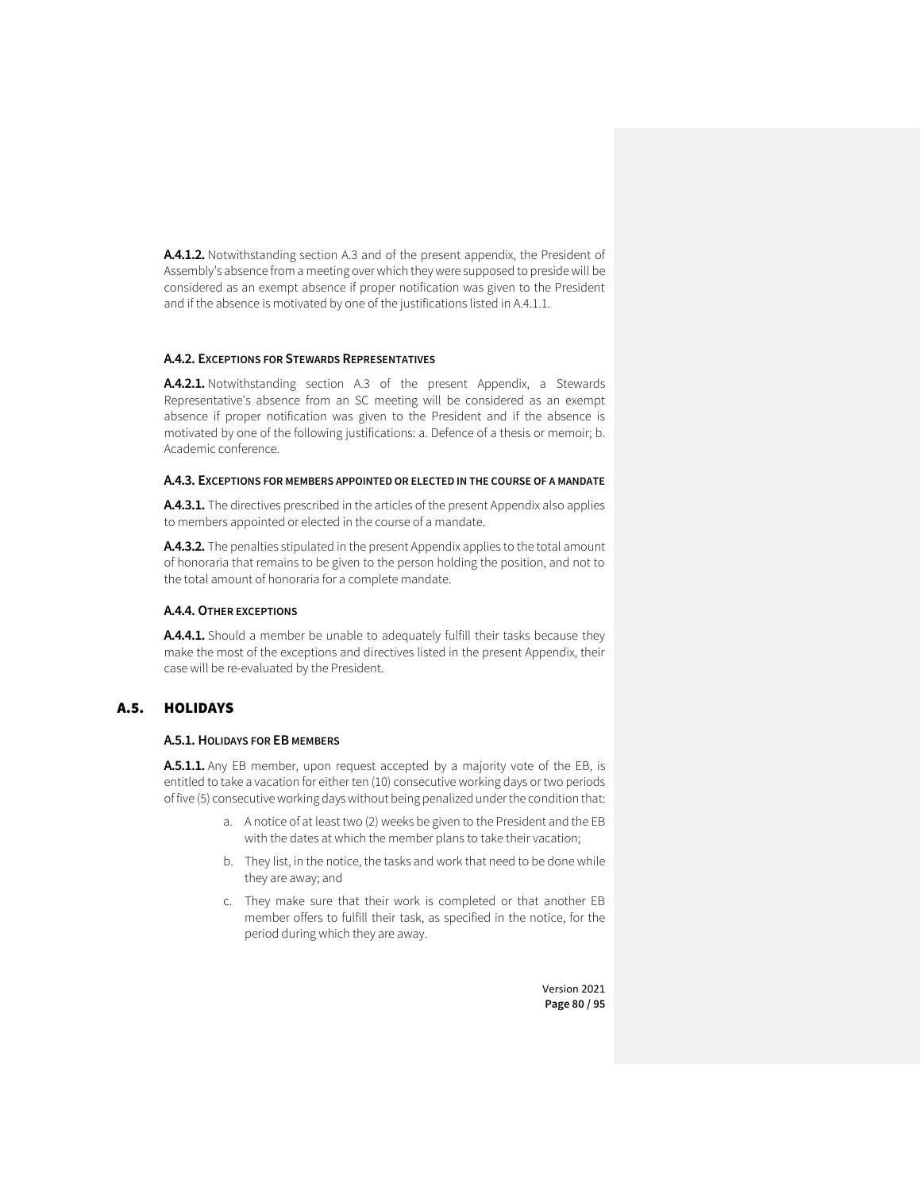**A.4.1.2.** Notwithstanding section A.3 and of the present appendix, the President of Assembly's absence from a meeting over which they were supposed to preside will be considered as an exempt absence if proper notification was given to the President and if the absence is motivated by one of the justifications listed in A.4.1.1.

#### A.4.2. Exceptions for Stewards Representatives

**A.4.2.1.** Notwithstanding section A.3 of the present Appendix, a Stewards Representative's absence from an SC meeting will be considered as an exempt absence if proper notification was given to the President and if the absence is motivated by one of the following justifications: a. Defence of a thesis or memoir; b. Academic conference.

#### A.4.3. Exceptions for members appointed or elected in the course of a mandate

**A.4.3.1.** The directives prescribed in the articles of the present Appendix also applies to members appointed or elected in the course of a mandate.

**A.4.3.2.** The penalties stipulated in the present Appendix applies to the total amount of honoraria that remains to be given to the person holding the position, and not to the total amount of honoraria for a complete mandate.

#### A.4.4. Other exceptions

**A.4.4.1.** Should a member be unable to adequately fulfill their tasks because they make the most of the exceptions and directives listed in the present Appendix, their case will be re-evaluated by the President.

## A.5. HOLIDAYS

#### A.5.1. Holidays for EB members

**A.5.1.1.** Any EB member, upon request accepted by a majority vote of the EB, is entitled to take a vacation for either ten (10) consecutive working days or two periods of five (5) consecutive working days without being penalized under the condition that:

a. A notice of at least two (2) weeks be given to the President and the EB with the dates at which the member plans to take their vacation;

b. They list, in the notice, the tasks and work that need to be done while they are away; and

c. They make sure that their work is completed or that another EB member offers to fulfill their task, as specified in the notice, for the period during which they are away.

Version 2021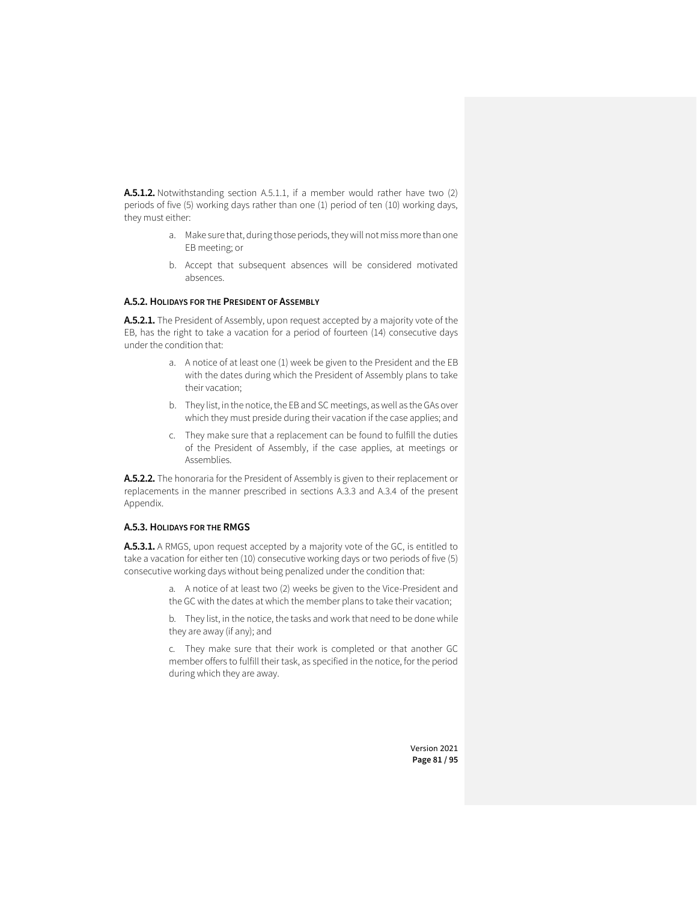**A.5.1.2.** Notwithstanding section A.5.1.1, if a member would rather have two (2) periods of five (5) working days rather than one (1) period of ten (10) working days, they must either:

a. Make sure that, during those periods, they will not miss more than one EB meeting; or

b. Accept that subsequent absences will be considered motivated absences.

#### A.5.2. Holidays for the President of Assembly

**A.5.2.1.** The President of Assembly, upon request accepted by a majority vote of the EB, has the right to take a vacation for a period of fourteen (14) consecutive days under the condition that:

a. A notice of at least one (1) week be given to the President and the EB with the dates during which the President of Assembly plans to take their vacation;

b. They list, in the notice, the EB and SC meetings, as well as the GAs over which they must preside during their vacation if the case applies; and

c. They make sure that a replacement can be found to fulfill the duties of the President of Assembly, if the case applies, at meetings or Assemblies.

**A.5.2.2.** The honoraria for the President of Assembly is given to their replacement or replacements in the manner prescribed in sections A.3.3 and A.3.4 of the present Appendix.

#### A.5.3. Holidays for the RMGS

**A.5.3.1.** A RMGS, upon request accepted by a majority vote of the GC, is entitled to take a vacation for either ten (10) consecutive working days or two periods of five (5) consecutive working days without being penalized under the condition that:

a. A notice of at least two (2) weeks be given to the Vice-President and the GC with the dates at which the member plans to take their vacation;

b. They list, in the notice, the tasks and work that need to be done while they are away (if any); and

c. They make sure that their work is completed or that another GC member offers to fulfill their task, as specified in the notice, for the period during which they are away.

Version 2021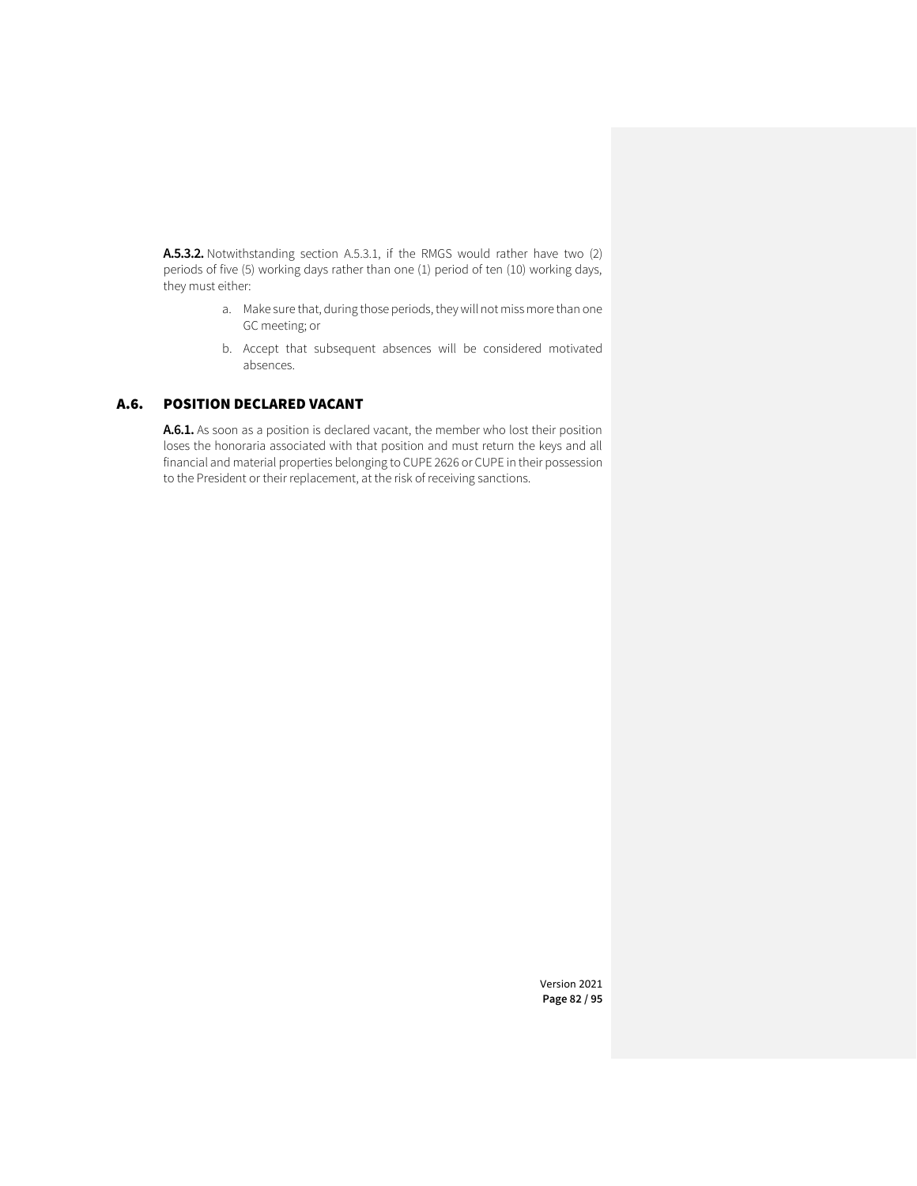**A.5.3.2.** Notwithstanding section A.5.3.1, if the RMGS would rather have two (2) periods of five (5) working days rather than one (1) period of ten (10) working days, they must either:

a. Make sure that, during those periods, they will not miss more than one GC meeting; or

b. Accept that subsequent absences will be considered motivated absences.

## A.6. POSITION DECLARED VACANT

**A.6.1.** As soon as a position is declared vacant, the member who lost their position loses the honoraria associated with that position and must return the keys and all financial and material properties belonging to CUPE 2626 or CUPE in their possession to the President or their replacement, at the risk of receiving sanctions.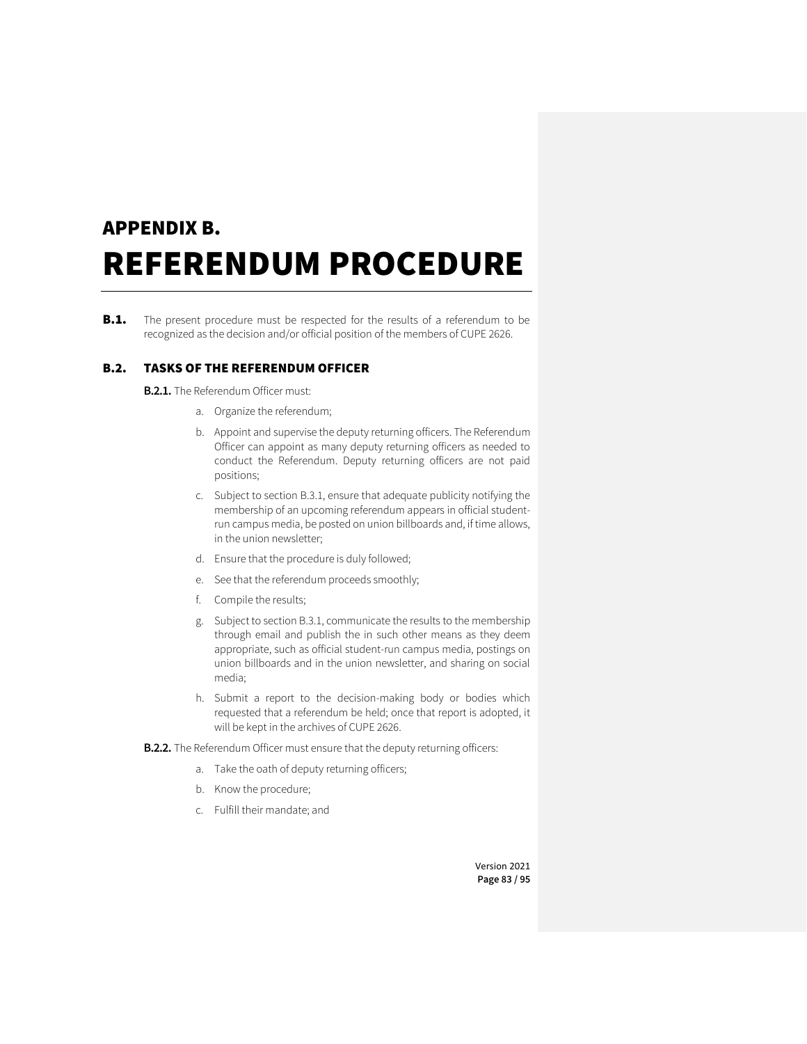# APPENDIX B. REFERENDUM PROCEDURE

**B.1.** The present procedure must be respected for the results of a referendum to be recognized as the decision and/or official position of the members of CUPE 2626.

## B.2. TASKS OF THE REFERENDUM OFFICER

**B.2.1.** The Referendum Officer must:

a. Organize the referendum;

b. Appoint and supervise the deputy returning officers. The Referendum Officer can appoint as many deputy returning officers as needed to conduct the Referendum. Deputy returning officers are not paid positions;

c. Subject to section B.3.1, ensure that adequate publicity notifying the membership of an upcoming referendum appears in official student-run campus media, be posted on union billboards and, if time allows, in the union newsletter;

d. Ensure that the procedure is duly followed;

e. See that the referendum proceeds smoothly;

f. Compile the results;

g. Subject to section B.3.1, communicate the results to the membership through email and publish the in such other means as they deem appropriate, such as official student-run campus media, postings on union billboards and in the union newsletter, and sharing on social media;

h. Submit a report to the decision-making body or bodies which requested that a referendum be held; once that report is adopted, it will be kept in the archives of CUPE 2626.

**B.2.2.** The Referendum Officer must ensure that the deputy returning officers:

a. Take the oath of deputy returning officers;

b. Know the procedure;

c. Fulfill their mandate; and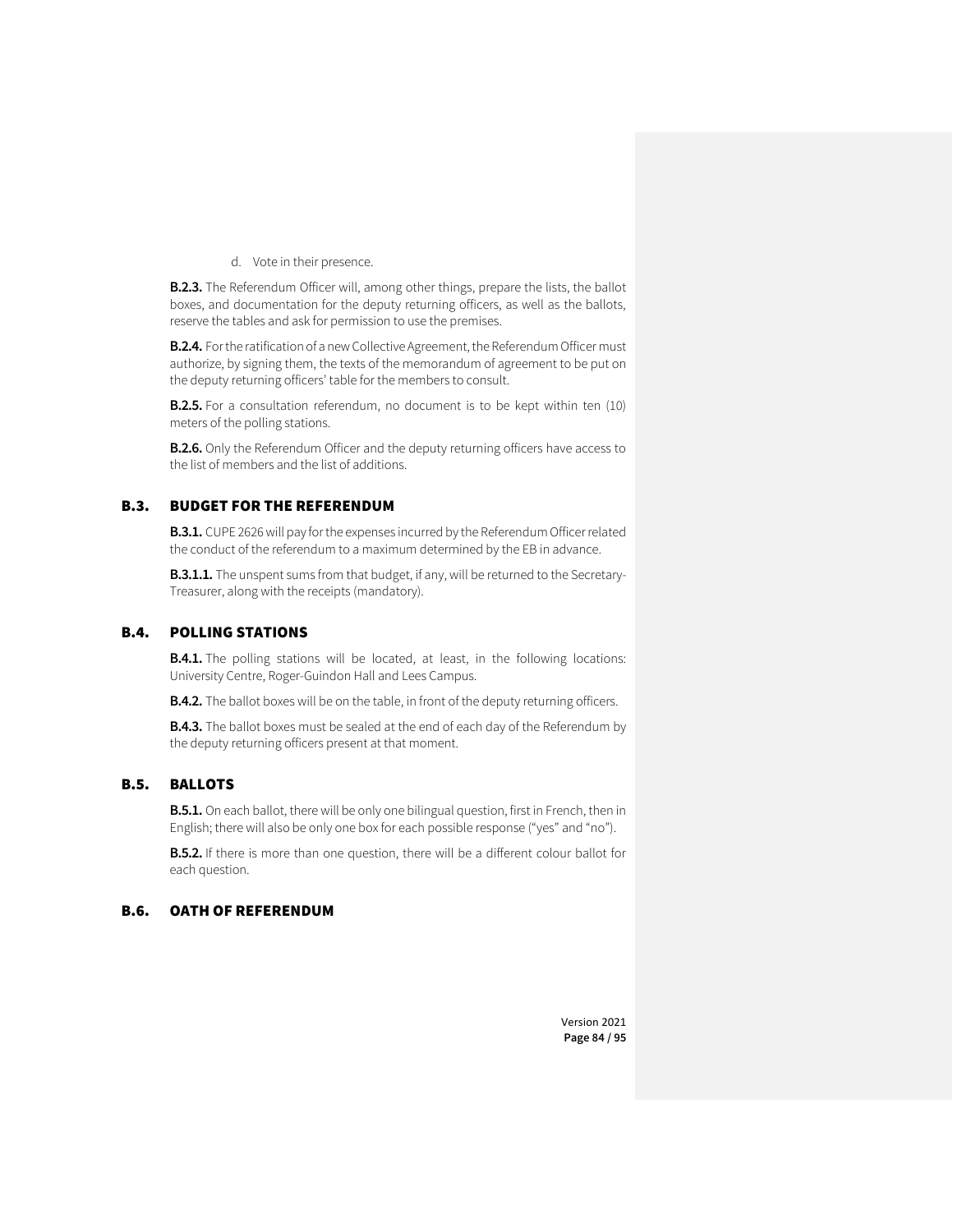d. Vote in their presence.

**B.2.3.** The Referendum Officer will, among other things, prepare the lists, the ballot boxes, and documentation for the deputy returning officers, as well as the ballots, reserve the tables and ask for permission to use the premises.

**B.2.4.** For the ratification of a new Collective Agreement, the Referendum Officer must authorize, by signing them, the texts of the memorandum of agreement to be put on the deputy returning officers' table for the members to consult.

**B.2.5.** For a consultation referendum, no document is to be kept within ten (10) meters of the polling stations.

**B.2.6.** Only the Referendum Officer and the deputy returning officers have access to the list of members and the list of additions.

## B.3. BUDGET FOR THE REFERENDUM

**B.3.1.** CUPE 2626 will pay for the expenses incurred by the Referendum Officer related the conduct of the referendum to a maximum determined by the EB in advance.

**B.3.1.1.** The unspent sums from that budget, if any, will be returned to the Secretary-Treasurer, along with the receipts (mandatory).

## B.4. POLLING STATIONS

**B.4.1.** The polling stations will be located, at least, in the following locations: University Centre, Roger-Guindon Hall and Lees Campus.

**B.4.2.** The ballot boxes will be on the table, in front of the deputy returning officers.

**B.4.3.** The ballot boxes must be sealed at the end of each day of the Referendum by the deputy returning officers present at that moment.

## B.5. BALLOTS

**B.5.1.** On each ballot, there will be only one bilingual question, first in French, then in English; there will also be only one box for each possible response ("yes" and "no").

**B.5.2.** If there is more than one question, there will be a different colour ballot for each question.

## B.6. OATH OF REFERENDUM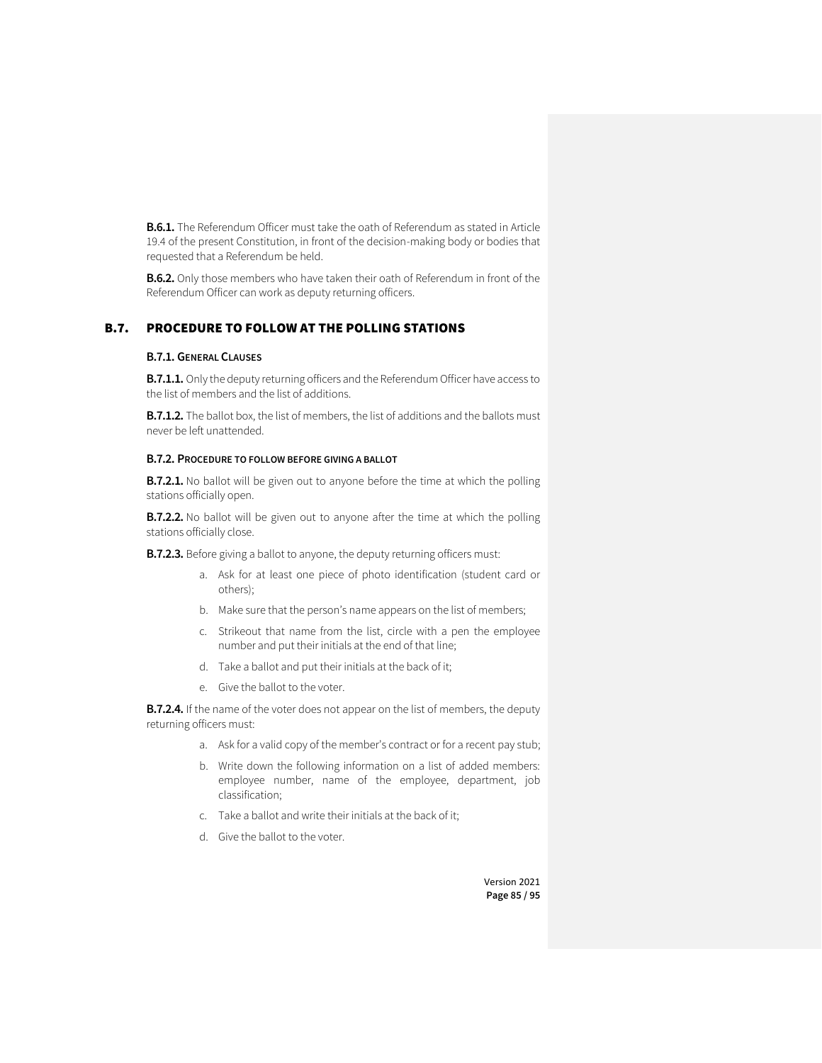**B.6.1.** The Referendum Officer must take the oath of Referendum as stated in Article 19.4 of the present Constitution, in front of the decision-making body or bodies that requested that a Referendum be held.

**B.6.2.** Only those members who have taken their oath of Referendum in front of the Referendum Officer can work as deputy returning officers.

## B.7. PROCEDURE TO FOLLOW AT THE POLLING STATIONS

### B.7.1. General Clauses

**B.7.1.1.** Only the deputy returning officers and the Referendum Officer have access to the list of members and the list of additions.

**B.7.1.2.** The ballot box, the list of members, the list of additions and the ballots must never be left unattended.

### B.7.2. Procedure to follow before giving a ballot

**B.7.2.1.** No ballot will be given out to anyone before the time at which the polling stations officially open.

**B.7.2.2.** No ballot will be given out to anyone after the time at which the polling stations officially close.

**B.7.2.3.** Before giving a ballot to anyone, the deputy returning officers must:

a. Ask for at least one piece of photo identification (student card or others);
b. Make sure that the person's name appears on the list of members;
c. Strikeout that name from the list, circle with a pen the employee number and put their initials at the end of that line;
d. Take a ballot and put their initials at the back of it;
e. Give the ballot to the voter.

**B.7.2.4.** If the name of the voter does not appear on the list of members, the deputy returning officers must:

a. Ask for a valid copy of the member's contract or for a recent pay stub;
b. Write down the following information on a list of added members: employee number, name of the employee, department, job classification;
c. Take a ballot and write their initials at the back of it;
d. Give the ballot to the voter.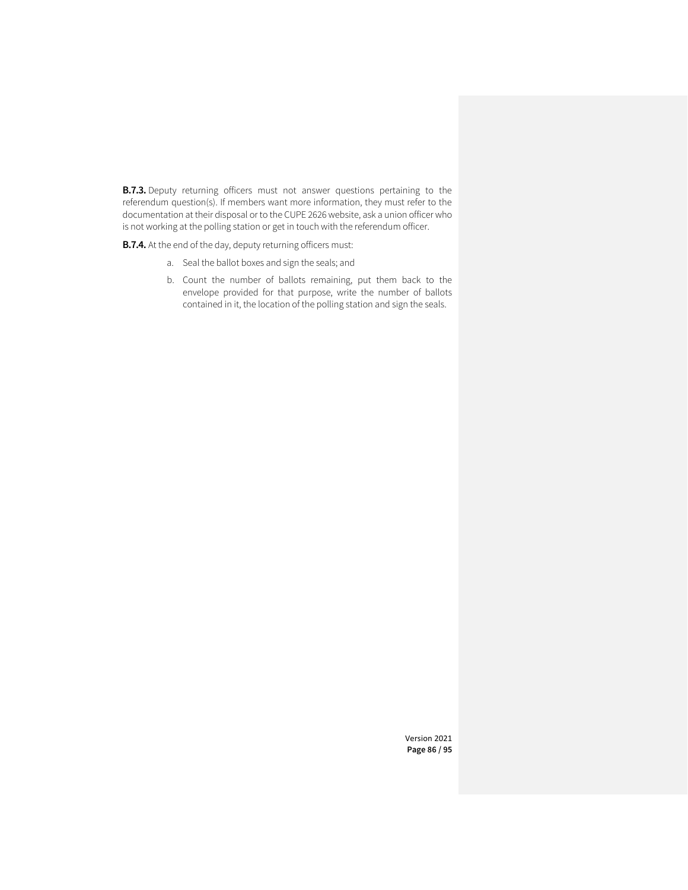**B.7.3.** Deputy returning officers must not answer questions pertaining to the referendum question(s). If members want more information, they must refer to the documentation at their disposal or to the CUPE 2626 website, ask a union officer who is not working at the polling station or get in touch with the referendum officer.

**B.7.4.** At the end of the day, deputy returning officers must:

a. Seal the ballot boxes and sign the seals; and

b. Count the number of ballots remaining, put them back to the envelope provided for that purpose, write the number of ballots contained in it, the location of the polling station and sign the seals.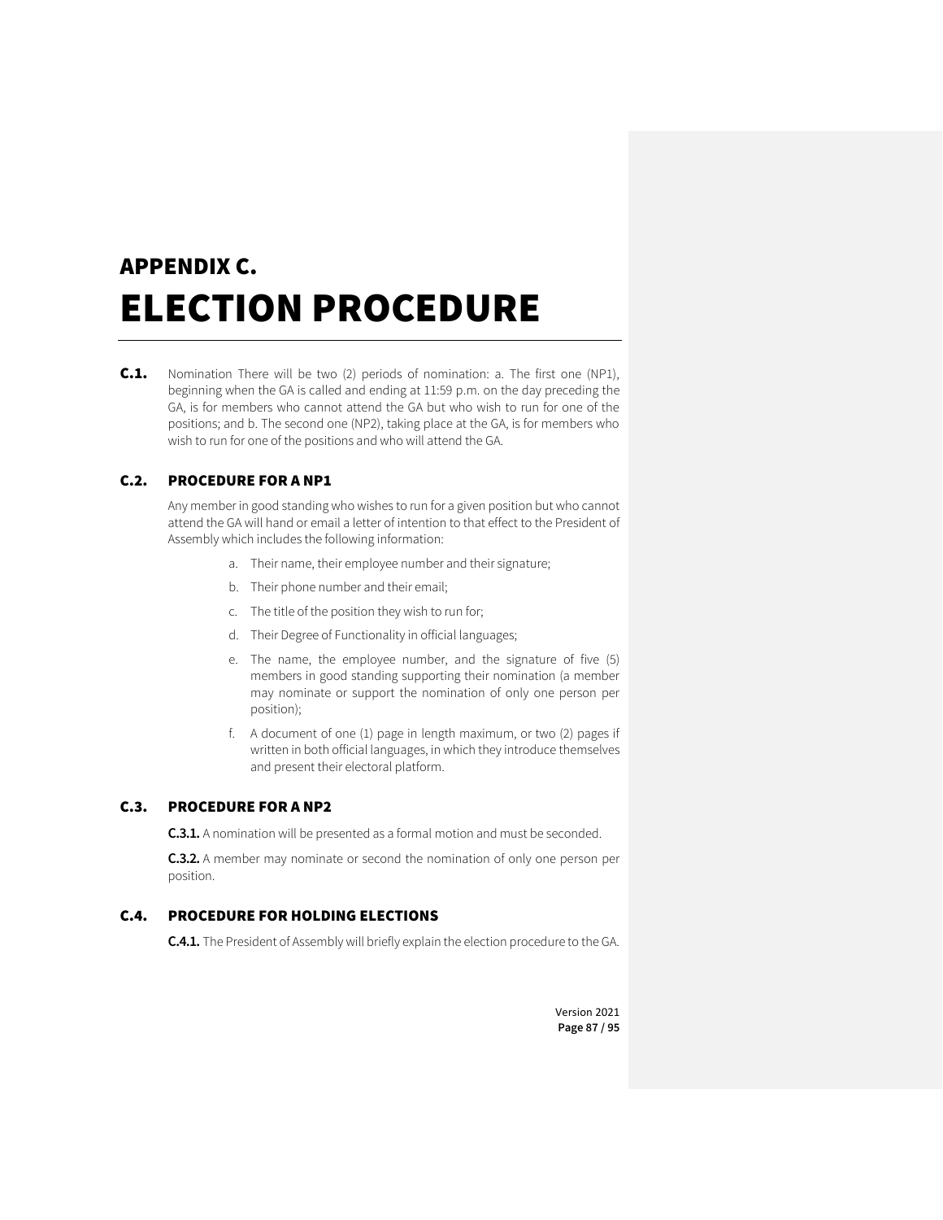# APPENDIX C.
# ELECTION PROCEDURE

**C.1.** Nomination There will be two (2) periods of nomination: a. The first one (NP1), beginning when the GA is called and ending at 11:59 p.m. on the day preceding the GA, is for members who cannot attend the GA but who wish to run for one of the positions; and b. The second one (NP2), taking place at the GA, is for members who wish to run for one of the positions and who will attend the GA.

## C.2. PROCEDURE FOR A NP1

Any member in good standing who wishes to run for a given position but who cannot attend the GA will hand or email a letter of intention to that effect to the President of Assembly which includes the following information:

a. Their name, their employee number and their signature;

b. Their phone number and their email;

c. The title of the position they wish to run for;

d. Their Degree of Functionality in official languages;

e. The name, the employee number, and the signature of five (5) members in good standing supporting their nomination (a member may nominate or support the nomination of only one person per position);

f. A document of one (1) page in length maximum, or two (2) pages if written in both official languages, in which they introduce themselves and present their electoral platform.

## C.3. PROCEDURE FOR A NP2

**C.3.1.** A nomination will be presented as a formal motion and must be seconded.

**C.3.2.** A member may nominate or second the nomination of only one person per position.

## C.4. PROCEDURE FOR HOLDING ELECTIONS

**C.4.1.** The President of Assembly will briefly explain the election procedure to the GA.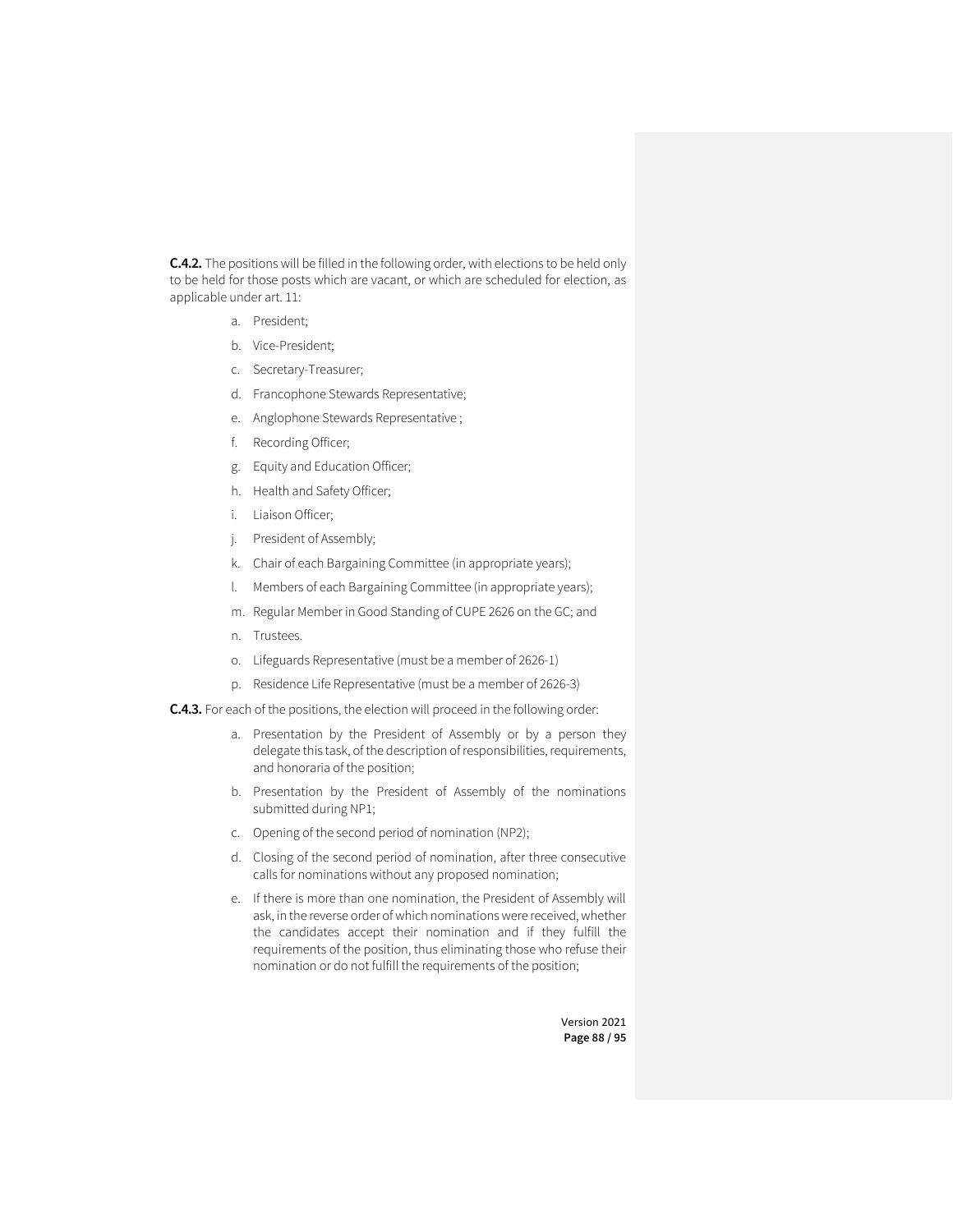**C.4.2.** The positions will be filled in the following order, with elections to be held only to be held for those posts which are vacant, or which are scheduled for election, as applicable under art. 11:

a. President;
b. Vice-President;
c. Secretary-Treasurer;
d. Francophone Stewards Representative;
e. Anglophone Stewards Representative ;
f. Recording Officer;
g. Equity and Education Officer;
h. Health and Safety Officer;
i. Liaison Officer;
j. President of Assembly;
k. Chair of each Bargaining Committee (in appropriate years);
l. Members of each Bargaining Committee (in appropriate years);
m. Regular Member in Good Standing of CUPE 2626 on the GC; and
n. Trustees.
o. Lifeguards Representative (must be a member of 2626-1)
p. Residence Life Representative (must be a member of 2626-3)

**C.4.3.** For each of the positions, the election will proceed in the following order:

a. Presentation by the President of Assembly or by a person they delegate this task, of the description of responsibilities, requirements, and honoraria of the position;
b. Presentation by the President of Assembly of the nominations submitted during NP1;
c. Opening of the second period of nomination (NP2);
d. Closing of the second period of nomination, after three consecutive calls for nominations without any proposed nomination;
e. If there is more than one nomination, the President of Assembly will ask, in the reverse order of which nominations were received, whether the candidates accept their nomination and if they fulfill the requirements of the position, thus eliminating those who refuse their nomination or do not fulfill the requirements of the position;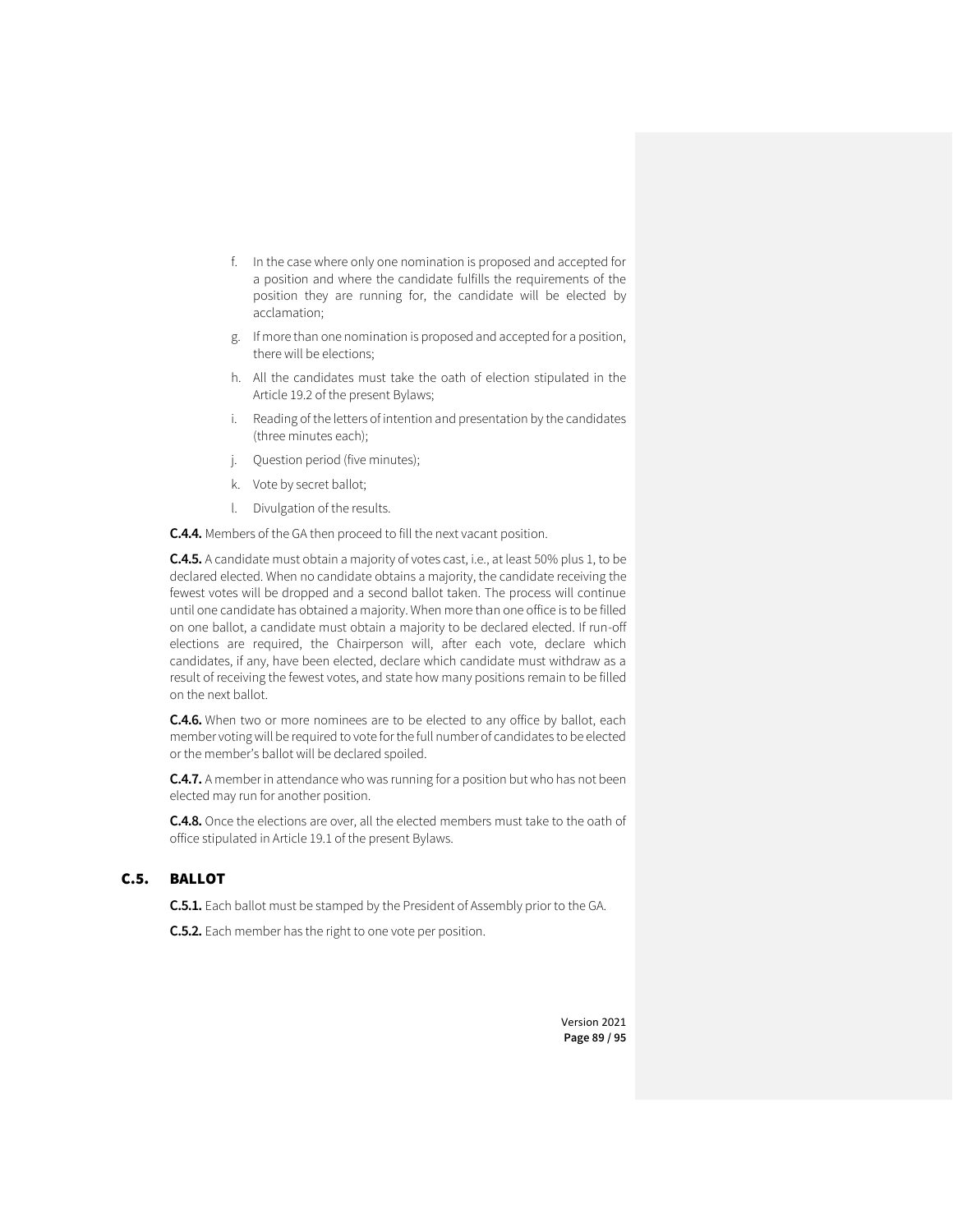f. In the case where only one nomination is proposed and accepted for a position and where the candidate fulfills the requirements of the position they are running for, the candidate will be elected by acclamation;

g. If more than one nomination is proposed and accepted for a position, there will be elections;

h. All the candidates must take the oath of election stipulated in the Article 19.2 of the present Bylaws;

i. Reading of the letters of intention and presentation by the candidates (three minutes each);

j. Question period (five minutes);

k. Vote by secret ballot;

l. Divulgation of the results.

**C.4.4.** Members of the GA then proceed to fill the next vacant position.

**C.4.5.** A candidate must obtain a majority of votes cast, i.e., at least 50% plus 1, to be declared elected. When no candidate obtains a majority, the candidate receiving the fewest votes will be dropped and a second ballot taken. The process will continue until one candidate has obtained a majority. When more than one office is to be filled on one ballot, a candidate must obtain a majority to be declared elected. If run-off elections are required, the Chairperson will, after each vote, declare which candidates, if any, have been elected, declare which candidate must withdraw as a result of receiving the fewest votes, and state how many positions remain to be filled on the next ballot.

**C.4.6.** When two or more nominees are to be elected to any office by ballot, each member voting will be required to vote for the full number of candidates to be elected or the member's ballot will be declared spoiled.

**C.4.7.** A member in attendance who was running for a position but who has not been elected may run for another position.

**C.4.8.** Once the elections are over, all the elected members must take to the oath of office stipulated in Article 19.1 of the present Bylaws.

## C.5. BALLOT

**C.5.1.** Each ballot must be stamped by the President of Assembly prior to the GA.

**C.5.2.** Each member has the right to one vote per position.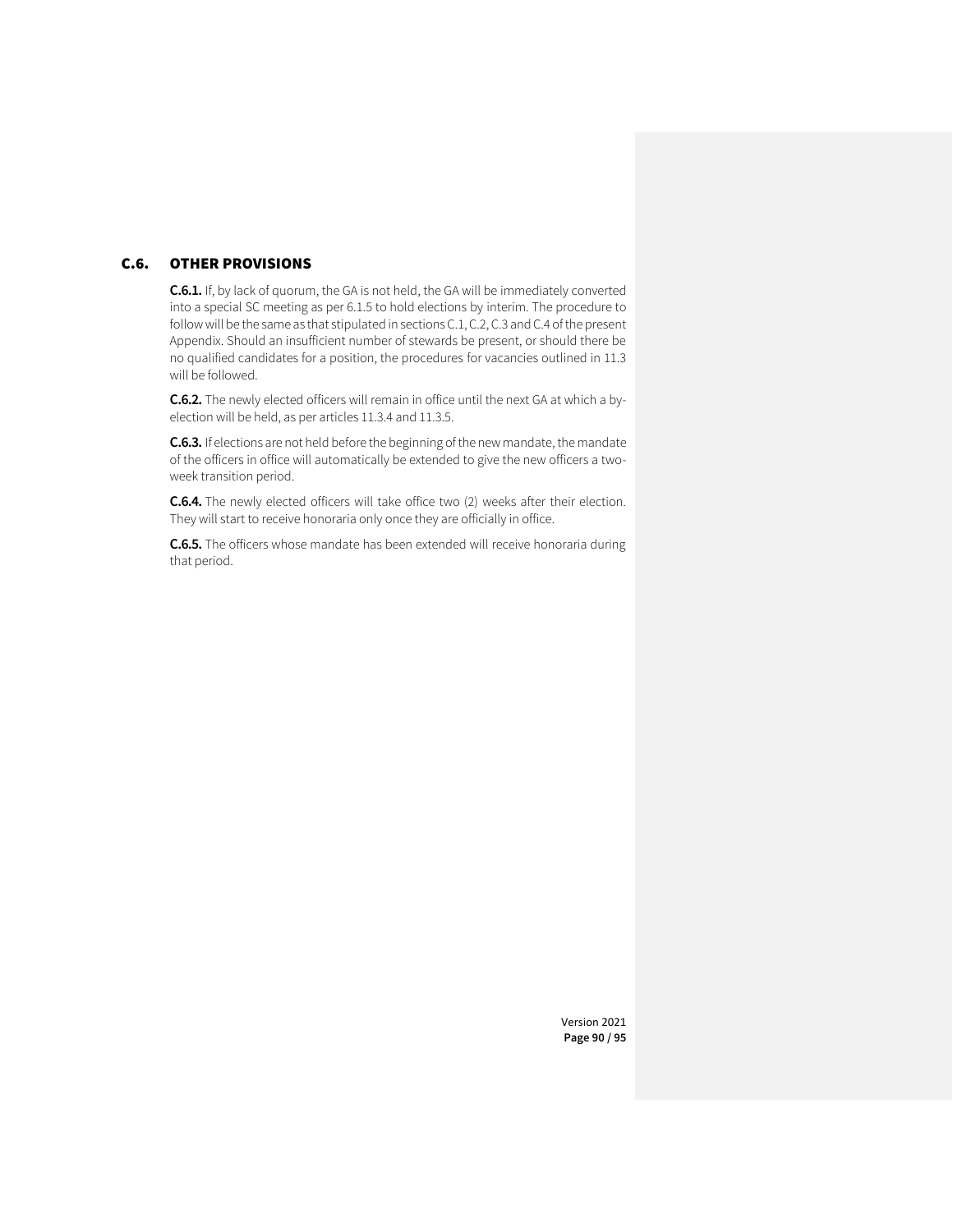## C.6. OTHER PROVISIONS

**C.6.1.** If, by lack of quorum, the GA is not held, the GA will be immediately converted into a special SC meeting as per 6.1.5 to hold elections by interim. The procedure to follow will be the same as that stipulated in sections C.1, C.2, C.3 and C.4 of the present Appendix. Should an insufficient number of stewards be present, or should there be no qualified candidates for a position, the procedures for vacancies outlined in 11.3 will be followed.

**C.6.2.** The newly elected officers will remain in office until the next GA at which a by-election will be held, as per articles 11.3.4 and 11.3.5.

**C.6.3.** If elections are not held before the beginning of the new mandate, the mandate of the officers in office will automatically be extended to give the new officers a two-week transition period.

**C.6.4.** The newly elected officers will take office two (2) weeks after their election. They will start to receive honoraria only once they are officially in office.

**C.6.5.** The officers whose mandate has been extended will receive honoraria during that period.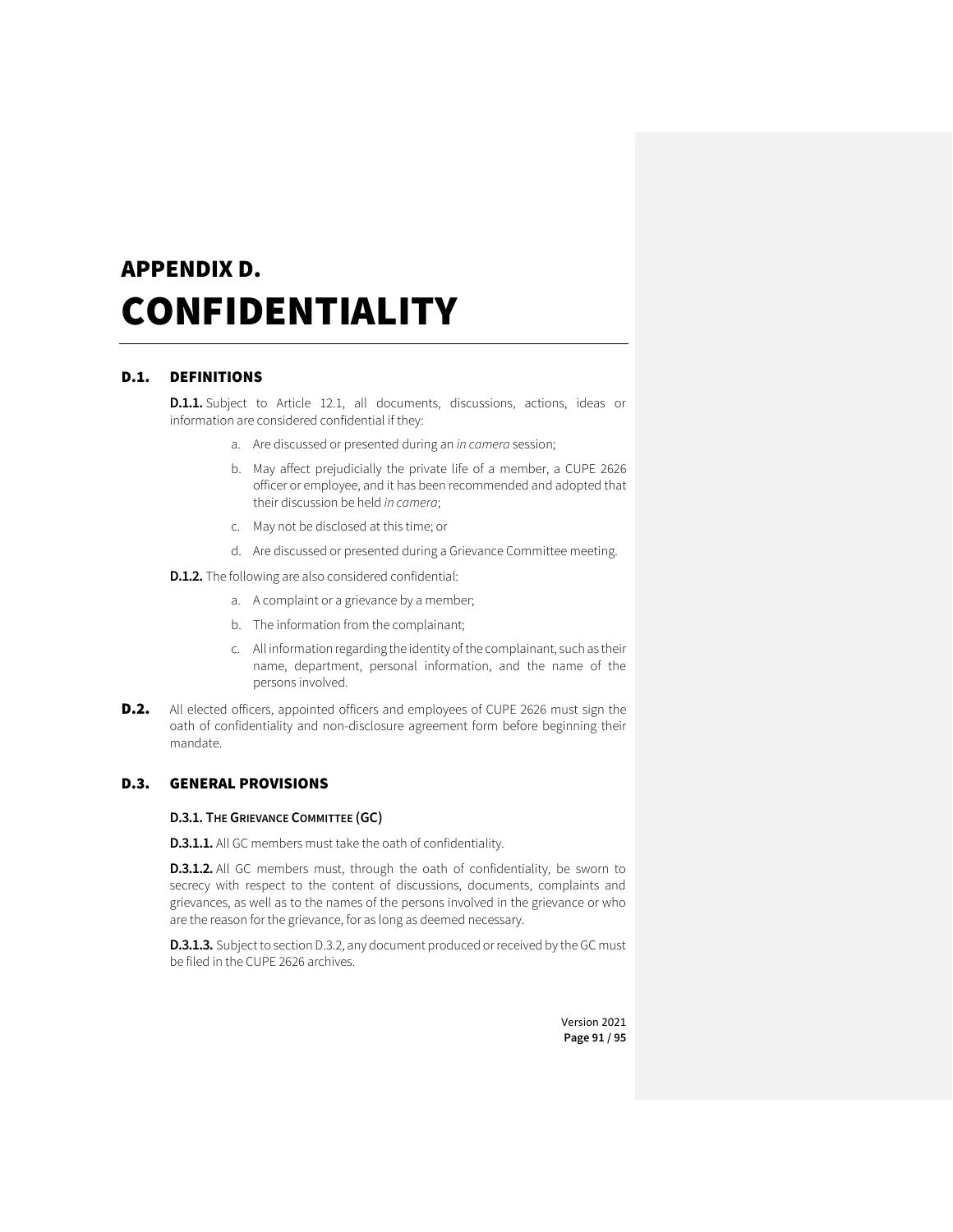# APPENDIX D. CONFIDENTIALITY

## D.1. DEFINITIONS

**D.1.1.** Subject to Article 12.1, all documents, discussions, actions, ideas or information are considered confidential if they:

a. Are discussed or presented during an *in camera* session;

b. May affect prejudicially the private life of a member, a CUPE 2626 officer or employee, and it has been recommended and adopted that their discussion be held *in camera*;

c. May not be disclosed at this time; or

d. Are discussed or presented during a Grievance Committee meeting.

**D.1.2.** The following are also considered confidential:

a. A complaint or a grievance by a member;

b. The information from the complainant;

c. All information regarding the identity of the complainant, such as their name, department, personal information, and the name of the persons involved.

**D.2.** All elected officers, appointed officers and employees of CUPE 2626 must sign the oath of confidentiality and non-disclosure agreement form before beginning their mandate.

## D.3. GENERAL PROVISIONS

### D.3.1. THE GRIEVANCE COMMITTEE (GC)

**D.3.1.1.** All GC members must take the oath of confidentiality.

**D.3.1.2.** All GC members must, through the oath of confidentiality, be sworn to secrecy with respect to the content of discussions, documents, complaints and grievances, as well as to the names of the persons involved in the grievance or who are the reason for the grievance, for as long as deemed necessary.

**D.3.1.3.** Subject to section D.3.2, any document produced or received by the GC must be filed in the CUPE 2626 archives.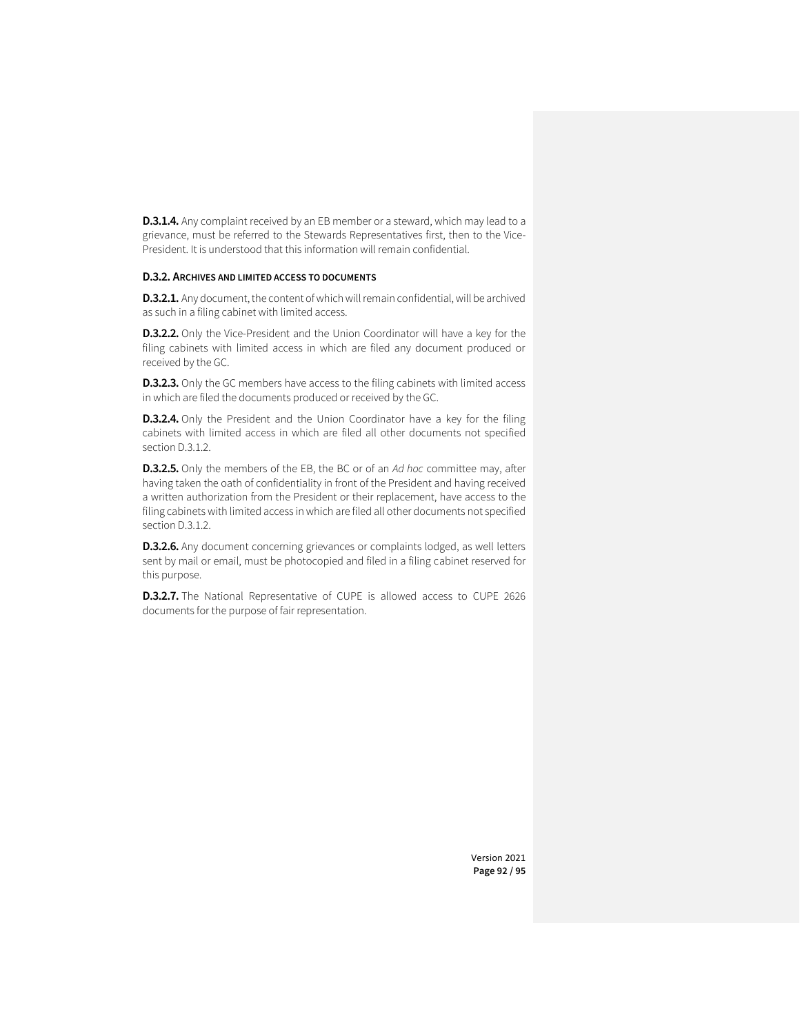**D.3.1.4.** Any complaint received by an EB member or a steward, which may lead to a grievance, must be referred to the Stewards Representatives first, then to the Vice-President. It is understood that this information will remain confidential.

### D.3.2. ARCHIVES AND LIMITED ACCESS TO DOCUMENTS

**D.3.2.1.** Any document, the content of which will remain confidential, will be archived as such in a filing cabinet with limited access.

**D.3.2.2.** Only the Vice-President and the Union Coordinator will have a key for the filing cabinets with limited access in which are filed any document produced or received by the GC.

**D.3.2.3.** Only the GC members have access to the filing cabinets with limited access in which are filed the documents produced or received by the GC.

**D.3.2.4.** Only the President and the Union Coordinator have a key for the filing cabinets with limited access in which are filed all other documents not specified section D.3.1.2.

**D.3.2.5.** Only the members of the EB, the BC or of an *Ad hoc* committee may, after having taken the oath of confidentiality in front of the President and having received a written authorization from the President or their replacement, have access to the filing cabinets with limited access in which are filed all other documents not specified section D.3.1.2.

**D.3.2.6.** Any document concerning grievances or complaints lodged, as well letters sent by mail or email, must be photocopied and filed in a filing cabinet reserved for this purpose.

**D.3.2.7.** The National Representative of CUPE is allowed access to CUPE 2626 documents for the purpose of fair representation.

Version 2021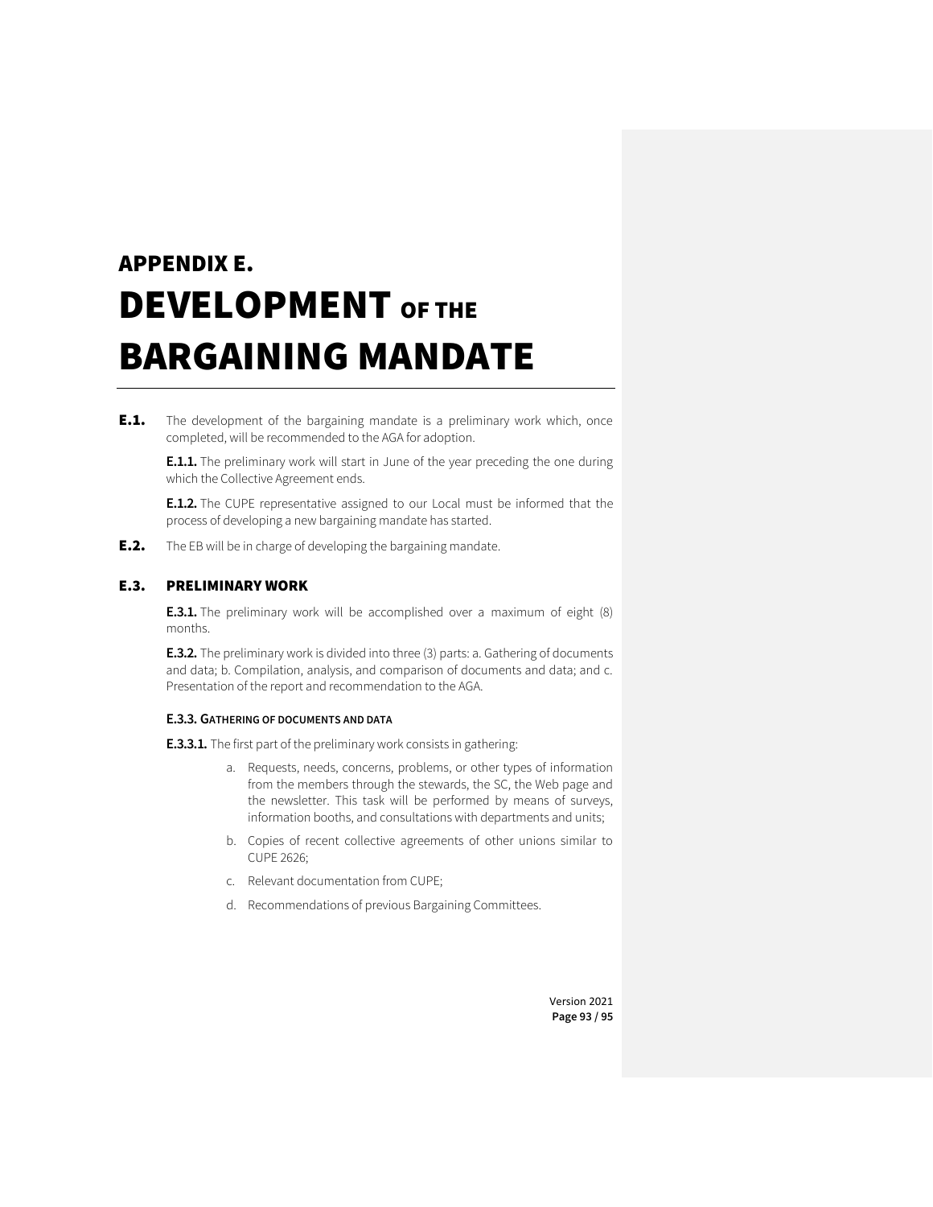# APPENDIX E. DEVELOPMENT OF THE BARGAINING MANDATE

**E.1.** The development of the bargaining mandate is a preliminary work which, once completed, will be recommended to the AGA for adoption.

**E.1.1.** The preliminary work will start in June of the year preceding the one during which the Collective Agreement ends.

**E.1.2.** The CUPE representative assigned to our Local must be informed that the process of developing a new bargaining mandate has started.

**E.2.** The EB will be in charge of developing the bargaining mandate.

## E.3. PRELIMINARY WORK

**E.3.1.** The preliminary work will be accomplished over a maximum of eight (8) months.

**E.3.2.** The preliminary work is divided into three (3) parts: a. Gathering of documents and data; b. Compilation, analysis, and comparison of documents and data; and c. Presentation of the report and recommendation to the AGA.

#### E.3.3. GATHERING OF DOCUMENTS AND DATA

**E.3.3.1.** The first part of the preliminary work consists in gathering:

a. Requests, needs, concerns, problems, or other types of information from the members through the stewards, the SC, the Web page and the newsletter. This task will be performed by means of surveys, information booths, and consultations with departments and units;

b. Copies of recent collective agreements of other unions similar to CUPE 2626;

c. Relevant documentation from CUPE;

d. Recommendations of previous Bargaining Committees.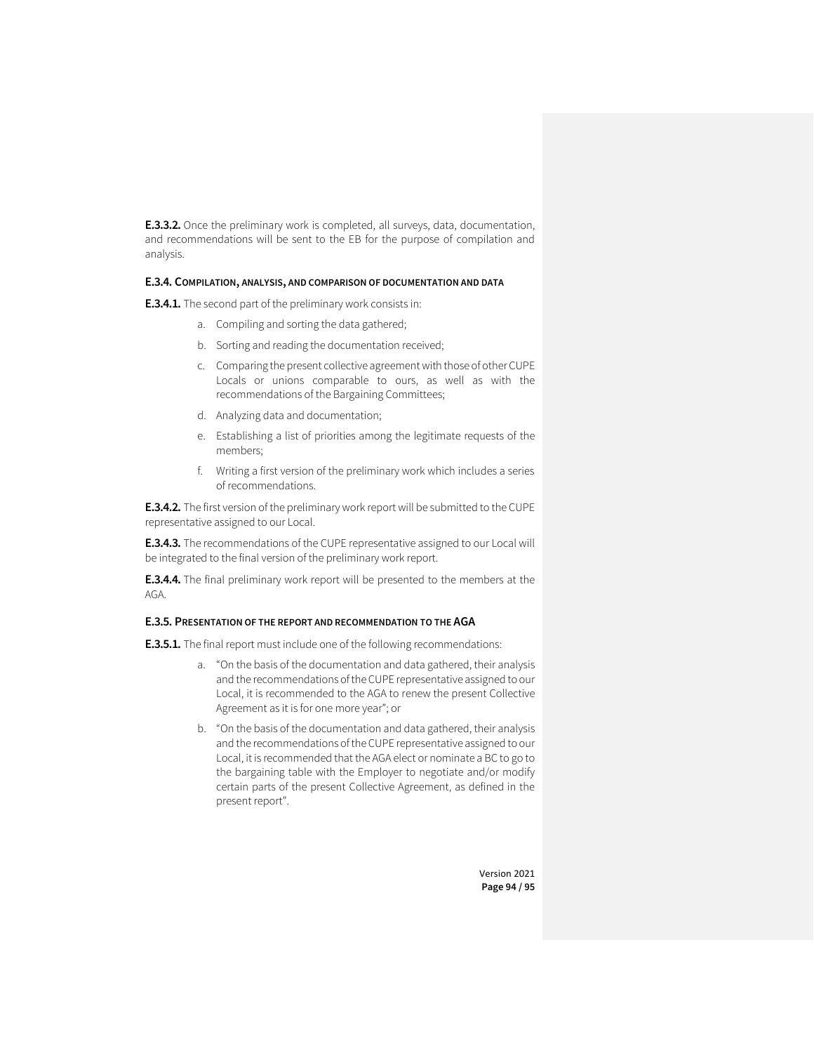**E.3.3.2.** Once the preliminary work is completed, all surveys, data, documentation, and recommendations will be sent to the EB for the purpose of compilation and analysis.

#### E.3.4. Compilation, analysis, and comparison of documentation and data

**E.3.4.1.** The second part of the preliminary work consists in:

a. Compiling and sorting the data gathered;

b. Sorting and reading the documentation received;

c. Comparing the present collective agreement with those of other CUPE Locals or unions comparable to ours, as well as with the recommendations of the Bargaining Committees;

d. Analyzing data and documentation;

e. Establishing a list of priorities among the legitimate requests of the members;

f. Writing a first version of the preliminary work which includes a series of recommendations.

**E.3.4.2.** The first version of the preliminary work report will be submitted to the CUPE representative assigned to our Local.

**E.3.4.3.** The recommendations of the CUPE representative assigned to our Local will be integrated to the final version of the preliminary work report.

**E.3.4.4.** The final preliminary work report will be presented to the members at the AGA.

#### E.3.5. Presentation of the report and recommendation to the AGA

**E.3.5.1.** The final report must include one of the following recommendations:

a. "On the basis of the documentation and data gathered, their analysis and the recommendations of the CUPE representative assigned to our Local, it is recommended to the AGA to renew the present Collective Agreement as it is for one more year"; or

b. "On the basis of the documentation and data gathered, their analysis and the recommendations of the CUPE representative assigned to our Local, it is recommended that the AGA elect or nominate a BC to go to the bargaining table with the Employer to negotiate and/or modify certain parts of the present Collective Agreement, as defined in the present report".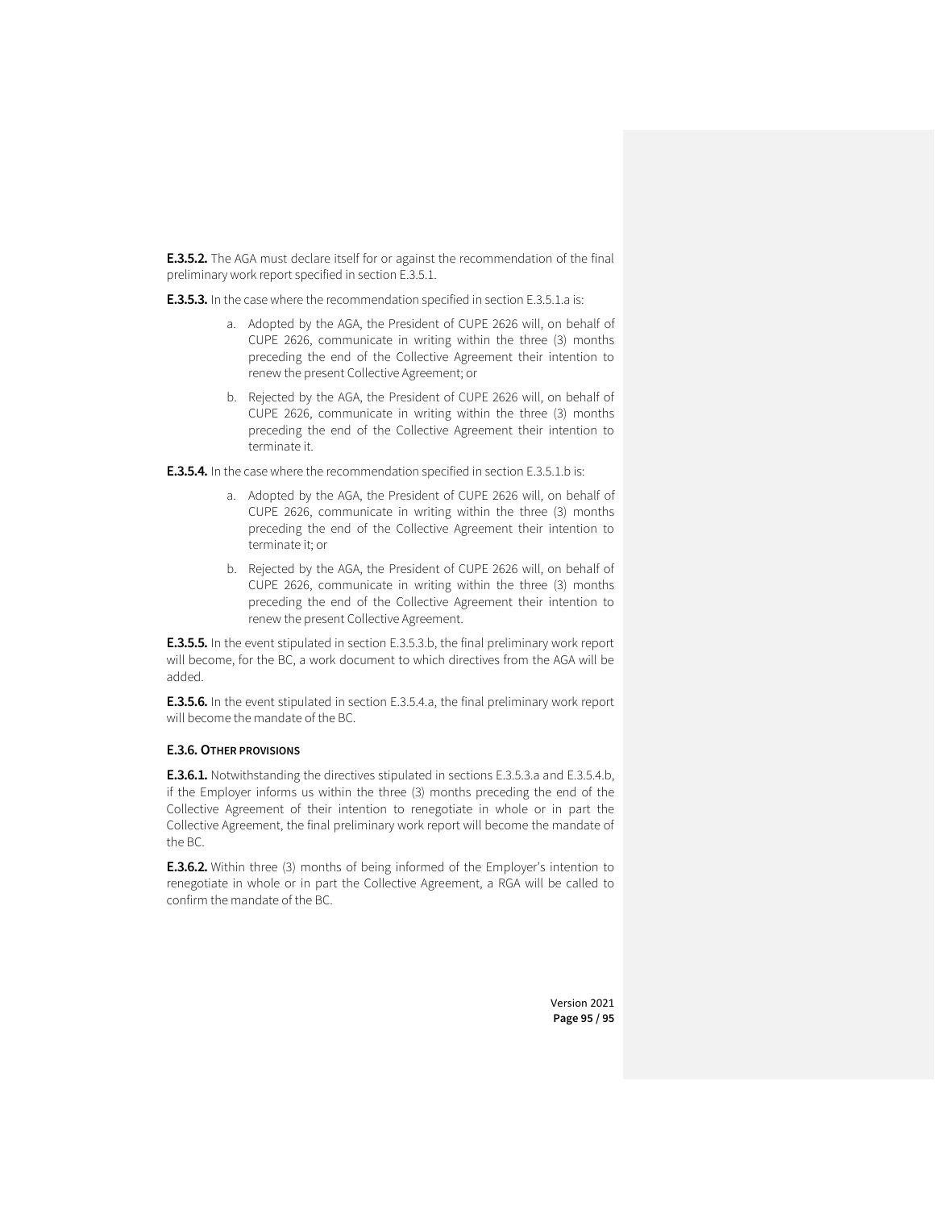**E.3.5.2.** The AGA must declare itself for or against the recommendation of the final preliminary work report specified in section E.3.5.1.

**E.3.5.3.** In the case where the recommendation specified in section E.3.5.1.a is:

a. Adopted by the AGA, the President of CUPE 2626 will, on behalf of CUPE 2626, communicate in writing within the three (3) months preceding the end of the Collective Agreement their intention to renew the present Collective Agreement; or

b. Rejected by the AGA, the President of CUPE 2626 will, on behalf of CUPE 2626, communicate in writing within the three (3) months preceding the end of the Collective Agreement their intention to terminate it.

**E.3.5.4.** In the case where the recommendation specified in section E.3.5.1.b is:

a. Adopted by the AGA, the President of CUPE 2626 will, on behalf of CUPE 2626, communicate in writing within the three (3) months preceding the end of the Collective Agreement their intention to terminate it; or

b. Rejected by the AGA, the President of CUPE 2626 will, on behalf of CUPE 2626, communicate in writing within the three (3) months preceding the end of the Collective Agreement their intention to renew the present Collective Agreement.

**E.3.5.5.** In the event stipulated in section E.3.5.3.b, the final preliminary work report will become, for the BC, a work document to which directives from the AGA will be added.

**E.3.5.6.** In the event stipulated in section E.3.5.4.a, the final preliminary work report will become the mandate of the BC.

#### E.3.6. OTHER PROVISIONS

**E.3.6.1.** Notwithstanding the directives stipulated in sections E.3.5.3.a and E.3.5.4.b, if the Employer informs us within the three (3) months preceding the end of the Collective Agreement of their intention to renegotiate in whole or in part the Collective Agreement, the final preliminary work report will become the mandate of the BC.

**E.3.6.2.** Within three (3) months of being informed of the Employer's intention to renegotiate in whole or in part the Collective Agreement, a RGA will be called to confirm the mandate of the BC.